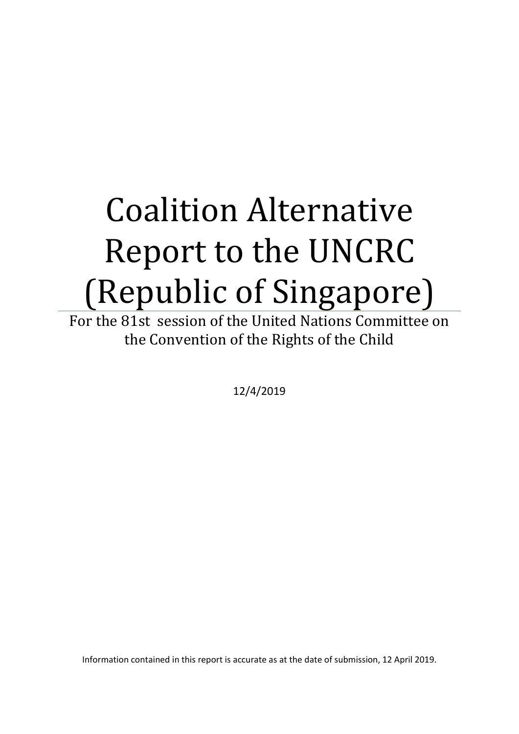# Coalition Alternative Report to the UNCRC (Republic of Singapore)

For the 81st session of the United Nations Committee on the Convention of the Rights of the Child

12/4/2019

Information contained in this report is accurate as at the date of submission, 12 April 2019.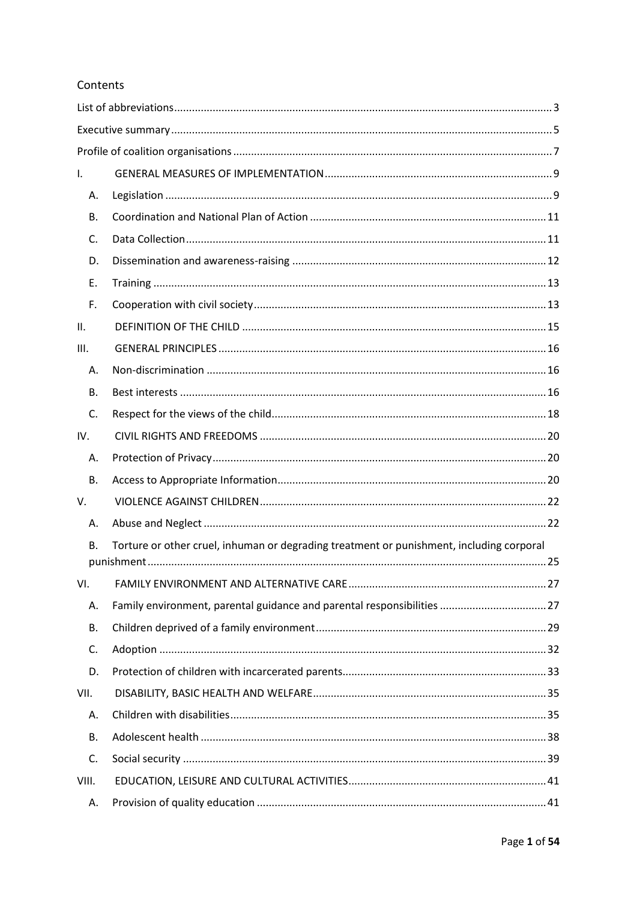## Contents

- List of abbreviations ..... 3
- Executive summary ..... 5
- Profile of coalition organisations ..... 7
- I. GENERAL MEASURES OF IMPLEMENTATION ..... 9
  - A. Legislation ..... 9
  - B. Coordination and National Plan of Action ..... 11
  - C. Data Collection ..... 11
  - D. Dissemination and awareness-raising ..... 12
  - E. Training ..... 13
  - F. Cooperation with civil society ..... 13
- II. DEFINITION OF THE CHILD ..... 15
- III. GENERAL PRINCIPLES ..... 16
  - A. Non-discrimination ..... 16
  - B. Best interests ..... 16
  - C. Respect for the views of the child ..... 18
- IV. CIVIL RIGHTS AND FREEDOMS ..... 20
  - A. Protection of Privacy ..... 20
  - B. Access to Appropriate Information ..... 20
- V. VIOLENCE AGAINST CHILDREN ..... 22
  - A. Abuse and Neglect ..... 22
  - B. Torture or other cruel, inhuman or degrading treatment or punishment, including corporal punishment ..... 25
- VI. FAMILY ENVIRONMENT AND ALTERNATIVE CARE ..... 27
  - A. Family environment, parental guidance and parental responsibilities ..... 27
  - B. Children deprived of a family environment ..... 29
  - C. Adoption ..... 32
  - D. Protection of children with incarcerated parents ..... 33
- VII. DISABILITY, BASIC HEALTH AND WELFARE ..... 35
  - A. Children with disabilities ..... 35
  - B. Adolescent health ..... 38
  - C. Social security ..... 39
- VIII. EDUCATION, LEISURE AND CULTURAL ACTIVITIES ..... 41
  - A. Provision of quality education ..... 41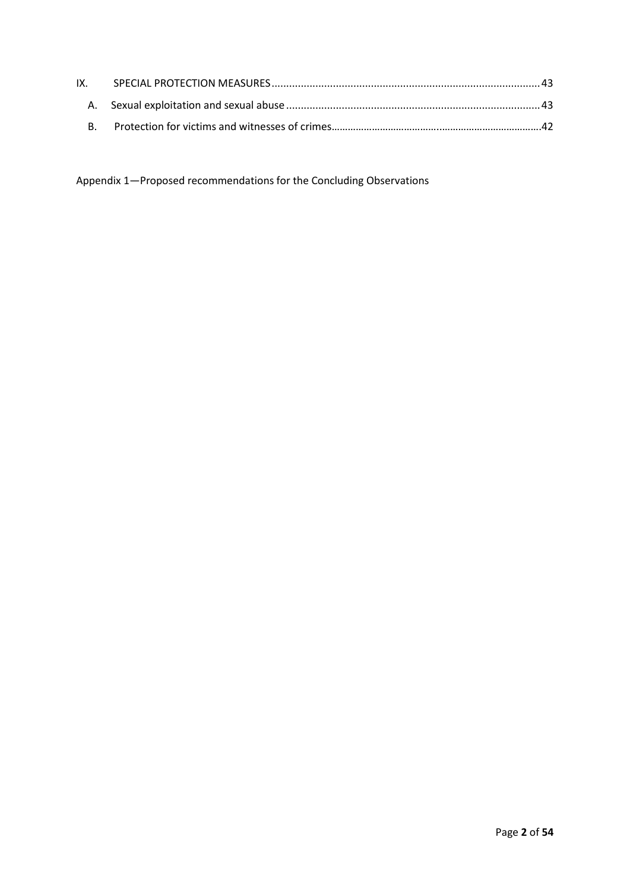IX. SPECIAL PROTECTION MEASURES........................................................................................43

A. Sexual exploitation and sexual abuse.......................................................................................43

B. Protection for victims and witnesses of crimes..........................................................................42

Appendix 1—Proposed recommendations for the Concluding Observations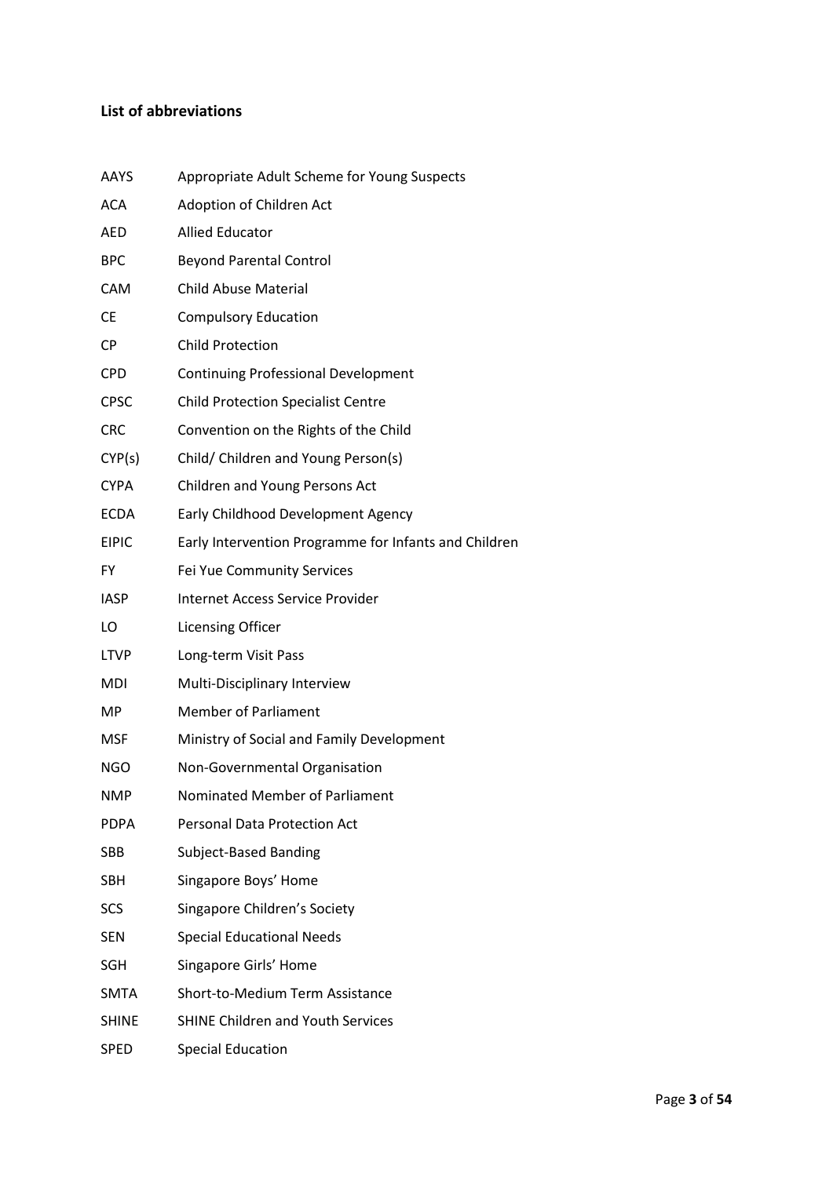## List of abbreviations

| | |
|---|---|
| AAYS | Appropriate Adult Scheme for Young Suspects |
| ACA | Adoption of Children Act |
| AED | Allied Educator |
| BPC | Beyond Parental Control |
| CAM | Child Abuse Material |
| CE | Compulsory Education |
| CP | Child Protection |
| CPD | Continuing Professional Development |
| CPSC | Child Protection Specialist Centre |
| CRC | Convention on the Rights of the Child |
| CYP(s) | Child/ Children and Young Person(s) |
| CYPA | Children and Young Persons Act |
| ECDA | Early Childhood Development Agency |
| EIPIC | Early Intervention Programme for Infants and Children |
| FY | Fei Yue Community Services |
| IASP | Internet Access Service Provider |
| LO | Licensing Officer |
| LTVP | Long-term Visit Pass |
| MDI | Multi-Disciplinary Interview |
| MP | Member of Parliament |
| MSF | Ministry of Social and Family Development |
| NGO | Non-Governmental Organisation |
| NMP | Nominated Member of Parliament |
| PDPA | Personal Data Protection Act |
| SBB | Subject-Based Banding |
| SBH | Singapore Boys' Home |
| SCS | Singapore Children's Society |
| SEN | Special Educational Needs |
| SGH | Singapore Girls' Home |
| SMTA | Short-to-Medium Term Assistance |
| SHINE | SHINE Children and Youth Services |
| SPED | Special Education |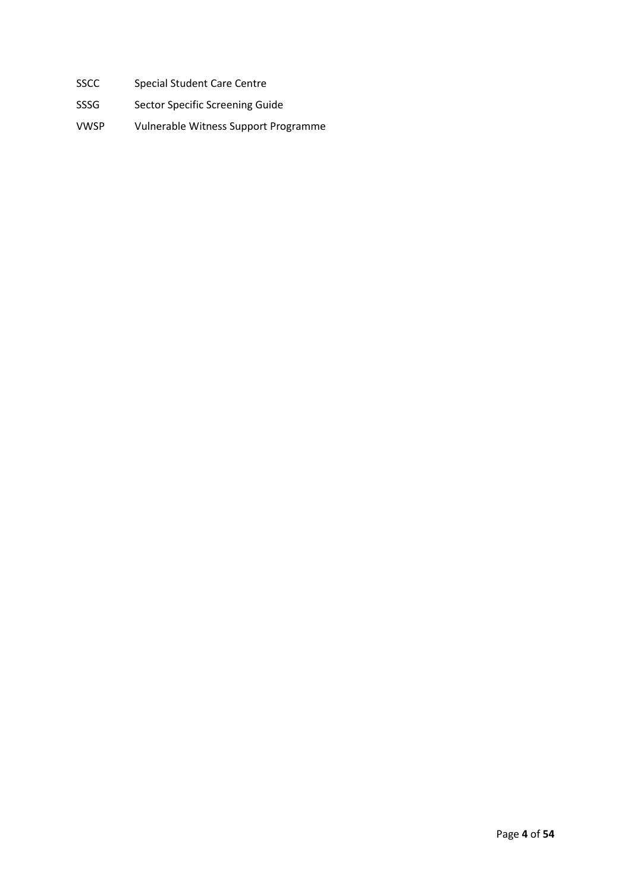| | |
|---|---|
| SSCC | Special Student Care Centre |
| SSSG | Sector Specific Screening Guide |
| VWSP | Vulnerable Witness Support Programme |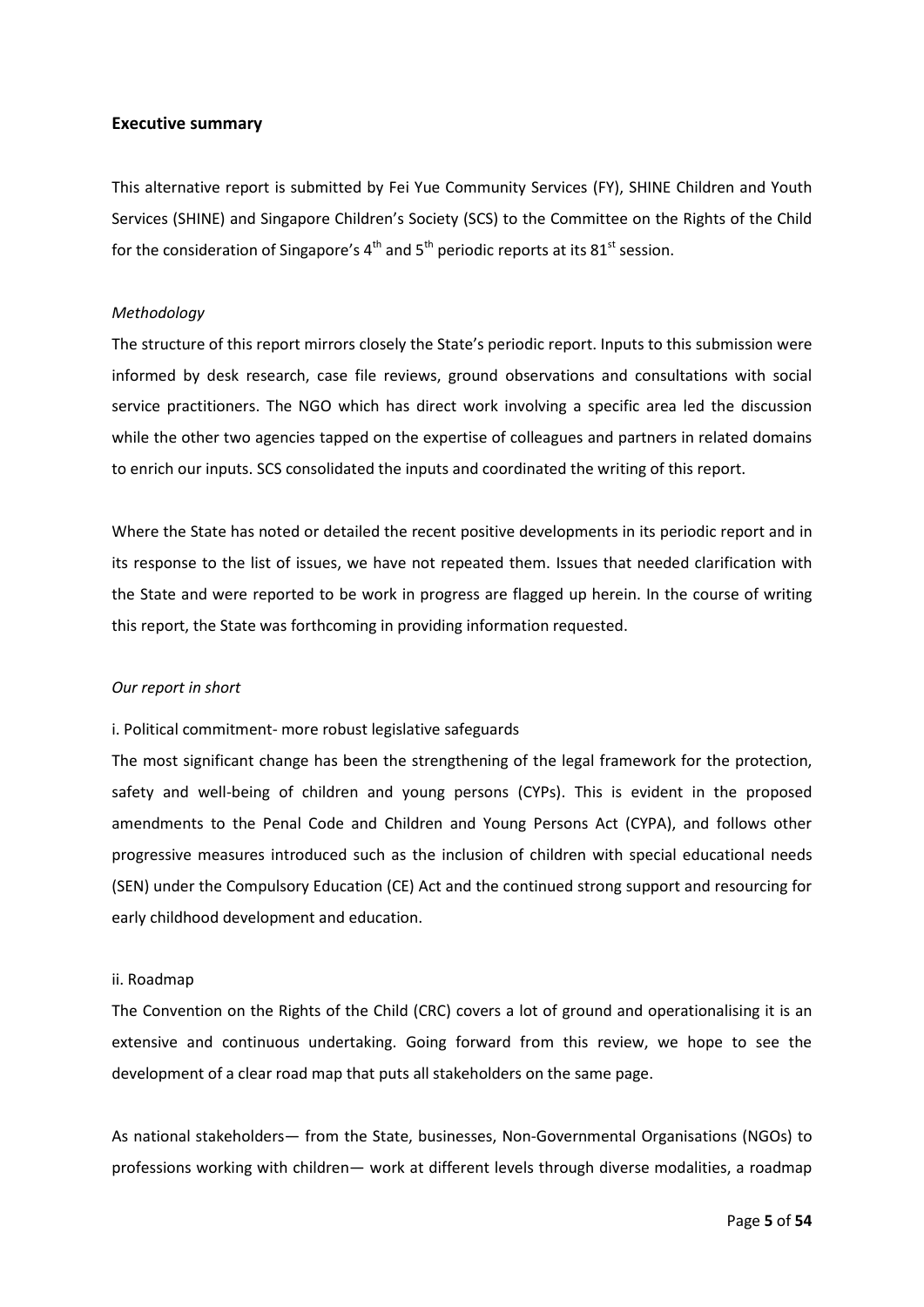## Executive summary

This alternative report is submitted by Fei Yue Community Services (FY), SHINE Children and Youth Services (SHINE) and Singapore Children's Society (SCS) to the Committee on the Rights of the Child for the consideration of Singapore's 4th and 5th periodic reports at its 81st session.

*Methodology*

The structure of this report mirrors closely the State's periodic report. Inputs to this submission were informed by desk research, case file reviews, ground observations and consultations with social service practitioners. The NGO which has direct work involving a specific area led the discussion while the other two agencies tapped on the expertise of colleagues and partners in related domains to enrich our inputs. SCS consolidated the inputs and coordinated the writing of this report.

Where the State has noted or detailed the recent positive developments in its periodic report and in its response to the list of issues, we have not repeated them. Issues that needed clarification with the State and were reported to be work in progress are flagged up herein. In the course of writing this report, the State was forthcoming in providing information requested.

*Our report in short*

i. Political commitment- more robust legislative safeguards

The most significant change has been the strengthening of the legal framework for the protection, safety and well-being of children and young persons (CYPs). This is evident in the proposed amendments to the Penal Code and Children and Young Persons Act (CYPA), and follows other progressive measures introduced such as the inclusion of children with special educational needs (SEN) under the Compulsory Education (CE) Act and the continued strong support and resourcing for early childhood development and education.

ii. Roadmap

The Convention on the Rights of the Child (CRC) covers a lot of ground and operationalising it is an extensive and continuous undertaking. Going forward from this review, we hope to see the development of a clear road map that puts all stakeholders on the same page.

As national stakeholders— from the State, businesses, Non-Governmental Organisations (NGOs) to professions working with children— work at different levels through diverse modalities, a roadmap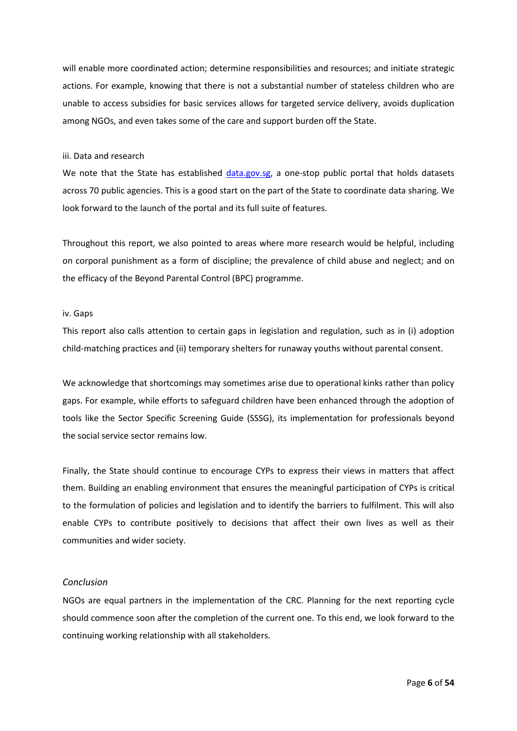will enable more coordinated action; determine responsibilities and resources; and initiate strategic actions. For example, knowing that there is not a substantial number of stateless children who are unable to access subsidies for basic services allows for targeted service delivery, avoids duplication among NGOs, and even takes some of the care and support burden off the State.

iii. Data and research

We note that the State has established [data.gov.sg](data.gov.sg), a one-stop public portal that holds datasets across 70 public agencies. This is a good start on the part of the State to coordinate data sharing. We look forward to the launch of the portal and its full suite of features.

Throughout this report, we also pointed to areas where more research would be helpful, including on corporal punishment as a form of discipline; the prevalence of child abuse and neglect; and on the efficacy of the Beyond Parental Control (BPC) programme.

iv. Gaps

This report also calls attention to certain gaps in legislation and regulation, such as in (i) adoption child-matching practices and (ii) temporary shelters for runaway youths without parental consent.

We acknowledge that shortcomings may sometimes arise due to operational kinks rather than policy gaps. For example, while efforts to safeguard children have been enhanced through the adoption of tools like the Sector Specific Screening Guide (SSSG), its implementation for professionals beyond the social service sector remains low.

Finally, the State should continue to encourage CYPs to express their views in matters that affect them. Building an enabling environment that ensures the meaningful participation of CYPs is critical to the formulation of policies and legislation and to identify the barriers to fulfilment. This will also enable CYPs to contribute positively to decisions that affect their own lives as well as their communities and wider society.

*Conclusion*

NGOs are equal partners in the implementation of the CRC. Planning for the next reporting cycle should commence soon after the completion of the current one. To this end, we look forward to the continuing working relationship with all stakeholders.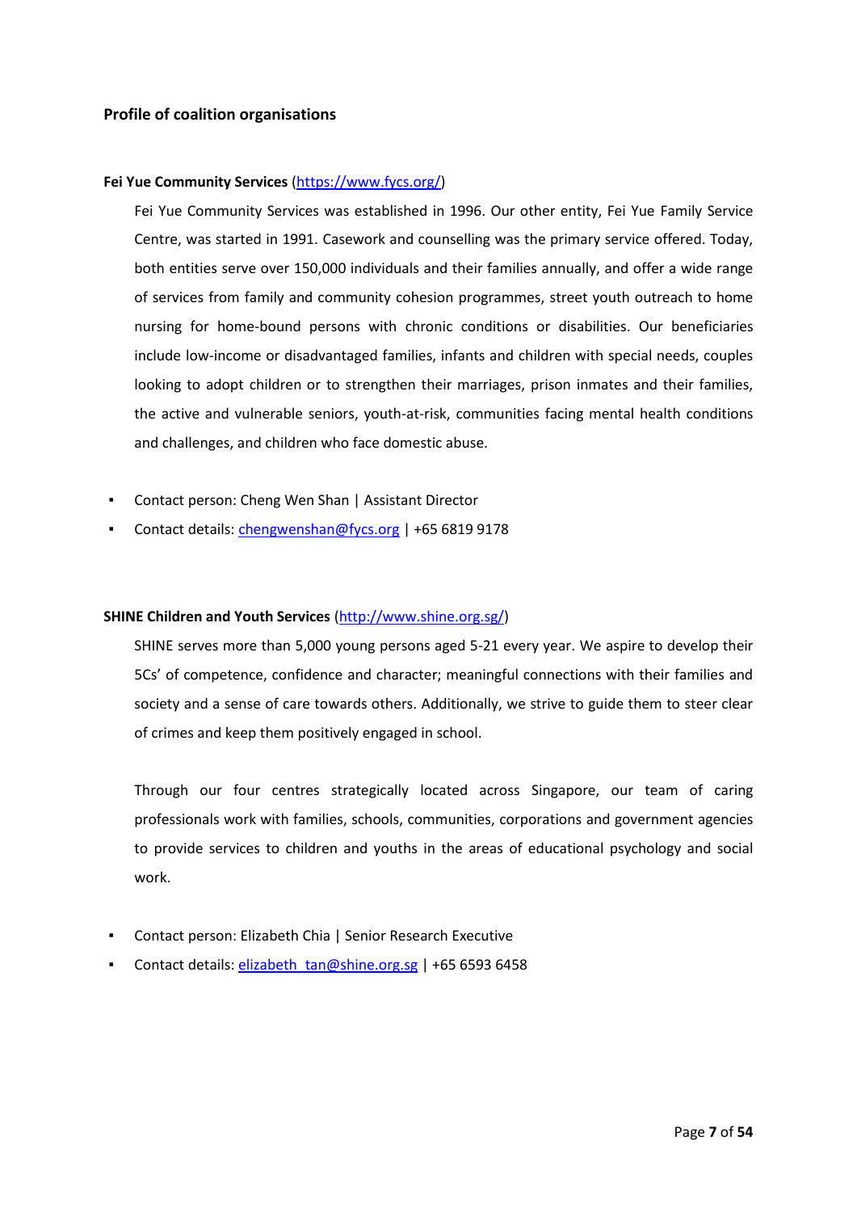## Profile of coalition organisations

**Fei Yue Community Services** (https://www.fycs.org/)

Fei Yue Community Services was established in 1996. Our other entity, Fei Yue Family Service Centre, was started in 1991. Casework and counselling was the primary service offered. Today, both entities serve over 150,000 individuals and their families annually, and offer a wide range of services from family and community cohesion programmes, street youth outreach to home nursing for home-bound persons with chronic conditions or disabilities. Our beneficiaries include low-income or disadvantaged families, infants and children with special needs, couples looking to adopt children or to strengthen their marriages, prison inmates and their families, the active and vulnerable seniors, youth-at-risk, communities facing mental health conditions and challenges, and children who face domestic abuse.

- Contact person: Cheng Wen Shan | Assistant Director
- Contact details: chengwenshan@fycs.org | +65 6819 9178

**SHINE Children and Youth Services** (http://www.shine.org.sg/)

SHINE serves more than 5,000 young persons aged 5-21 every year. We aspire to develop their 5Cs' of competence, confidence and character; meaningful connections with their families and society and a sense of care towards others. Additionally, we strive to guide them to steer clear of crimes and keep them positively engaged in school.

Through our four centres strategically located across Singapore, our team of caring professionals work with families, schools, communities, corporations and government agencies to provide services to children and youths in the areas of educational psychology and social work.

- Contact person: Elizabeth Chia | Senior Research Executive
- Contact details: elizabeth_tan@shine.org.sg | +65 6593 6458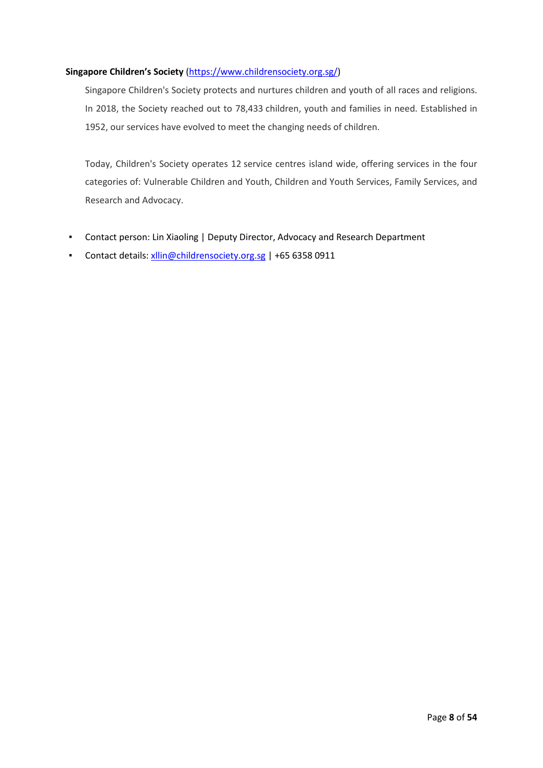**Singapore Children's Society** (https://www.childrensociety.org.sg/)

Singapore Children's Society protects and nurtures children and youth of all races and religions. In 2018, the Society reached out to 78,433 children, youth and families in need. Established in 1952, our services have evolved to meet the changing needs of children.

Today, Children's Society operates 12 service centres island wide, offering services in the four categories of: Vulnerable Children and Youth, Children and Youth Services, Family Services, and Research and Advocacy.

- Contact person: Lin Xiaoling | Deputy Director, Advocacy and Research Department
- Contact details: xllin@childrensociety.org.sg | +65 6358 0911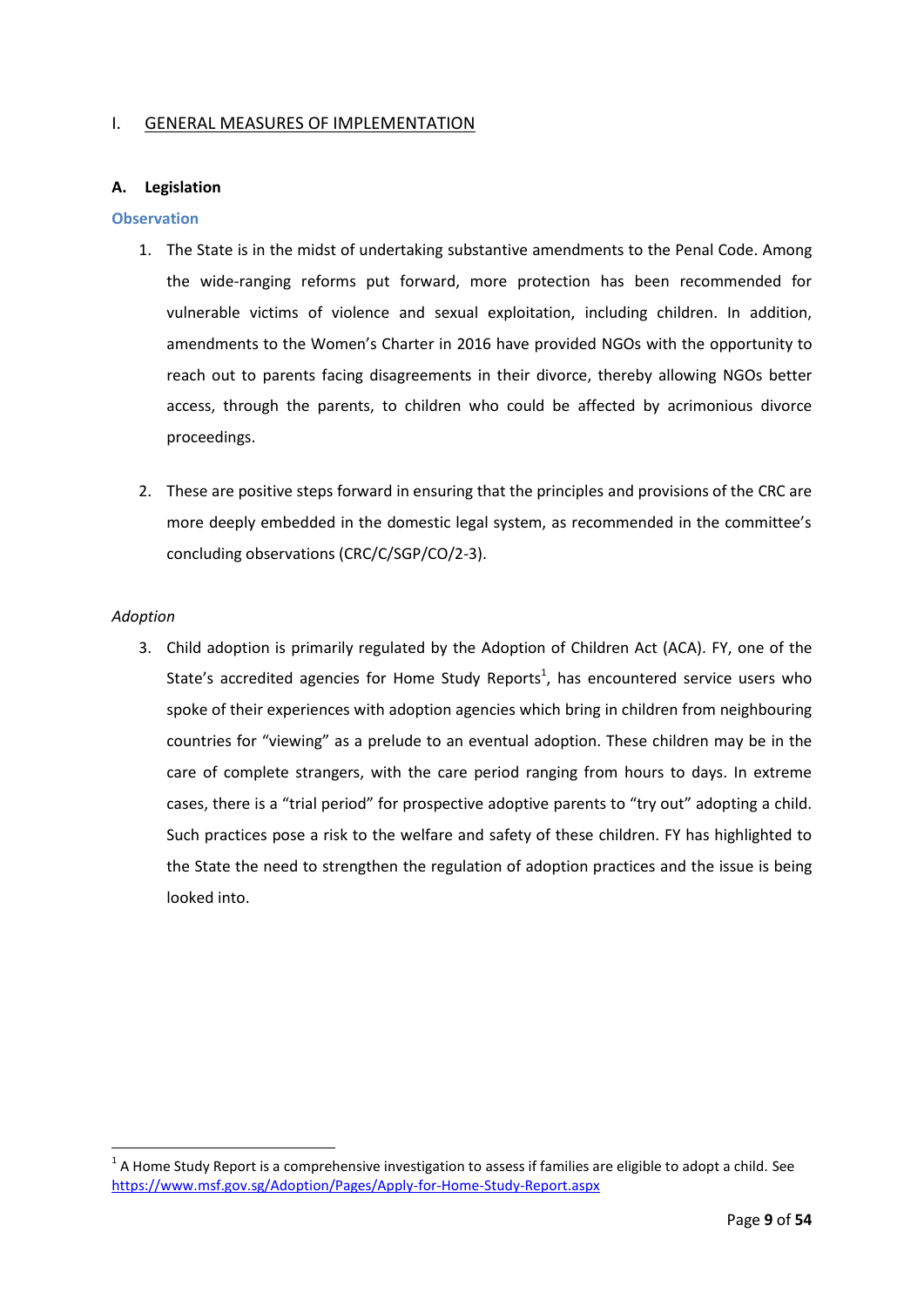# I. GENERAL MEASURES OF IMPLEMENTATION

## A. Legislation

### Observation

1. The State is in the midst of undertaking substantive amendments to the Penal Code. Among the wide-ranging reforms put forward, more protection has been recommended for vulnerable victims of violence and sexual exploitation, including children. In addition, amendments to the Women's Charter in 2016 have provided NGOs with the opportunity to reach out to parents facing disagreements in their divorce, thereby allowing NGOs better access, through the parents, to children who could be affected by acrimonious divorce proceedings.

2. These are positive steps forward in ensuring that the principles and provisions of the CRC are more deeply embedded in the domestic legal system, as recommended in the committee's concluding observations (CRC/C/SGP/CO/2-3).

*Adoption*

3. Child adoption is primarily regulated by the Adoption of Children Act (ACA). FY, one of the State's accredited agencies for Home Study Reports[1], has encountered service users who spoke of their experiences with adoption agencies which bring in children from neighbouring countries for "viewing" as a prelude to an eventual adoption. These children may be in the care of complete strangers, with the care period ranging from hours to days. In extreme cases, there is a "trial period" for prospective adoptive parents to "try out" adopting a child. Such practices pose a risk to the welfare and safety of these children. FY has highlighted to the State the need to strengthen the regulation of adoption practices and the issue is being looked into.

[1] A Home Study Report is a comprehensive investigation to assess if families are eligible to adopt a child. See https://www.msf.gov.sg/Adoption/Pages/Apply-for-Home-Study-Report.aspx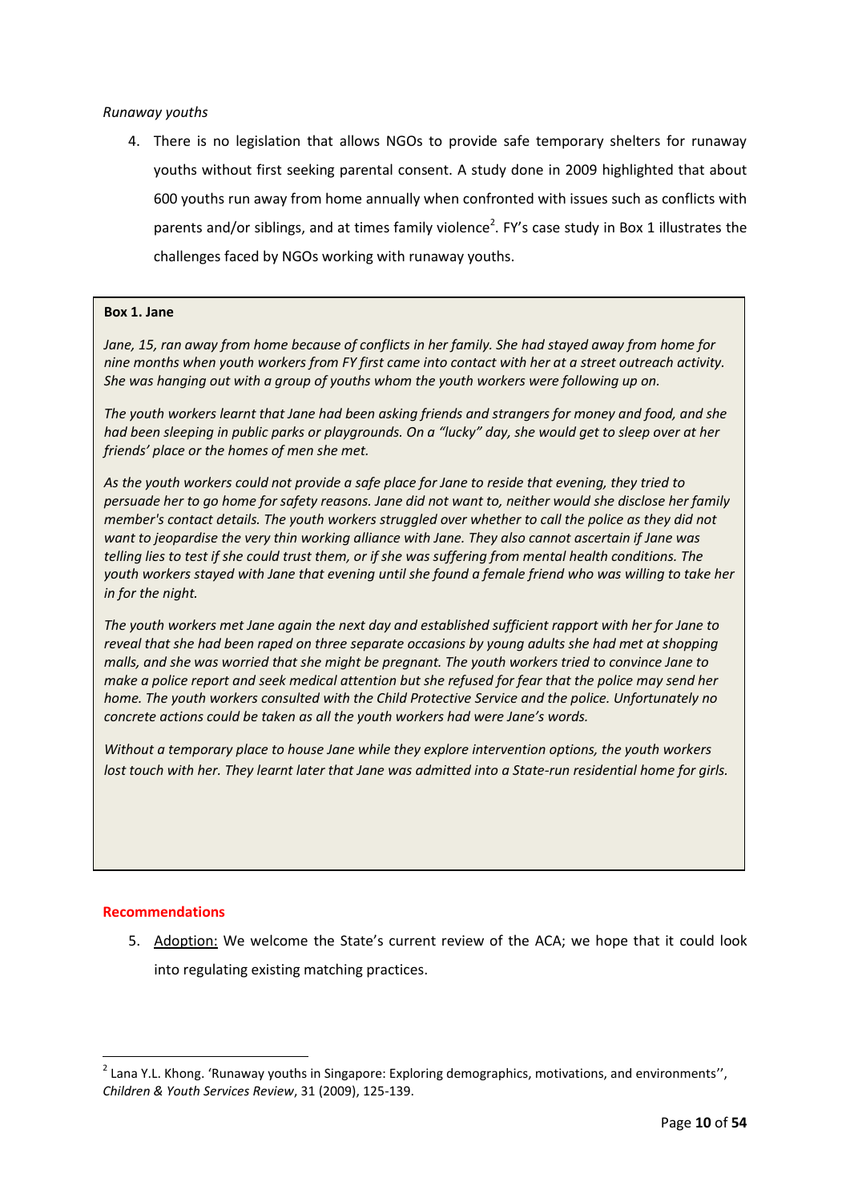*Runaway youths*

4. There is no legislation that allows NGOs to provide safe temporary shelters for runaway youths without first seeking parental consent. A study done in 2009 highlighted that about 600 youths run away from home annually when confronted with issues such as conflicts with parents and/or siblings, and at times family violence[2]. FY's case study in Box 1 illustrates the challenges faced by NGOs working with runaway youths.

**Box 1. Jane**

*Jane, 15, ran away from home because of conflicts in her family. She had stayed away from home for nine months when youth workers from FY first came into contact with her at a street outreach activity. She was hanging out with a group of youths whom the youth workers were following up on.*

*The youth workers learnt that Jane had been asking friends and strangers for money and food, and she had been sleeping in public parks or playgrounds. On a "lucky" day, she would get to sleep over at her friends' place or the homes of men she met.*

*As the youth workers could not provide a safe place for Jane to reside that evening, they tried to persuade her to go home for safety reasons. Jane did not want to, neither would she disclose her family member's contact details. The youth workers struggled over whether to call the police as they did not want to jeopardise the very thin working alliance with Jane. They also cannot ascertain if Jane was telling lies to test if she could trust them, or if she was suffering from mental health conditions. The youth workers stayed with Jane that evening until she found a female friend who was willing to take her in for the night.*

*The youth workers met Jane again the next day and established sufficient rapport with her for Jane to reveal that she had been raped on three separate occasions by young adults she had met at shopping malls, and she was worried that she might be pregnant. The youth workers tried to convince Jane to make a police report and seek medical attention but she refused for fear that the police may send her home. The youth workers consulted with the Child Protective Service and the police. Unfortunately no concrete actions could be taken as all the youth workers had were Jane's words.*

*Without a temporary place to house Jane while they explore intervention options, the youth workers lost touch with her. They learnt later that Jane was admitted into a State-run residential home for girls.*

**Recommendations**

5. Adoption: We welcome the State's current review of the ACA; we hope that it could look into regulating existing matching practices.

[2] Lana Y.L. Khong. 'Runaway youths in Singapore: Exploring demographics, motivations, and environments'', *Children & Youth Services Review*, 31 (2009), 125-139.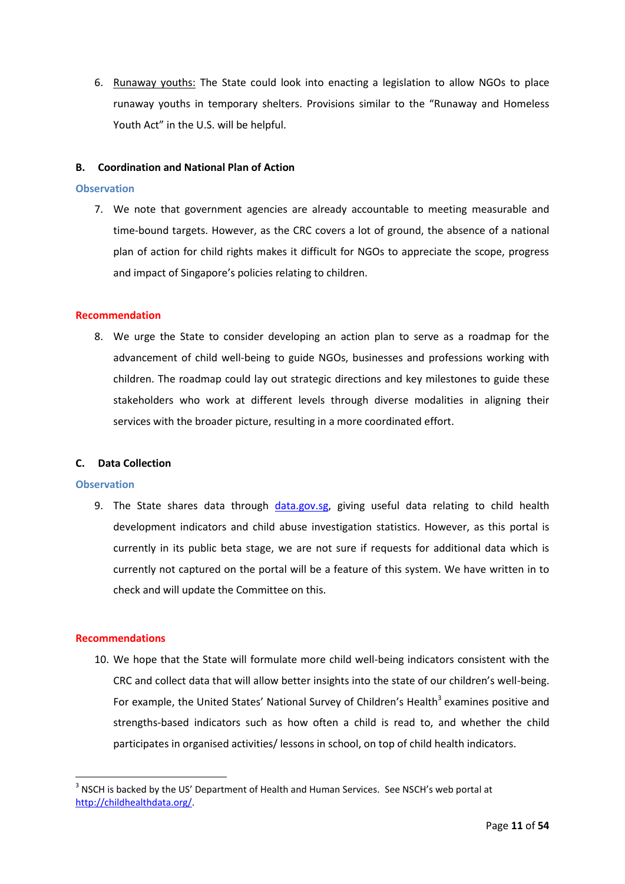6. Runaway youths: The State could look into enacting a legislation to allow NGOs to place runaway youths in temporary shelters. Provisions similar to the "Runaway and Homeless Youth Act" in the U.S. will be helpful.

### B. Coordination and National Plan of Action

#### Observation

7. We note that government agencies are already accountable to meeting measurable and time-bound targets. However, as the CRC covers a lot of ground, the absence of a national plan of action for child rights makes it difficult for NGOs to appreciate the scope, progress and impact of Singapore's policies relating to children.

#### Recommendation

8. We urge the State to consider developing an action plan to serve as a roadmap for the advancement of child well-being to guide NGOs, businesses and professions working with children. The roadmap could lay out strategic directions and key milestones to guide these stakeholders who work at different levels through diverse modalities in aligning their services with the broader picture, resulting in a more coordinated effort.

### C. Data Collection

#### Observation

9. The State shares data through data.gov.sg, giving useful data relating to child health development indicators and child abuse investigation statistics. However, as this portal is currently in its public beta stage, we are not sure if requests for additional data which is currently not captured on the portal will be a feature of this system. We have written in to check and will update the Committee on this.

#### Recommendations

10. We hope that the State will formulate more child well-being indicators consistent with the CRC and collect data that will allow better insights into the state of our children's well-being. For example, the United States' National Survey of Children's Health[3] examines positive and strengths-based indicators such as how often a child is read to, and whether the child participates in organised activities/ lessons in school, on top of child health indicators.

[3] NSCH is backed by the US' Department of Health and Human Services. See NSCH's web portal at http://childhealthdata.org/.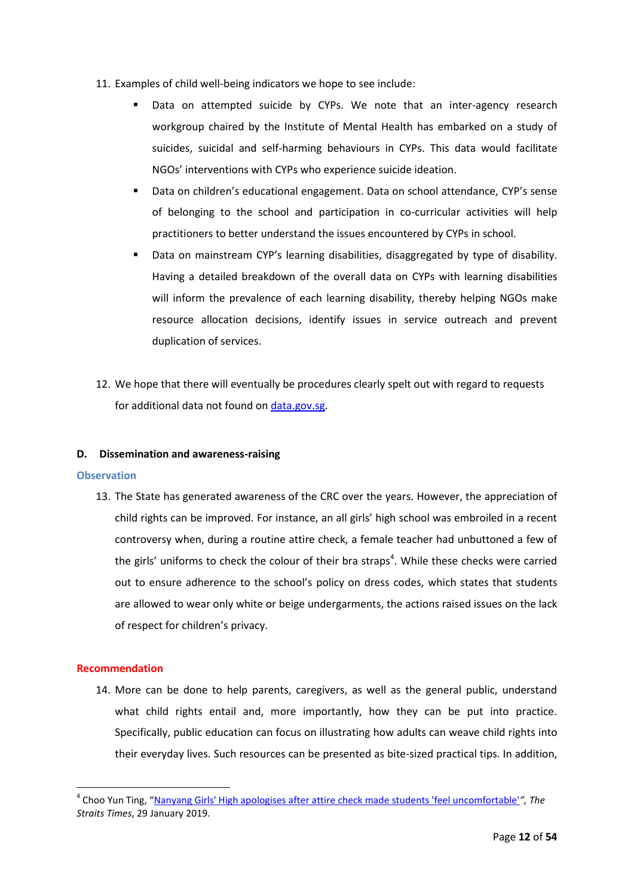11. Examples of child well-being indicators we hope to see include:
    - Data on attempted suicide by CYPs. We note that an inter-agency research workgroup chaired by the Institute of Mental Health has embarked on a study of suicides, suicidal and self-harming behaviours in CYPs. This data would facilitate NGOs' interventions with CYPs who experience suicide ideation.
    - Data on children's educational engagement. Data on school attendance, CYP's sense of belonging to the school and participation in co-curricular activities will help practitioners to better understand the issues encountered by CYPs in school.
    - Data on mainstream CYP's learning disabilities, disaggregated by type of disability. Having a detailed breakdown of the overall data on CYPs with learning disabilities will inform the prevalence of each learning disability, thereby helping NGOs make resource allocation decisions, identify issues in service outreach and prevent duplication of services.

12. We hope that there will eventually be procedures clearly spelt out with regard to requests for additional data not found on [data.gov.sg](data.gov.sg).

### D. Dissemination and awareness-raising

**Observation**

13. The State has generated awareness of the CRC over the years. However, the appreciation of child rights can be improved. For instance, an all girls' high school was embroiled in a recent controversy when, during a routine attire check, a female teacher had unbuttoned a few of the girls' uniforms to check the colour of their bra straps[4]. While these checks were carried out to ensure adherence to the school's policy on dress codes, which states that students are allowed to wear only white or beige undergarments, the actions raised issues on the lack of respect for children's privacy.

**Recommendation**

14. More can be done to help parents, caregivers, as well as the general public, understand what child rights entail and, more importantly, how they can be put into practice. Specifically, public education can focus on illustrating how adults can weave child rights into their everyday lives. Such resources can be presented as bite-sized practical tips. In addition,

---

[4] Choo Yun Ting, "Nanyang Girls' High apologises after attire check made students 'feel uncomfortable'", *The Straits Times*, 29 January 2019.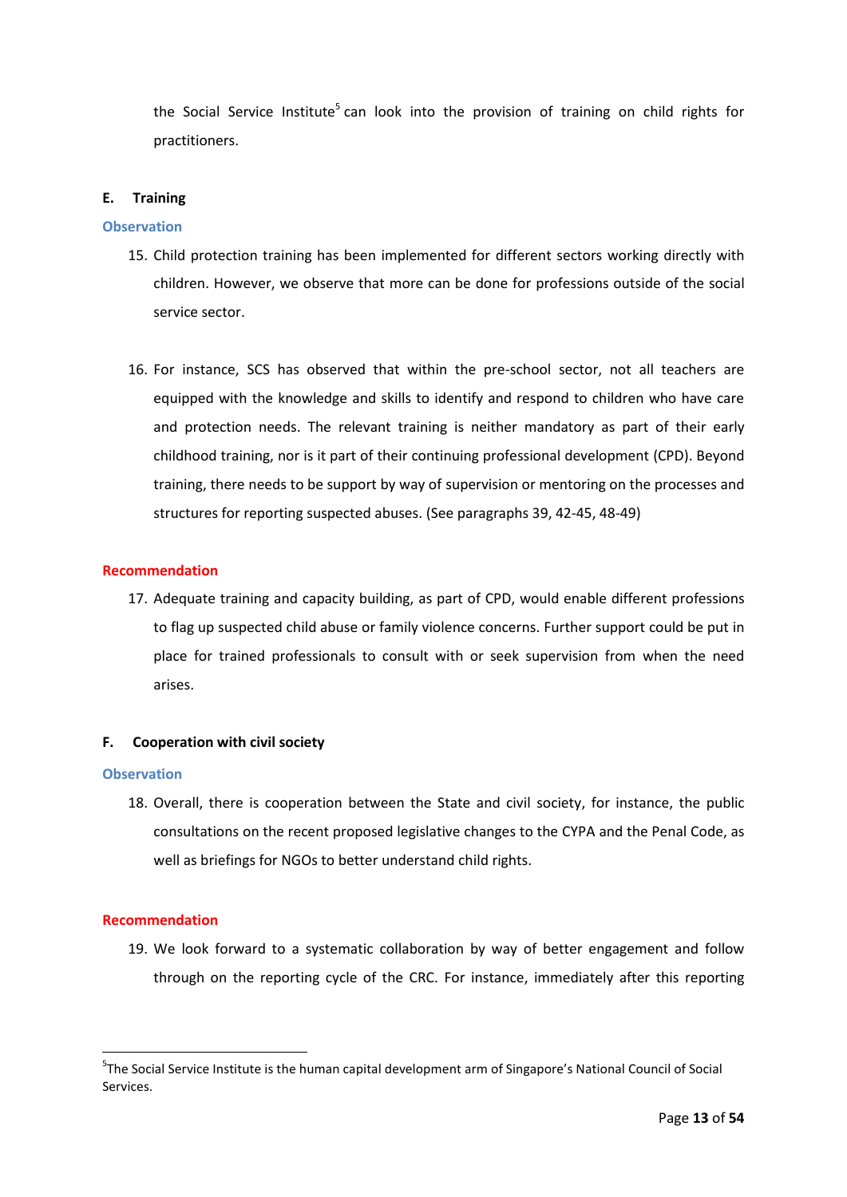the Social Service Institute[5] can look into the provision of training on child rights for practitioners.

### E. Training

**Observation**

15. Child protection training has been implemented for different sectors working directly with children. However, we observe that more can be done for professions outside of the social service sector.

16. For instance, SCS has observed that within the pre-school sector, not all teachers are equipped with the knowledge and skills to identify and respond to children who have care and protection needs. The relevant training is neither mandatory as part of their early childhood training, nor is it part of their continuing professional development (CPD). Beyond training, there needs to be support by way of supervision or mentoring on the processes and structures for reporting suspected abuses. (See paragraphs 39, 42-45, 48-49)

**Recommendation**

17. Adequate training and capacity building, as part of CPD, would enable different professions to flag up suspected child abuse or family violence concerns. Further support could be put in place for trained professionals to consult with or seek supervision from when the need arises.

### F. Cooperation with civil society

**Observation**

18. Overall, there is cooperation between the State and civil society, for instance, the public consultations on the recent proposed legislative changes to the CYPA and the Penal Code, as well as briefings for NGOs to better understand child rights.

**Recommendation**

19. We look forward to a systematic collaboration by way of better engagement and follow through on the reporting cycle of the CRC. For instance, immediately after this reporting

---

[5] The Social Service Institute is the human capital development arm of Singapore's National Council of Social Services.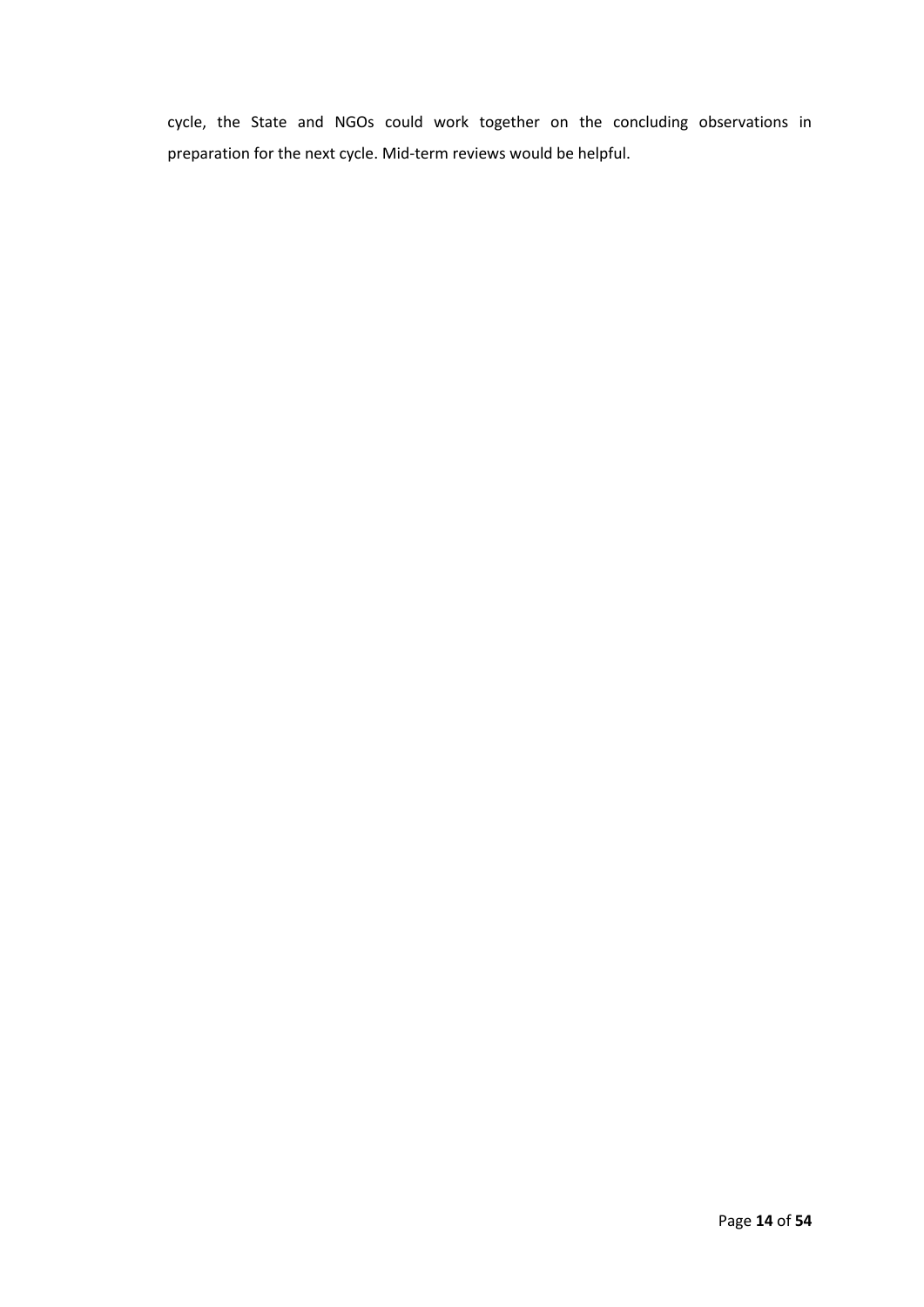cycle, the State and NGOs could work together on the concluding observations in preparation for the next cycle. Mid-term reviews would be helpful.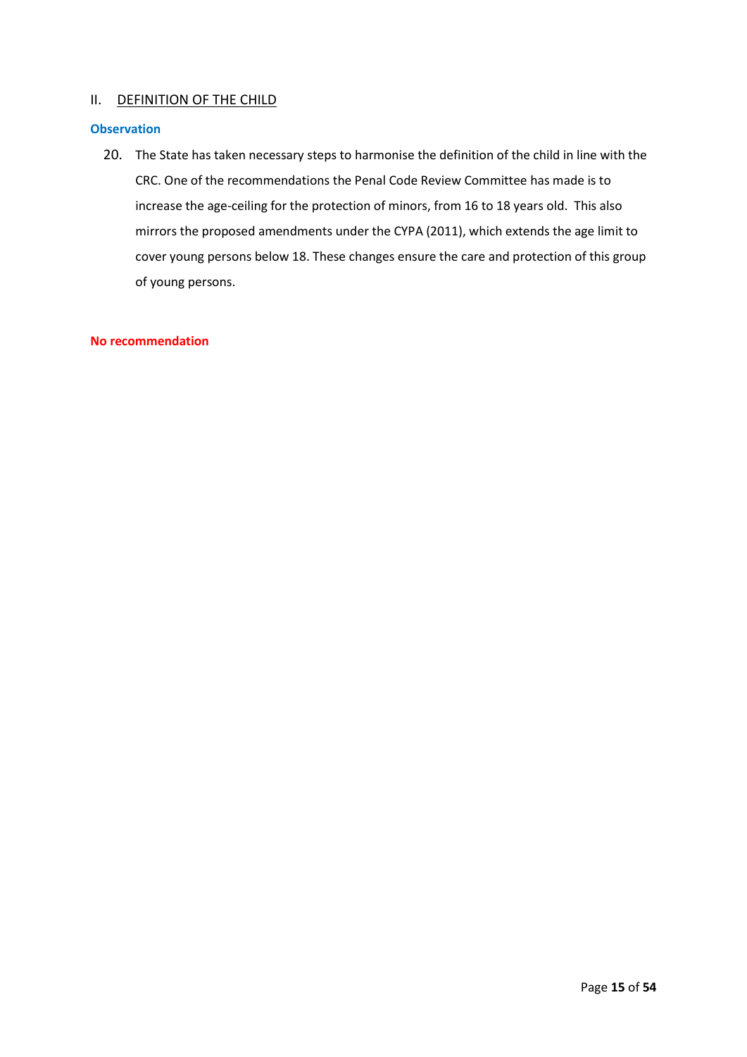## II. DEFINITION OF THE CHILD

### Observation

20. The State has taken necessary steps to harmonise the definition of the child in line with the CRC. One of the recommendations the Penal Code Review Committee has made is to increase the age-ceiling for the protection of minors, from 16 to 18 years old. This also mirrors the proposed amendments under the CYPA (2011), which extends the age limit to cover young persons below 18. These changes ensure the care and protection of this group of young persons.

**No recommendation**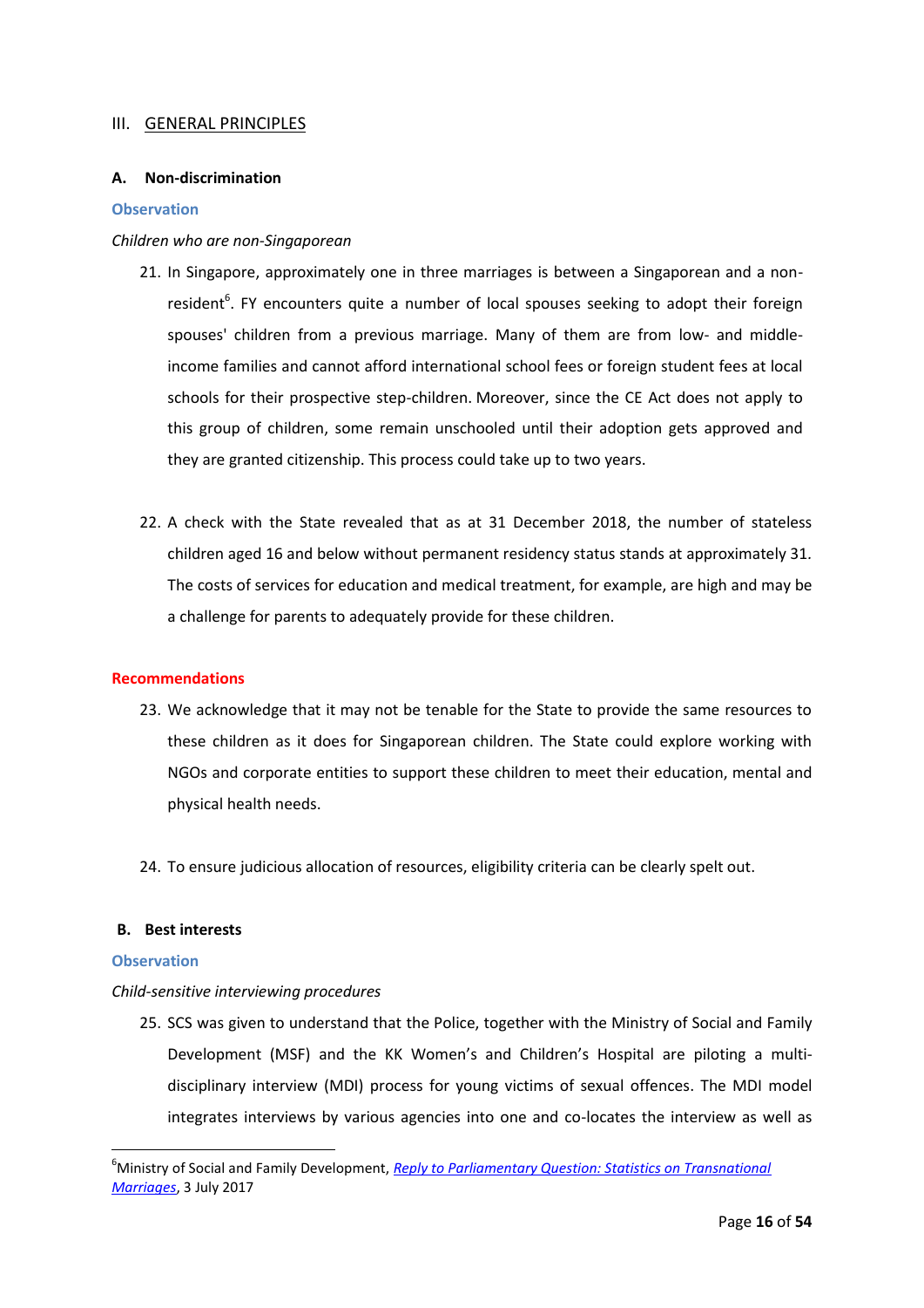## III. GENERAL PRINCIPLES

### A. Non-discrimination

**Observation**

*Children who are non-Singaporean*

21. In Singapore, approximately one in three marriages is between a Singaporean and a non-resident[6]. FY encounters quite a number of local spouses seeking to adopt their foreign spouses' children from a previous marriage. Many of them are from low- and middle-income families and cannot afford international school fees or foreign student fees at local schools for their prospective step-children. Moreover, since the CE Act does not apply to this group of children, some remain unschooled until their adoption gets approved and they are granted citizenship. This process could take up to two years.

22. A check with the State revealed that as at 31 December 2018, the number of stateless children aged 16 and below without permanent residency status stands at approximately 31. The costs of services for education and medical treatment, for example, are high and may be a challenge for parents to adequately provide for these children.

**Recommendations**

23. We acknowledge that it may not be tenable for the State to provide the same resources to these children as it does for Singaporean children. The State could explore working with NGOs and corporate entities to support these children to meet their education, mental and physical health needs.

24. To ensure judicious allocation of resources, eligibility criteria can be clearly spelt out.

### B. Best interests

**Observation**

*Child-sensitive interviewing procedures*

25. SCS was given to understand that the Police, together with the Ministry of Social and Family Development (MSF) and the KK Women's and Children's Hospital are piloting a multi-disciplinary interview (MDI) process for young victims of sexual offences. The MDI model integrates interviews by various agencies into one and co-locates the interview as well as

---

[6] Ministry of Social and Family Development, *Reply to Parliamentary Question: Statistics on Transnational Marriages*, 3 July 2017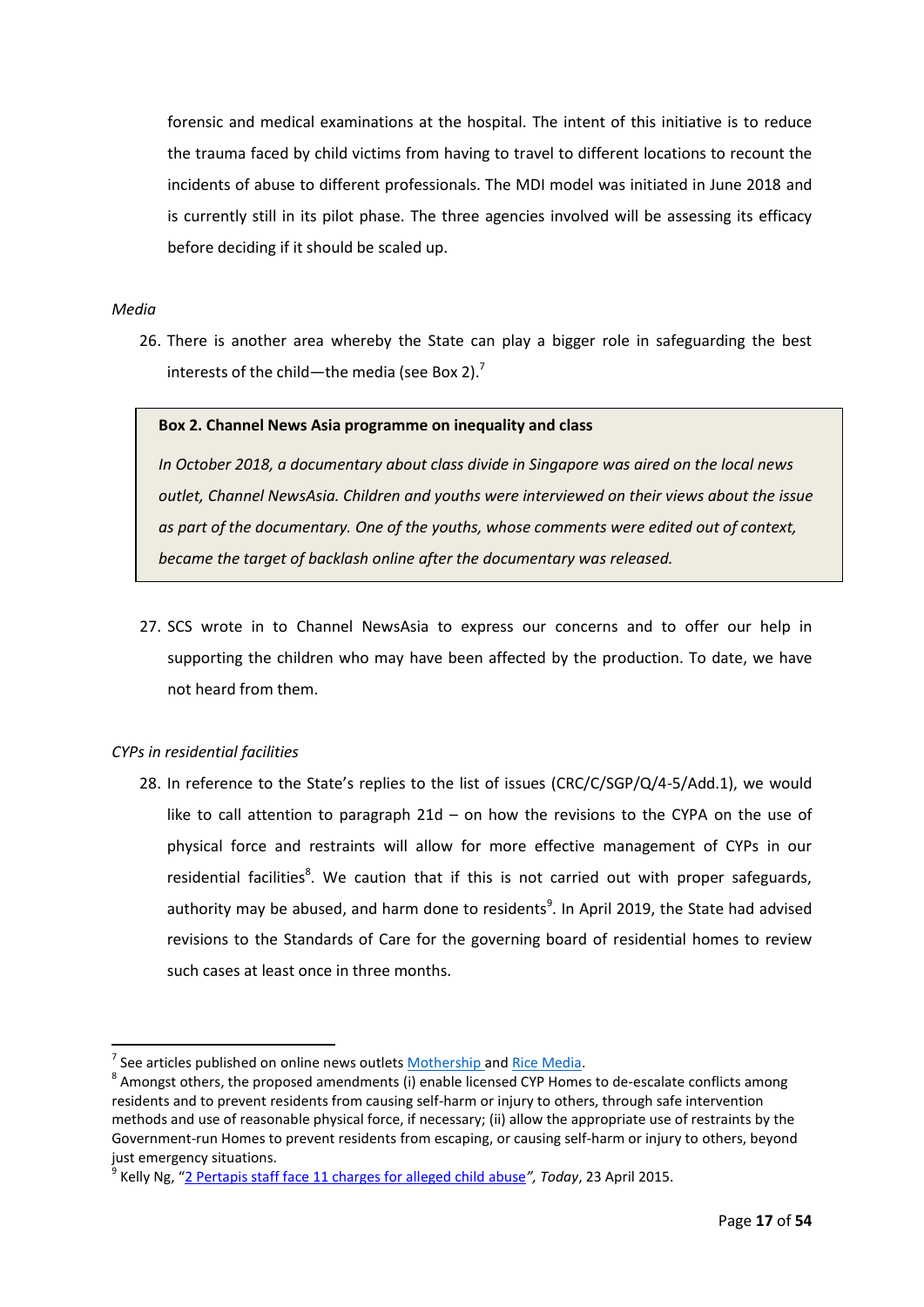forensic and medical examinations at the hospital. The intent of this initiative is to reduce the trauma faced by child victims from having to travel to different locations to recount the incidents of abuse to different professionals. The MDI model was initiated in June 2018 and is currently still in its pilot phase. The three agencies involved will be assessing its efficacy before deciding if it should be scaled up.

*Media*

26. There is another area whereby the State can play a bigger role in safeguarding the best interests of the child—the media (see Box 2).[7]

> **Box 2. Channel News Asia programme on inequality and class**
>
> *In October 2018, a documentary about class divide in Singapore was aired on the local news outlet, Channel NewsAsia. Children and youths were interviewed on their views about the issue as part of the documentary. One of the youths, whose comments were edited out of context, became the target of backlash online after the documentary was released.*

27. SCS wrote in to Channel NewsAsia to express our concerns and to offer our help in supporting the children who may have been affected by the production. To date, we have not heard from them.

*CYPs in residential facilities*

28. In reference to the State's replies to the list of issues (CRC/C/SGP/Q/4-5/Add.1), we would like to call attention to paragraph 21d – on how the revisions to the CYPA on the use of physical force and restraints will allow for more effective management of CYPs in our residential facilities[8]. We caution that if this is not carried out with proper safeguards, authority may be abused, and harm done to residents[9]. In April 2019, the State had advised revisions to the Standards of Care for the governing board of residential homes to review such cases at least once in three months.

---

[7] See articles published on online news outlets Mothership and Rice Media.

[8] Amongst others, the proposed amendments (i) enable licensed CYP Homes to de-escalate conflicts among residents and to prevent residents from causing self-harm or injury to others, through safe intervention methods and use of reasonable physical force, if necessary; (ii) allow the appropriate use of restraints by the Government-run Homes to prevent residents from escaping, or causing self-harm or injury to others, beyond just emergency situations.

[9] Kelly Ng, "2 Pertapis staff face 11 charges for alleged child abuse", *Today*, 23 April 2015.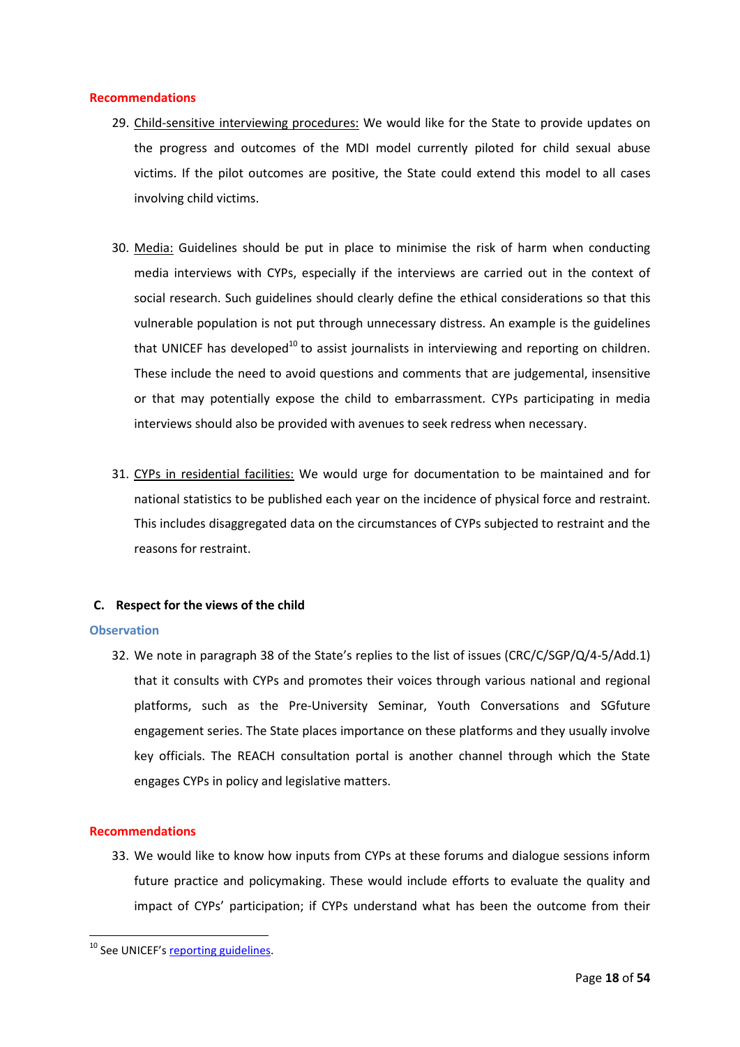**Recommendations**

29. Child-sensitive interviewing procedures: We would like for the State to provide updates on the progress and outcomes of the MDI model currently piloted for child sexual abuse victims. If the pilot outcomes are positive, the State could extend this model to all cases involving child victims.

30. Media: Guidelines should be put in place to minimise the risk of harm when conducting media interviews with CYPs, especially if the interviews are carried out in the context of social research. Such guidelines should clearly define the ethical considerations so that this vulnerable population is not put through unnecessary distress. An example is the guidelines that UNICEF has developed[10] to assist journalists in interviewing and reporting on children. These include the need to avoid questions and comments that are judgemental, insensitive or that may potentially expose the child to embarrassment. CYPs participating in media interviews should also be provided with avenues to seek redress when necessary.

31. CYPs in residential facilities: We would urge for documentation to be maintained and for national statistics to be published each year on the incidence of physical force and restraint. This includes disaggregated data on the circumstances of CYPs subjected to restraint and the reasons for restraint.

## C. Respect for the views of the child

**Observation**

32. We note in paragraph 38 of the State's replies to the list of issues (CRC/C/SGP/Q/4-5/Add.1) that it consults with CYPs and promotes their voices through various national and regional platforms, such as the Pre-University Seminar, Youth Conversations and SGfuture engagement series. The State places importance on these platforms and they usually involve key officials. The REACH consultation portal is another channel through which the State engages CYPs in policy and legislative matters.

**Recommendations**

33. We would like to know how inputs from CYPs at these forums and dialogue sessions inform future practice and policymaking. These would include efforts to evaluate the quality and impact of CYPs' participation; if CYPs understand what has been the outcome from their

---

[10] See UNICEF's reporting guidelines.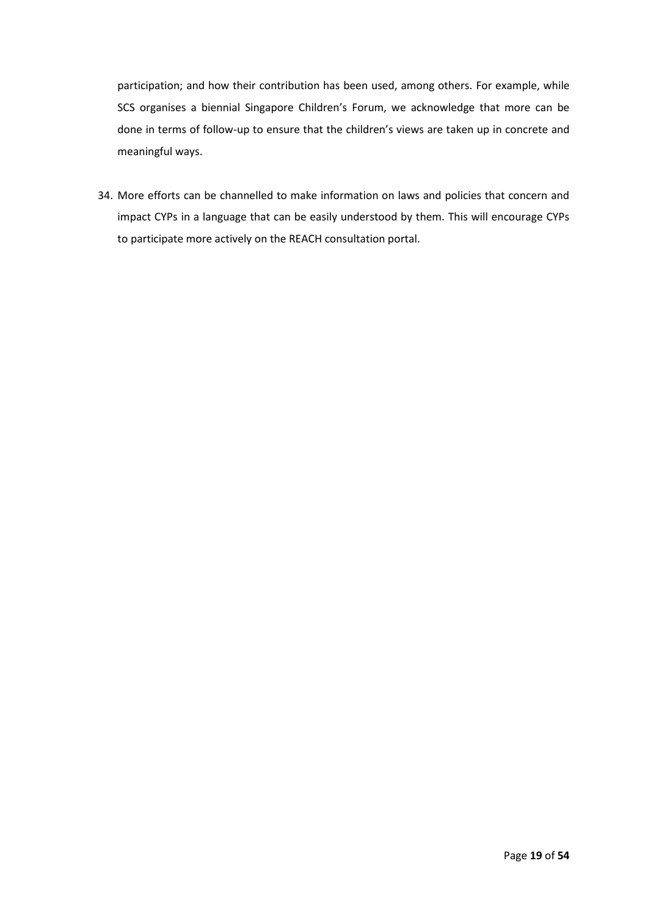participation; and how their contribution has been used, among others. For example, while SCS organises a biennial Singapore Children's Forum, we acknowledge that more can be done in terms of follow-up to ensure that the children's views are taken up in concrete and meaningful ways.

34. More efforts can be channelled to make information on laws and policies that concern and impact CYPs in a language that can be easily understood by them. This will encourage CYPs to participate more actively on the REACH consultation portal.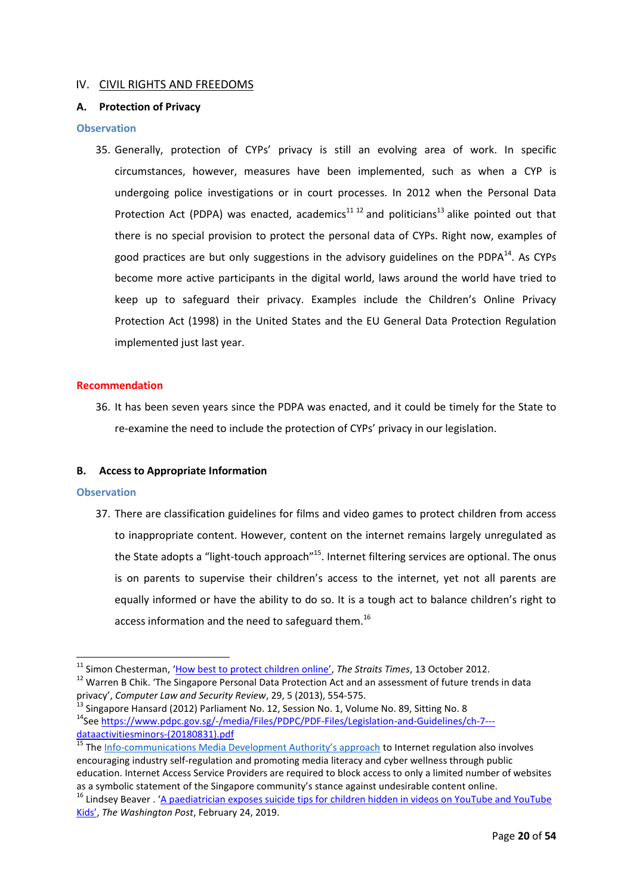## IV. CIVIL RIGHTS AND FREEDOMS

### A. Protection of Privacy

**Observation**

35. Generally, protection of CYPs' privacy is still an evolving area of work. In specific circumstances, however, measures have been implemented, such as when a CYP is undergoing police investigations or in court processes. In 2012 when the Personal Data Protection Act (PDPA) was enacted, academics[11] [12] and politicians[13] alike pointed out that there is no special provision to protect the personal data of CYPs. Right now, examples of good practices are but only suggestions in the advisory guidelines on the PDPA[14]. As CYPs become more active participants in the digital world, laws around the world have tried to keep up to safeguard their privacy. Examples include the Children's Online Privacy Protection Act (1998) in the United States and the EU General Data Protection Regulation implemented just last year.

**Recommendation**

36. It has been seven years since the PDPA was enacted, and it could be timely for the State to re-examine the need to include the protection of CYPs' privacy in our legislation.

### B. Access to Appropriate Information

**Observation**

37. There are classification guidelines for films and video games to protect children from access to inappropriate content. However, content on the internet remains largely unregulated as the State adopts a "light-touch approach"[15]. Internet filtering services are optional. The onus is on parents to supervise their children's access to the internet, yet not all parents are equally informed or have the ability to do so. It is a tough act to balance children's right to access information and the need to safeguard them.[16]

---

[11] Simon Chesterman, 'How best to protect children online', *The Straits Times*, 13 October 2012.

[12] Warren B Chik. 'The Singapore Personal Data Protection Act and an assessment of future trends in data privacy', *Computer Law and Security Review*, 29, 5 (2013), 554-575.

[13] Singapore Hansard (2012) Parliament No. 12, Session No. 1, Volume No. 89, Sitting No. 8

[14] See https://www.pdpc.gov.sg/-/media/Files/PDPC/PDF-Files/Legislation-and-Guidelines/ch-7---dataactivitiesminors-(20180831).pdf

[15] The Info-communications Media Development Authority's approach to Internet regulation also involves encouraging industry self-regulation and promoting media literacy and cyber wellness through public education. Internet Access Service Providers are required to block access to only a limited number of websites as a symbolic statement of the Singapore community's stance against undesirable content online.

[16] Lindsey Beaver . 'A paediatrician exposes suicide tips for children hidden in videos on YouTube and YouTube Kids', *The Washington Post*, February 24, 2019.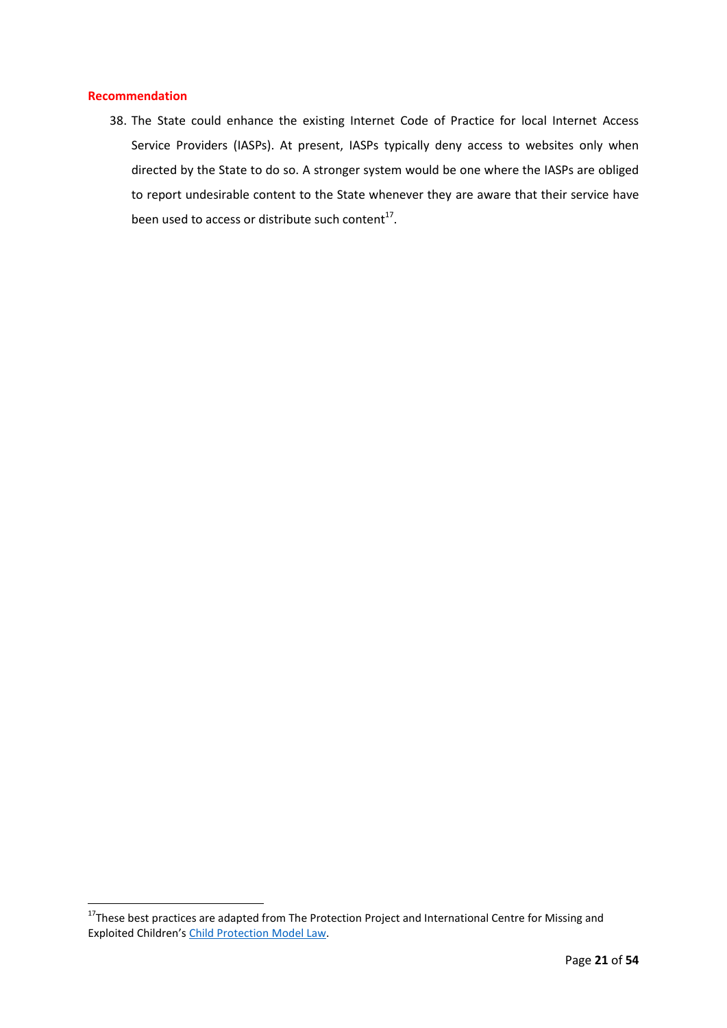**Recommendation**

38. The State could enhance the existing Internet Code of Practice for local Internet Access Service Providers (IASPs). At present, IASPs typically deny access to websites only when directed by the State to do so. A stronger system would be one where the IASPs are obliged to report undesirable content to the State whenever they are aware that their service have been used to access or distribute such content[17].

[17]These best practices are adapted from The Protection Project and International Centre for Missing and Exploited Children's Child Protection Model Law.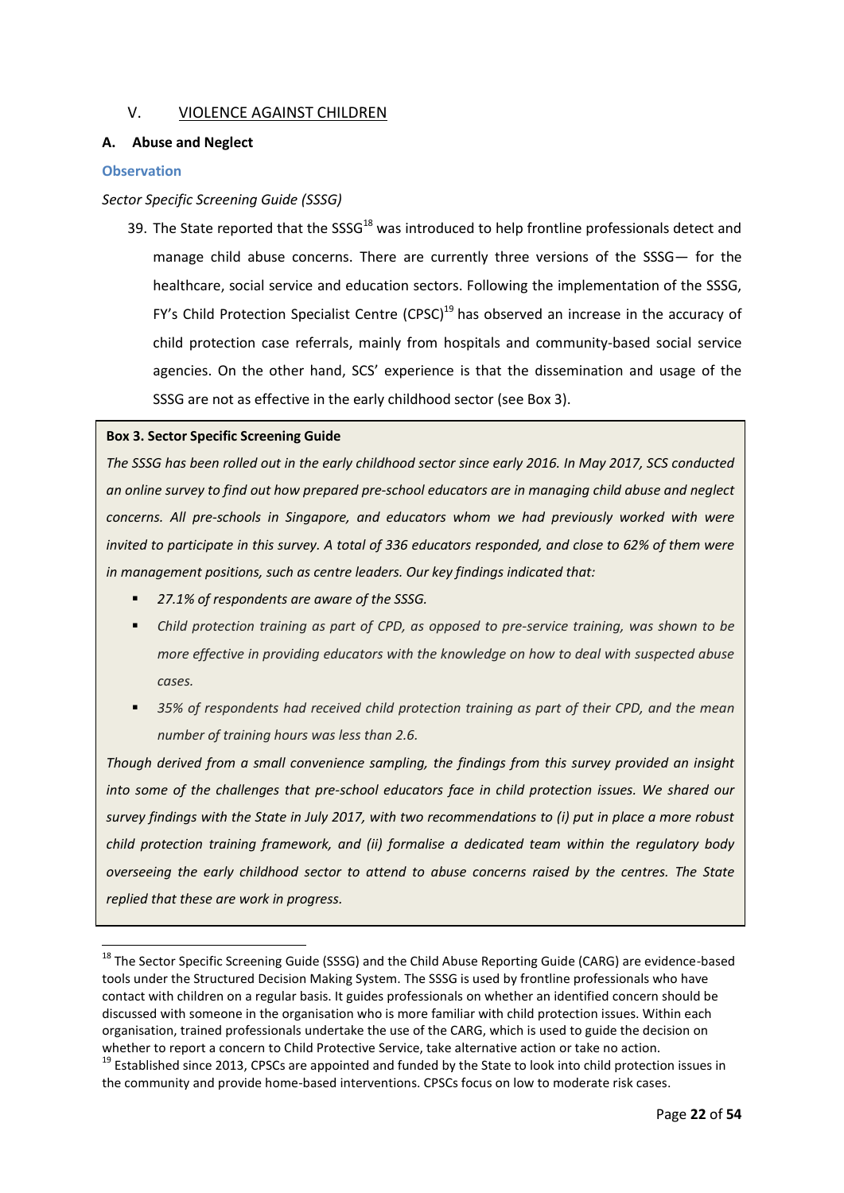## V. VIOLENCE AGAINST CHILDREN

### A. Abuse and Neglect

**Observation**

*Sector Specific Screening Guide (SSSG)*

39. The State reported that the SSSG[18] was introduced to help frontline professionals detect and manage child abuse concerns. There are currently three versions of the SSSG— for the healthcare, social service and education sectors. Following the implementation of the SSSG, FY's Child Protection Specialist Centre (CPSC)[19] has observed an increase in the accuracy of child protection case referrals, mainly from hospitals and community-based social service agencies. On the other hand, SCS' experience is that the dissemination and usage of the SSSG are not as effective in the early childhood sector (see Box 3).

> **Box 3. Sector Specific Screening Guide**
>
> *The SSSG has been rolled out in the early childhood sector since early 2016. In May 2017, SCS conducted an online survey to find out how prepared pre-school educators are in managing child abuse and neglect concerns. All pre-schools in Singapore, and educators whom we had previously worked with were invited to participate in this survey. A total of 336 educators responded, and close to 62% of them were in management positions, such as centre leaders. Our key findings indicated that:*
>
> - *27.1% of respondents are aware of the SSSG.*
> - *Child protection training as part of CPD, as opposed to pre-service training, was shown to be more effective in providing educators with the knowledge on how to deal with suspected abuse cases.*
> - *35% of respondents had received child protection training as part of their CPD, and the mean number of training hours was less than 2.6.*
>
> *Though derived from a small convenience sampling, the findings from this survey provided an insight into some of the challenges that pre-school educators face in child protection issues. We shared our survey findings with the State in July 2017, with two recommendations to (i) put in place a more robust child protection training framework, and (ii) formalise a dedicated team within the regulatory body overseeing the early childhood sector to attend to abuse concerns raised by the centres. The State replied that these are work in progress.*

---

[18] The Sector Specific Screening Guide (SSSG) and the Child Abuse Reporting Guide (CARG) are evidence-based tools under the Structured Decision Making System. The SSSG is used by frontline professionals who have contact with children on a regular basis. It guides professionals on whether an identified concern should be discussed with someone in the organisation who is more familiar with child protection issues. Within each organisation, trained professionals undertake the use of the CARG, which is used to guide the decision on whether to report a concern to Child Protective Service, take alternative action or take no action.

[19] Established since 2013, CPSCs are appointed and funded by the State to look into child protection issues in the community and provide home-based interventions. CPSCs focus on low to moderate risk cases.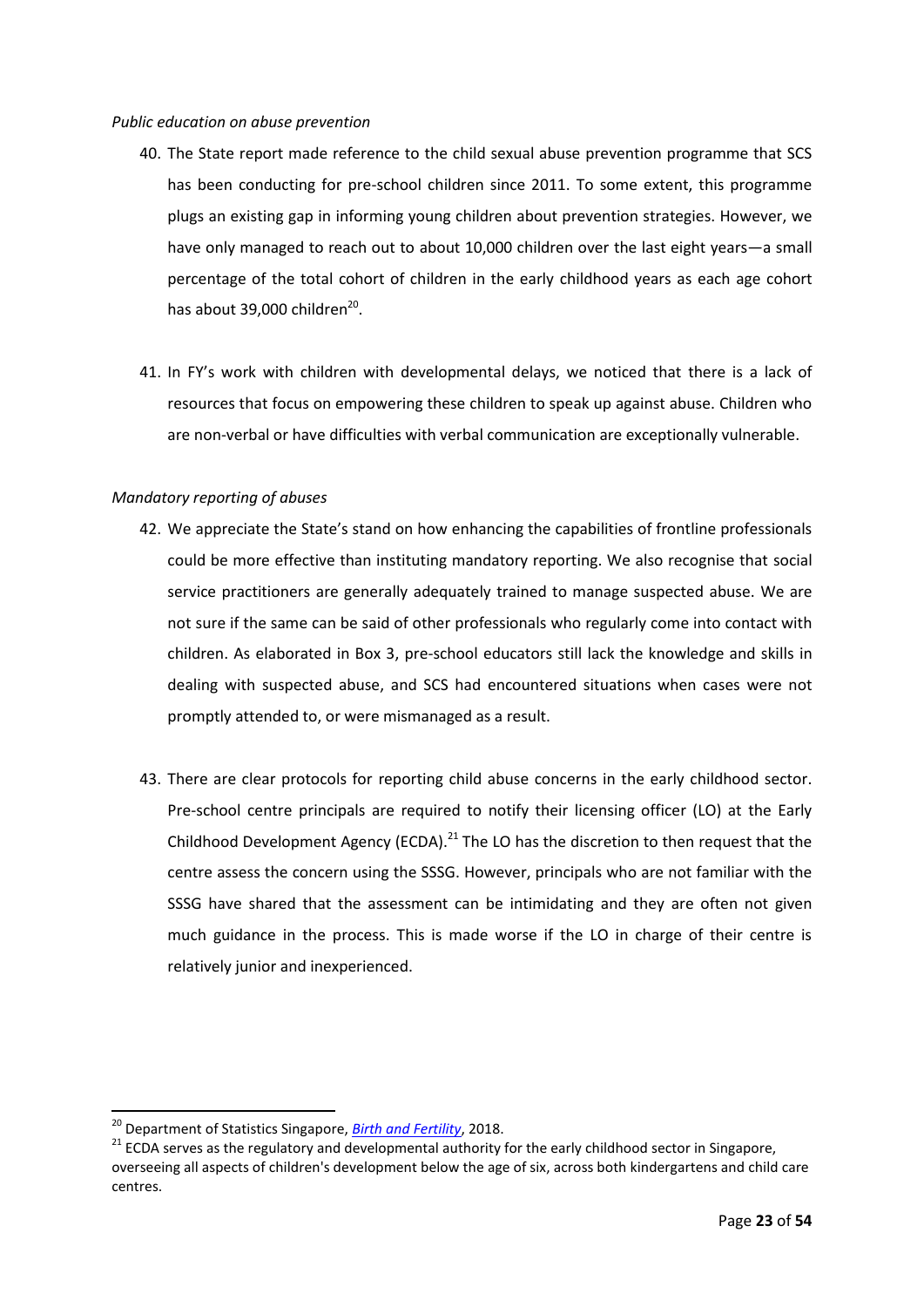*Public education on abuse prevention*

40. The State report made reference to the child sexual abuse prevention programme that SCS has been conducting for pre-school children since 2011. To some extent, this programme plugs an existing gap in informing young children about prevention strategies. However, we have only managed to reach out to about 10,000 children over the last eight years—a small percentage of the total cohort of children in the early childhood years as each age cohort has about 39,000 children[20].

41. In FY's work with children with developmental delays, we noticed that there is a lack of resources that focus on empowering these children to speak up against abuse. Children who are non-verbal or have difficulties with verbal communication are exceptionally vulnerable.

*Mandatory reporting of abuses*

42. We appreciate the State's stand on how enhancing the capabilities of frontline professionals could be more effective than instituting mandatory reporting. We also recognise that social service practitioners are generally adequately trained to manage suspected abuse. We are not sure if the same can be said of other professionals who regularly come into contact with children. As elaborated in Box 3, pre-school educators still lack the knowledge and skills in dealing with suspected abuse, and SCS had encountered situations when cases were not promptly attended to, or were mismanaged as a result.

43. There are clear protocols for reporting child abuse concerns in the early childhood sector. Pre-school centre principals are required to notify their licensing officer (LO) at the Early Childhood Development Agency (ECDA).[21] The LO has the discretion to then request that the centre assess the concern using the SSSG. However, principals who are not familiar with the SSSG have shared that the assessment can be intimidating and they are often not given much guidance in the process. This is made worse if the LO in charge of their centre is relatively junior and inexperienced.

---

[20] Department of Statistics Singapore, *Birth and Fertility*, 2018.

[21] ECDA serves as the regulatory and developmental authority for the early childhood sector in Singapore, overseeing all aspects of children's development below the age of six, across both kindergartens and child care centres.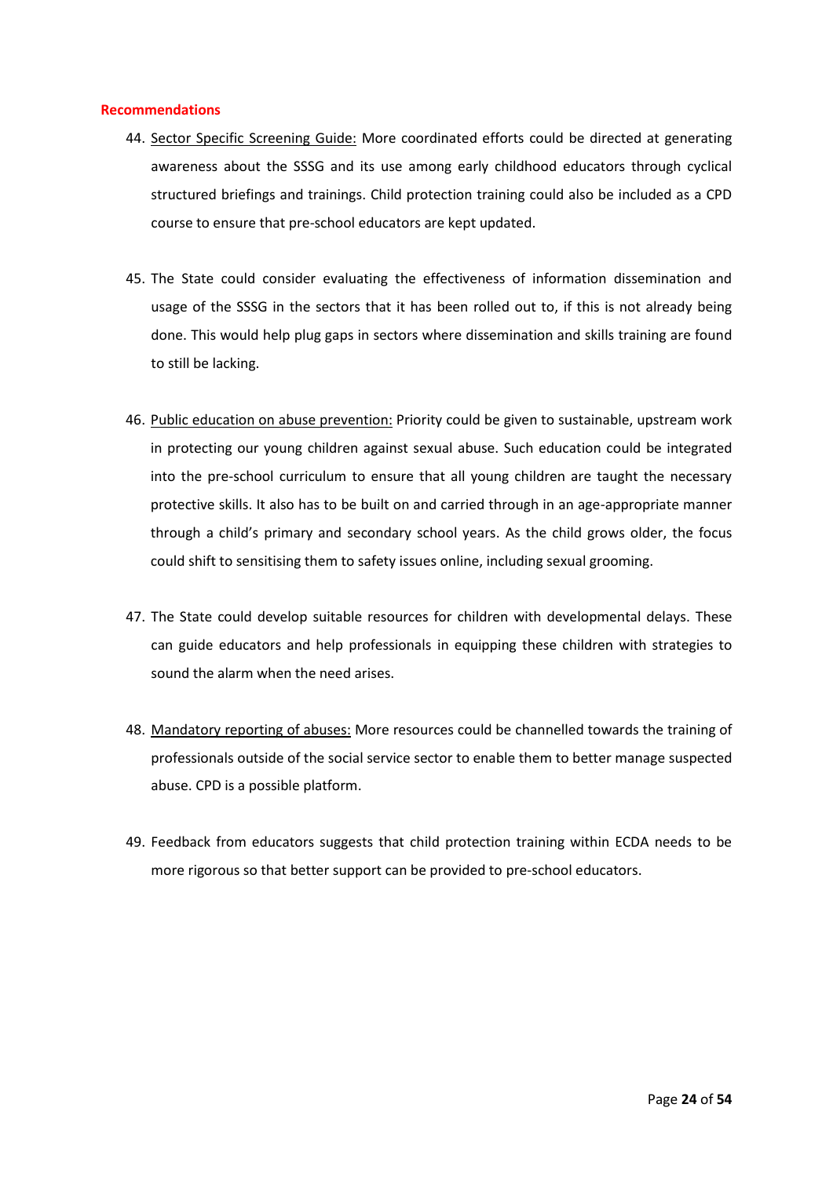**Recommendations**

44. <u>Sector Specific Screening Guide:</u> More coordinated efforts could be directed at generating awareness about the SSSG and its use among early childhood educators through cyclical structured briefings and trainings. Child protection training could also be included as a CPD course to ensure that pre-school educators are kept updated.

45. The State could consider evaluating the effectiveness of information dissemination and usage of the SSSG in the sectors that it has been rolled out to, if this is not already being done. This would help plug gaps in sectors where dissemination and skills training are found to still be lacking.

46. <u>Public education on abuse prevention:</u> Priority could be given to sustainable, upstream work in protecting our young children against sexual abuse. Such education could be integrated into the pre-school curriculum to ensure that all young children are taught the necessary protective skills. It also has to be built on and carried through in an age-appropriate manner through a child's primary and secondary school years. As the child grows older, the focus could shift to sensitising them to safety issues online, including sexual grooming.

47. The State could develop suitable resources for children with developmental delays. These can guide educators and help professionals in equipping these children with strategies to sound the alarm when the need arises.

48. <u>Mandatory reporting of abuses:</u> More resources could be channelled towards the training of professionals outside of the social service sector to enable them to better manage suspected abuse. CPD is a possible platform.

49. Feedback from educators suggests that child protection training within ECDA needs to be more rigorous so that better support can be provided to pre-school educators.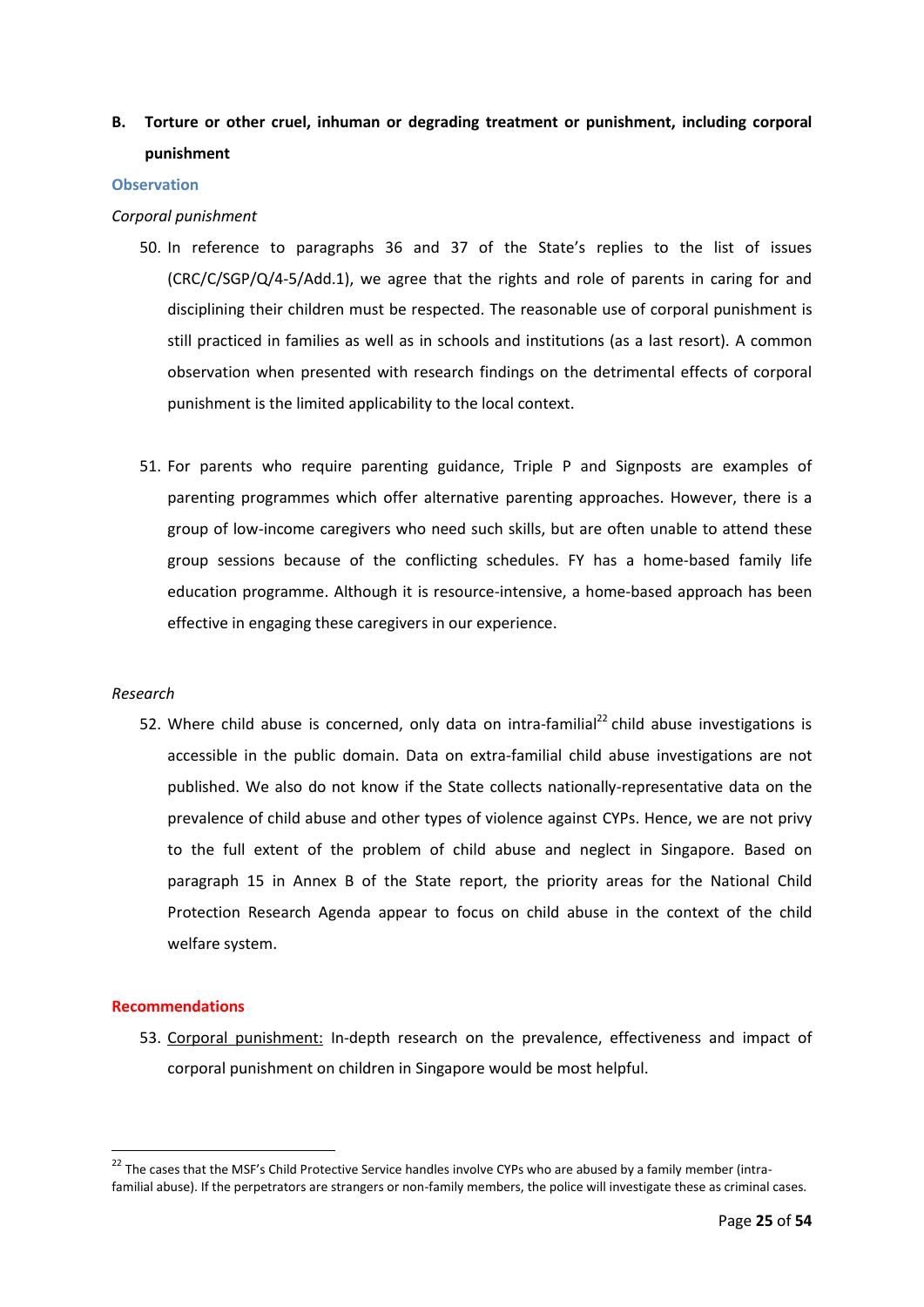## B. Torture or other cruel, inhuman or degrading treatment or punishment, including corporal punishment

**Observation**

*Corporal punishment*

50. In reference to paragraphs 36 and 37 of the State's replies to the list of issues (CRC/C/SGP/Q/4-5/Add.1), we agree that the rights and role of parents in caring for and disciplining their children must be respected. The reasonable use of corporal punishment is still practiced in families as well as in schools and institutions (as a last resort). A common observation when presented with research findings on the detrimental effects of corporal punishment is the limited applicability to the local context.

51. For parents who require parenting guidance, Triple P and Signposts are examples of parenting programmes which offer alternative parenting approaches. However, there is a group of low-income caregivers who need such skills, but are often unable to attend these group sessions because of the conflicting schedules. FY has a home-based family life education programme. Although it is resource-intensive, a home-based approach has been effective in engaging these caregivers in our experience.

*Research*

52. Where child abuse is concerned, only data on intra-familial[22] child abuse investigations is accessible in the public domain. Data on extra-familial child abuse investigations are not published. We also do not know if the State collects nationally-representative data on the prevalence of child abuse and other types of violence against CYPs. Hence, we are not privy to the full extent of the problem of child abuse and neglect in Singapore. Based on paragraph 15 in Annex B of the State report, the priority areas for the National Child Protection Research Agenda appear to focus on child abuse in the context of the child welfare system.

**Recommendations**

53. Corporal punishment: In-depth research on the prevalence, effectiveness and impact of corporal punishment on children in Singapore would be most helpful.

[22] The cases that the MSF's Child Protective Service handles involve CYPs who are abused by a family member (intra-familial abuse). If the perpetrators are strangers or non-family members, the police will investigate these as criminal cases.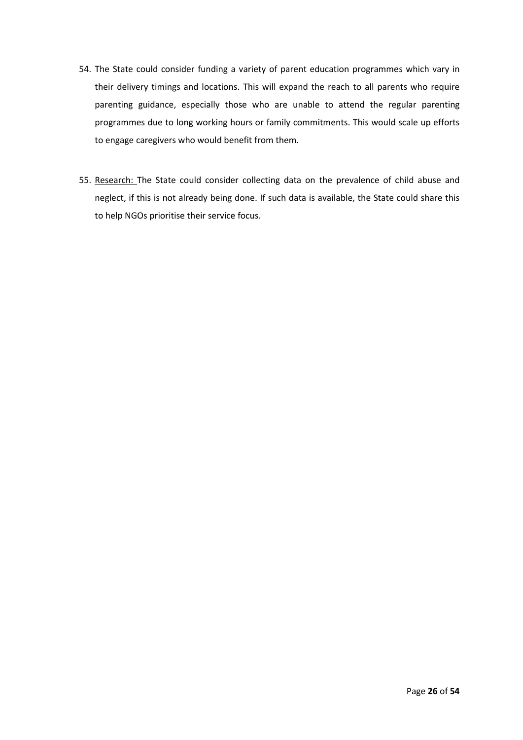54. The State could consider funding a variety of parent education programmes which vary in their delivery timings and locations. This will expand the reach to all parents who require parenting guidance, especially those who are unable to attend the regular parenting programmes due to long working hours or family commitments. This would scale up efforts to engage caregivers who would benefit from them.

55. <u>Research:</u> The State could consider collecting data on the prevalence of child abuse and neglect, if this is not already being done. If such data is available, the State could share this to help NGOs prioritise their service focus.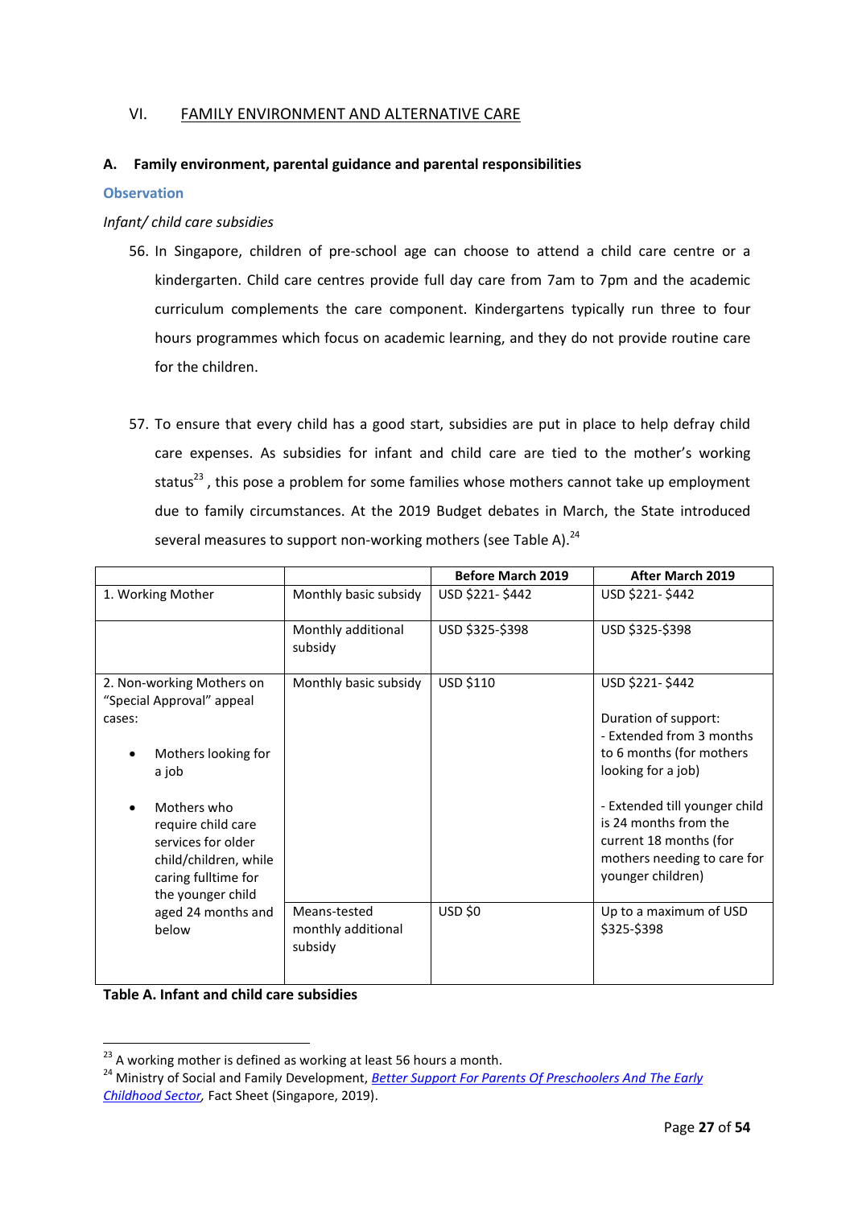## VI. FAMILY ENVIRONMENT AND ALTERNATIVE CARE

### A. Family environment, parental guidance and parental responsibilities

**Observation**

*Infant/ child care subsidies*

56. In Singapore, children of pre-school age can choose to attend a child care centre or a kindergarten. Child care centres provide full day care from 7am to 7pm and the academic curriculum complements the care component. Kindergartens typically run three to four hours programmes which focus on academic learning, and they do not provide routine care for the children.

57. To ensure that every child has a good start, subsidies are put in place to help defray child care expenses. As subsidies for infant and child care are tied to the mother's working status[23], this pose a problem for some families whose mothers cannot take up employment due to family circumstances. At the 2019 Budget debates in March, the State introduced several measures to support non-working mothers (see Table A).[24]

| | | Before March 2019 | After March 2019 |
|---|---|---|---|
| 1. Working Mother | Monthly basic subsidy | USD $221- $442 | USD $221- $442 |
| | Monthly additional subsidy | USD $325-$398 | USD $325-$398 |
| 2. Non-working Mothers on "Special Approval" appeal cases:<br>• Mothers looking for a job<br>• Mothers who require child care services for older child/children, while caring fulltime for the younger child aged 24 months and below | Monthly basic subsidy | USD $110 | USD $221- $442<br><br>Duration of support:<br>- Extended from 3 months to 6 months (for mothers looking for a job)<br><br>- Extended till younger child is 24 months from the current 18 months (for mothers needing to care for younger children) |
| | Means-tested monthly additional subsidy | USD $0 | Up to a maximum of USD $325-$398 |

**Table A. Infant and child care subsidies**

---

[23] A working mother is defined as working at least 56 hours a month.

[24] Ministry of Social and Family Development, *Better Support For Parents Of Preschoolers And The Early Childhood Sector,* Fact Sheet (Singapore, 2019).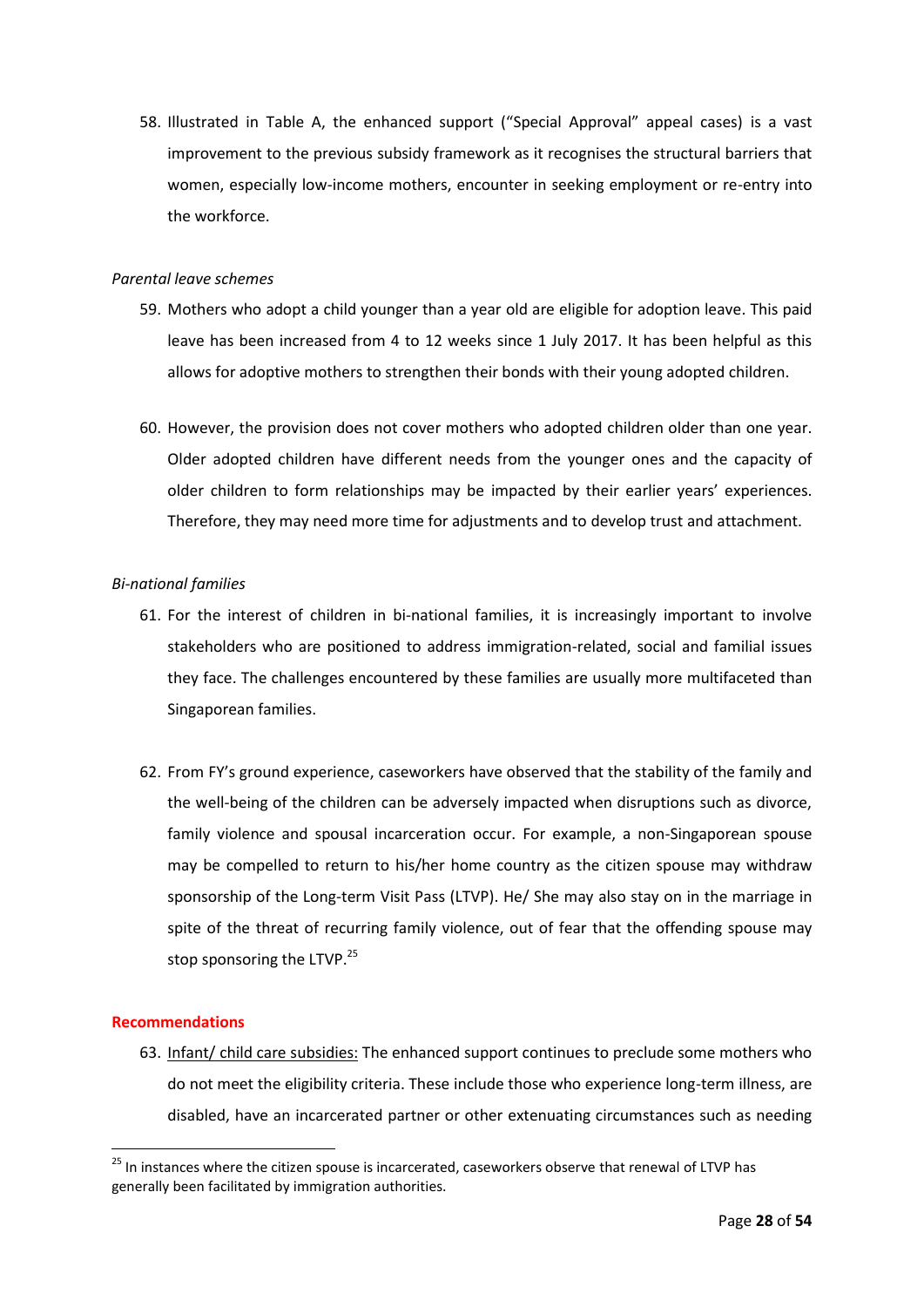58. Illustrated in Table A, the enhanced support ("Special Approval" appeal cases) is a vast improvement to the previous subsidy framework as it recognises the structural barriers that women, especially low-income mothers, encounter in seeking employment or re-entry into the workforce.

*Parental leave schemes*

59. Mothers who adopt a child younger than a year old are eligible for adoption leave. This paid leave has been increased from 4 to 12 weeks since 1 July 2017. It has been helpful as this allows for adoptive mothers to strengthen their bonds with their young adopted children.

60. However, the provision does not cover mothers who adopted children older than one year. Older adopted children have different needs from the younger ones and the capacity of older children to form relationships may be impacted by their earlier years' experiences. Therefore, they may need more time for adjustments and to develop trust and attachment.

*Bi-national families*

61. For the interest of children in bi-national families, it is increasingly important to involve stakeholders who are positioned to address immigration-related, social and familial issues they face. The challenges encountered by these families are usually more multifaceted than Singaporean families.

62. From FY's ground experience, caseworkers have observed that the stability of the family and the well-being of the children can be adversely impacted when disruptions such as divorce, family violence and spousal incarceration occur. For example, a non-Singaporean spouse may be compelled to return to his/her home country as the citizen spouse may withdraw sponsorship of the Long-term Visit Pass (LTVP). He/ She may also stay on in the marriage in spite of the threat of recurring family violence, out of fear that the offending spouse may stop sponsoring the LTVP.[25]

**Recommendations**

63. Infant/ child care subsidies: The enhanced support continues to preclude some mothers who do not meet the eligibility criteria. These include those who experience long-term illness, are disabled, have an incarcerated partner or other extenuating circumstances such as needing

[25] In instances where the citizen spouse is incarcerated, caseworkers observe that renewal of LTVP has generally been facilitated by immigration authorities.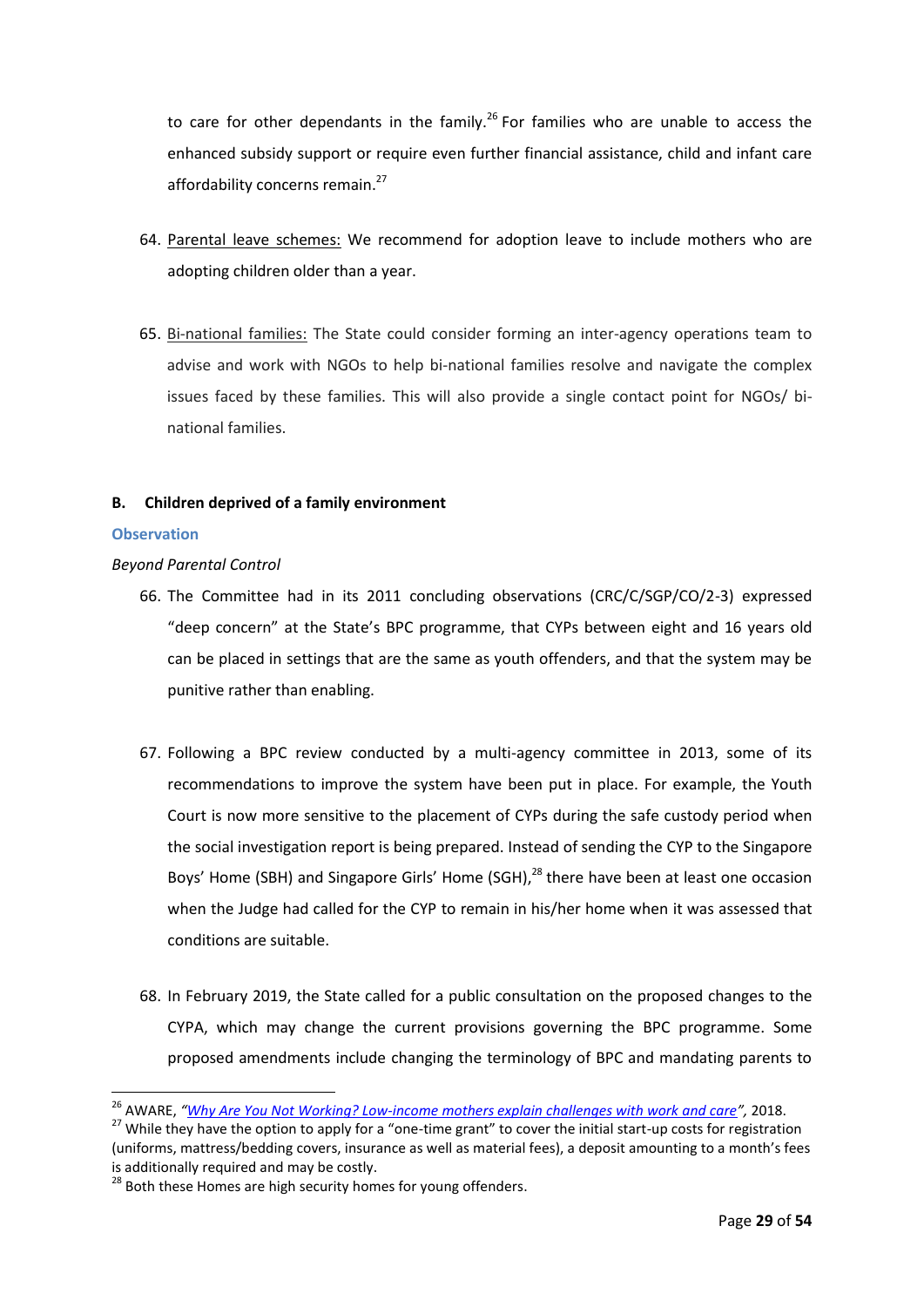to care for other dependants in the family.[26] For families who are unable to access the enhanced subsidy support or require even further financial assistance, child and infant care affordability concerns remain.[27]

64. Parental leave schemes: We recommend for adoption leave to include mothers who are adopting children older than a year.

65. Bi-national families: The State could consider forming an inter-agency operations team to advise and work with NGOs to help bi-national families resolve and navigate the complex issues faced by these families. This will also provide a single contact point for NGOs/ bi-national families.

**B. Children deprived of a family environment**

**Observation**

*Beyond Parental Control*

66. The Committee had in its 2011 concluding observations (CRC/C/SGP/CO/2-3) expressed "deep concern" at the State's BPC programme, that CYPs between eight and 16 years old can be placed in settings that are the same as youth offenders, and that the system may be punitive rather than enabling.

67. Following a BPC review conducted by a multi-agency committee in 2013, some of its recommendations to improve the system have been put in place. For example, the Youth Court is now more sensitive to the placement of CYPs during the safe custody period when the social investigation report is being prepared. Instead of sending the CYP to the Singapore Boys' Home (SBH) and Singapore Girls' Home (SGH),[28] there have been at least one occasion when the Judge had called for the CYP to remain in his/her home when it was assessed that conditions are suitable.

68. In February 2019, the State called for a public consultation on the proposed changes to the CYPA, which may change the current provisions governing the BPC programme. Some proposed amendments include changing the terminology of BPC and mandating parents to

---

[26] AWARE, *"Why Are You Not Working? Low-income mothers explain challenges with work and care"*, 2018.

[27] While they have the option to apply for a "one-time grant" to cover the initial start-up costs for registration (uniforms, mattress/bedding covers, insurance as well as material fees), a deposit amounting to a month's fees is additionally required and may be costly.

[28] Both these Homes are high security homes for young offenders.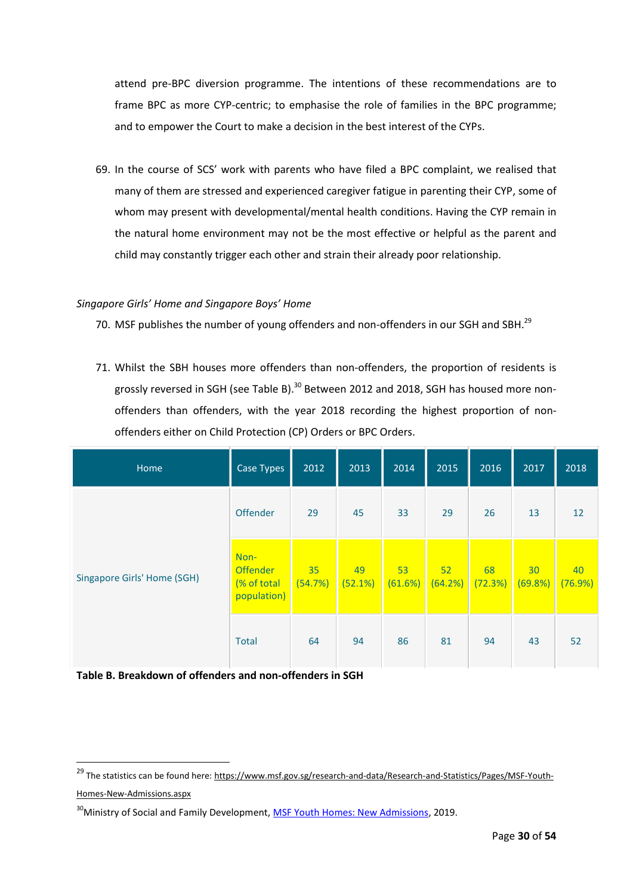attend pre-BPC diversion programme. The intentions of these recommendations are to frame BPC as more CYP-centric; to emphasise the role of families in the BPC programme; and to empower the Court to make a decision in the best interest of the CYPs.

69. In the course of SCS' work with parents who have filed a BPC complaint, we realised that many of them are stressed and experienced caregiver fatigue in parenting their CYP, some of whom may present with developmental/mental health conditions. Having the CYP remain in the natural home environment may not be the most effective or helpful as the parent and child may constantly trigger each other and strain their already poor relationship.

*Singapore Girls' Home and Singapore Boys' Home*

70. MSF publishes the number of young offenders and non-offenders in our SGH and SBH.[29]

71. Whilst the SBH houses more offenders than non-offenders, the proportion of residents is grossly reversed in SGH (see Table B).[30] Between 2012 and 2018, SGH has housed more non-offenders than offenders, with the year 2018 recording the highest proportion of non-offenders either on Child Protection (CP) Orders or BPC Orders.

| Home | Case Types | 2012 | 2013 | 2014 | 2015 | 2016 | 2017 | 2018 |
|---|---|---|---|---|---|---|---|---|
| Singapore Girls' Home (SGH) | Offender | 29 | 45 | 33 | 29 | 26 | 13 | 12 |
| | Non-Offender (% of total population) | 35 (54.7%) | 49 (52.1%) | 53 (61.6%) | 52 (64.2%) | 68 (72.3%) | 30 (69.8%) | 40 (76.9%) |
| | Total | 64 | 94 | 86 | 81 | 94 | 43 | 52 |

**Table B. Breakdown of offenders and non-offenders in SGH**

---

[29] The statistics can be found here: https://www.msf.gov.sg/research-and-data/Research-and-Statistics/Pages/MSF-Youth-Homes-New-Admissions.aspx

[30] Ministry of Social and Family Development, MSF Youth Homes: New Admissions, 2019.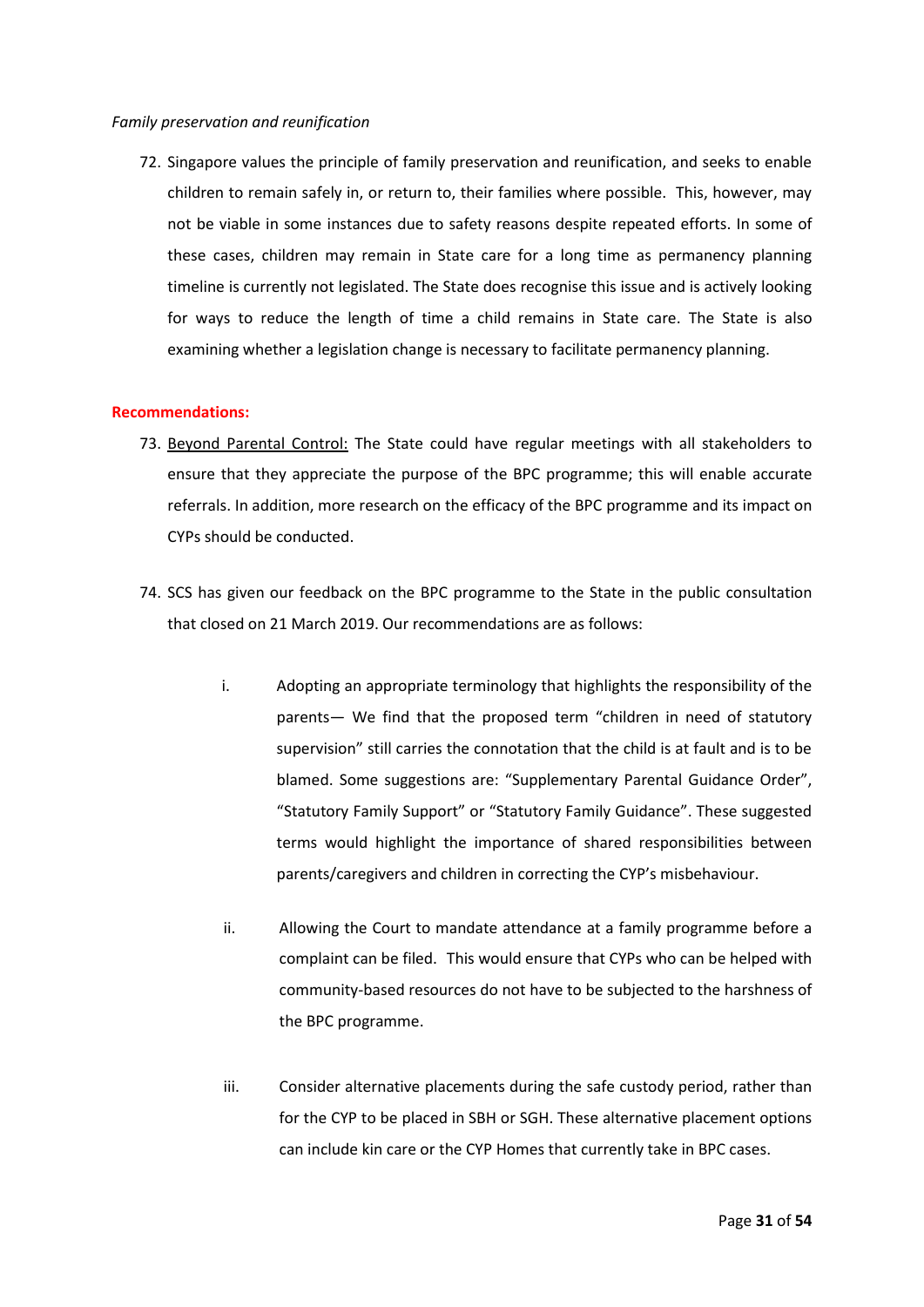*Family preservation and reunification*

72. Singapore values the principle of family preservation and reunification, and seeks to enable children to remain safely in, or return to, their families where possible. This, however, may not be viable in some instances due to safety reasons despite repeated efforts. In some of these cases, children may remain in State care for a long time as permanency planning timeline is currently not legislated. The State does recognise this issue and is actively looking for ways to reduce the length of time a child remains in State care. The State is also examining whether a legislation change is necessary to facilitate permanency planning.

**Recommendations:**

73. <u>Beyond Parental Control:</u> The State could have regular meetings with all stakeholders to ensure that they appreciate the purpose of the BPC programme; this will enable accurate referrals. In addition, more research on the efficacy of the BPC programme and its impact on CYPs should be conducted.

74. SCS has given our feedback on the BPC programme to the State in the public consultation that closed on 21 March 2019. Our recommendations are as follows:

    i. Adopting an appropriate terminology that highlights the responsibility of the parents— We find that the proposed term "children in need of statutory supervision" still carries the connotation that the child is at fault and is to be blamed. Some suggestions are: "Supplementary Parental Guidance Order", "Statutory Family Support" or "Statutory Family Guidance". These suggested terms would highlight the importance of shared responsibilities between parents/caregivers and children in correcting the CYP's misbehaviour.

    ii. Allowing the Court to mandate attendance at a family programme before a complaint can be filed. This would ensure that CYPs who can be helped with community-based resources do not have to be subjected to the harshness of the BPC programme.

    iii. Consider alternative placements during the safe custody period, rather than for the CYP to be placed in SBH or SGH. These alternative placement options can include kin care or the CYP Homes that currently take in BPC cases.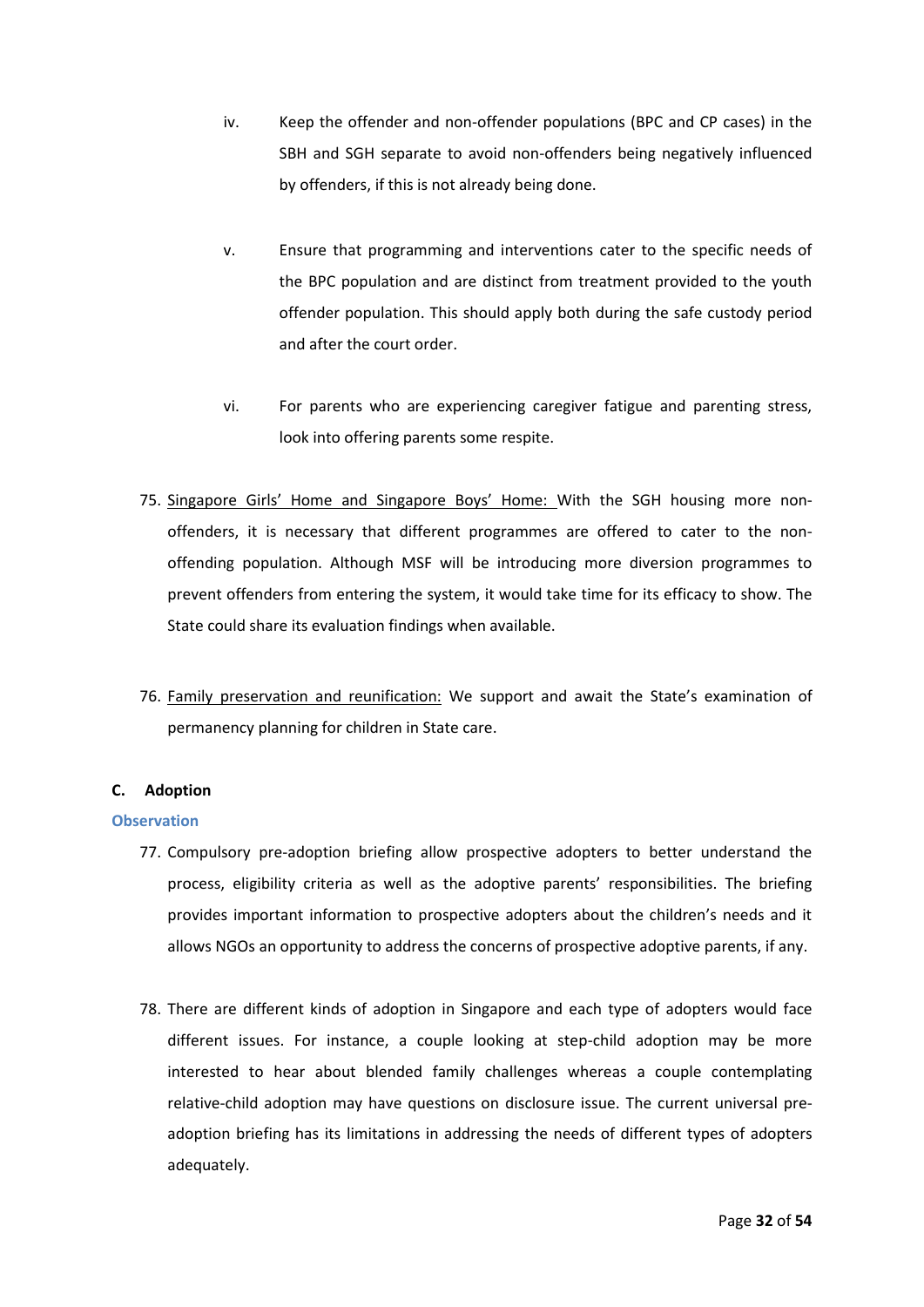iv. Keep the offender and non-offender populations (BPC and CP cases) in the SBH and SGH separate to avoid non-offenders being negatively influenced by offenders, if this is not already being done.

v. Ensure that programming and interventions cater to the specific needs of the BPC population and are distinct from treatment provided to the youth offender population. This should apply both during the safe custody period and after the court order.

vi. For parents who are experiencing caregiver fatigue and parenting stress, look into offering parents some respite.

75. Singapore Girls' Home and Singapore Boys' Home: With the SGH housing more non-offenders, it is necessary that different programmes are offered to cater to the non-offending population. Although MSF will be introducing more diversion programmes to prevent offenders from entering the system, it would take time for its efficacy to show. The State could share its evaluation findings when available.

76. Family preservation and reunification: We support and await the State's examination of permanency planning for children in State care.

### C. Adoption

#### Observation

77. Compulsory pre-adoption briefing allow prospective adopters to better understand the process, eligibility criteria as well as the adoptive parents' responsibilities. The briefing provides important information to prospective adopters about the children's needs and it allows NGOs an opportunity to address the concerns of prospective adoptive parents, if any.

78. There are different kinds of adoption in Singapore and each type of adopters would face different issues. For instance, a couple looking at step-child adoption may be more interested to hear about blended family challenges whereas a couple contemplating relative-child adoption may have questions on disclosure issue. The current universal pre-adoption briefing has its limitations in addressing the needs of different types of adopters adequately.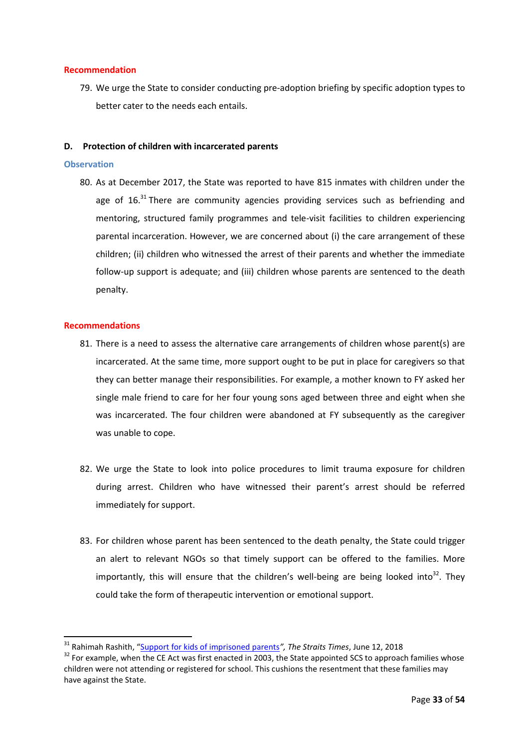**Recommendation**

79. We urge the State to consider conducting pre-adoption briefing by specific adoption types to better cater to the needs each entails.

**D. Protection of children with incarcerated parents**

**Observation**

80. As at December 2017, the State was reported to have 815 inmates with children under the age of 16.[31] There are community agencies providing services such as befriending and mentoring, structured family programmes and tele-visit facilities to children experiencing parental incarceration. However, we are concerned about (i) the care arrangement of these children; (ii) children who witnessed the arrest of their parents and whether the immediate follow-up support is adequate; and (iii) children whose parents are sentenced to the death penalty.

**Recommendations**

81. There is a need to assess the alternative care arrangements of children whose parent(s) are incarcerated. At the same time, more support ought to be put in place for caregivers so that they can better manage their responsibilities. For example, a mother known to FY asked her single male friend to care for her four young sons aged between three and eight when she was incarcerated. The four children were abandoned at FY subsequently as the caregiver was unable to cope.

82. We urge the State to look into police procedures to limit trauma exposure for children during arrest. Children who have witnessed their parent's arrest should be referred immediately for support.

83. For children whose parent has been sentenced to the death penalty, the State could trigger an alert to relevant NGOs so that timely support can be offered to the families. More importantly, this will ensure that the children's well-being are being looked into[32]. They could take the form of therapeutic intervention or emotional support.

---

[31] Rahimah Rashith, "Support for kids of imprisoned parents", *The Straits Times*, June 12, 2018

[32] For example, when the CE Act was first enacted in 2003, the State appointed SCS to approach families whose children were not attending or registered for school. This cushions the resentment that these families may have against the State.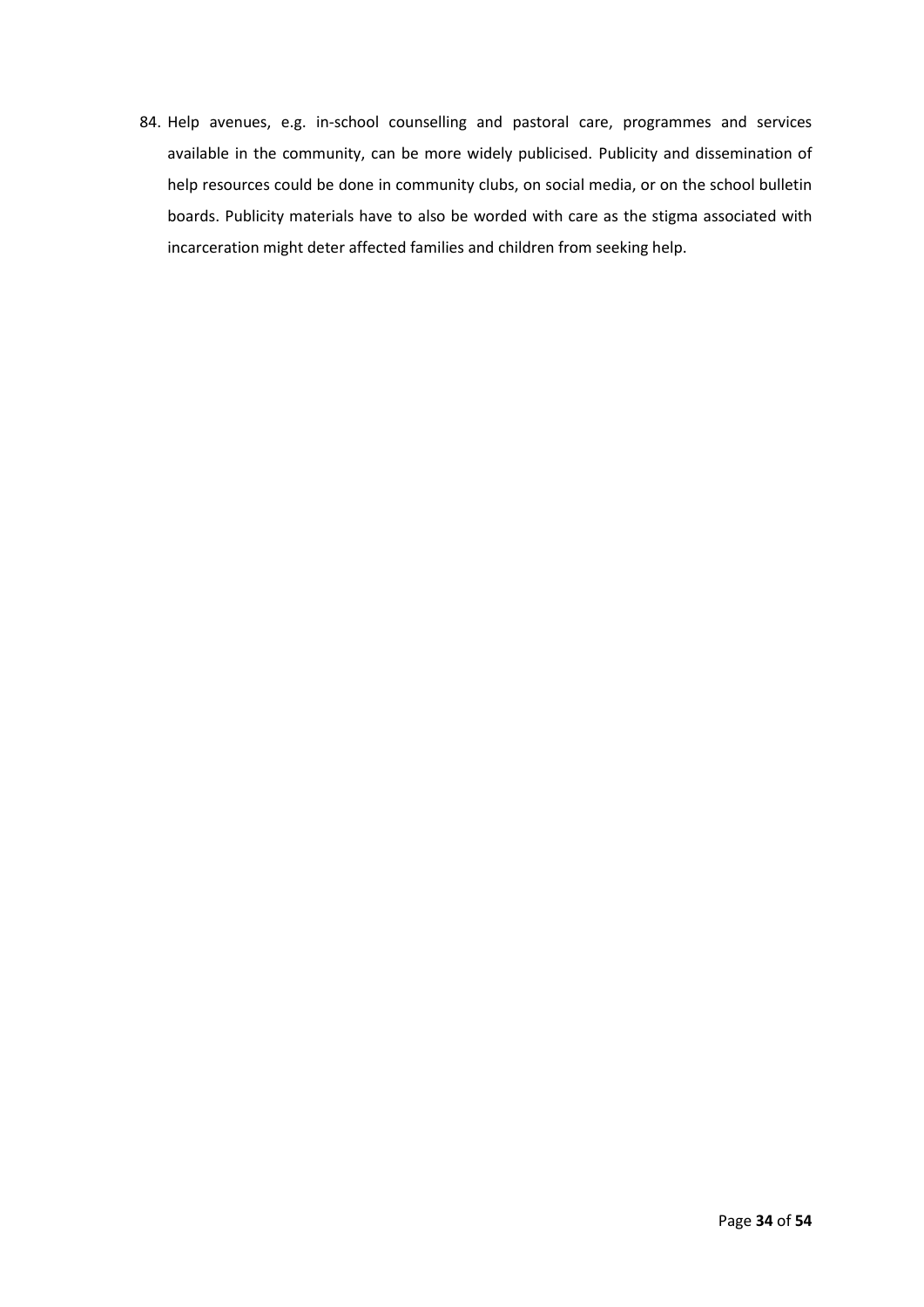84. Help avenues, e.g. in-school counselling and pastoral care, programmes and services available in the community, can be more widely publicised. Publicity and dissemination of help resources could be done in community clubs, on social media, or on the school bulletin boards. Publicity materials have to also be worded with care as the stigma associated with incarceration might deter affected families and children from seeking help.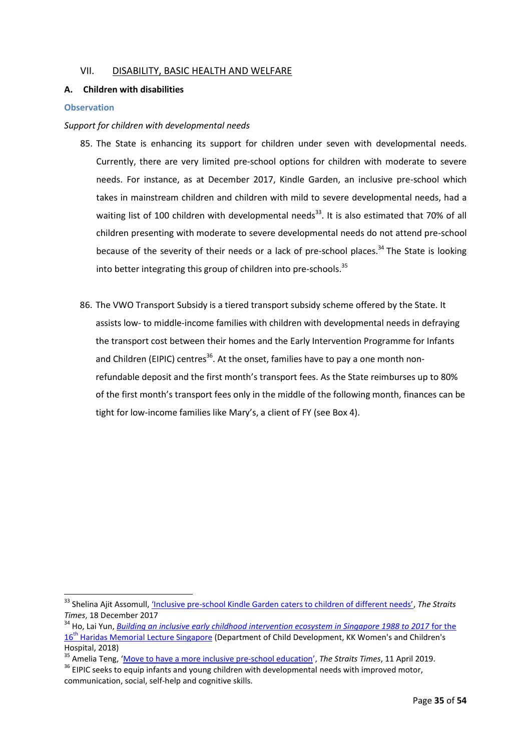## VII. DISABILITY, BASIC HEALTH AND WELFARE

### A. Children with disabilities

**Observation**

*Support for children with developmental needs*

85. The State is enhancing its support for children under seven with developmental needs. Currently, there are very limited pre-school options for children with moderate to severe needs. For instance, as at December 2017, Kindle Garden, an inclusive pre-school which takes in mainstream children and children with mild to severe developmental needs, had a waiting list of 100 children with developmental needs[33]. It is also estimated that 70% of all children presenting with moderate to severe developmental needs do not attend pre-school because of the severity of their needs or a lack of pre-school places.[34] The State is looking into better integrating this group of children into pre-schools.[35]

86. The VWO Transport Subsidy is a tiered transport subsidy scheme offered by the State. It assists low- to middle-income families with children with developmental needs in defraying the transport cost between their homes and the Early Intervention Programme for Infants and Children (EIPIC) centres[36]. At the onset, families have to pay a one month non-refundable deposit and the first month's transport fees. As the State reimburses up to 80% of the first month's transport fees only in the middle of the following month, finances can be tight for low-income families like Mary's, a client of FY (see Box 4).

---

[33] Shelina Ajit Assomull, 'Inclusive pre-school Kindle Garden caters to children of different needs', *The Straits Times*, 18 December 2017

[34] Ho, Lai Yun, *Building an inclusive early childhood intervention ecosystem in Singapore 1988 to 2017* for the 16th Haridas Memorial Lecture Singapore (Department of Child Development, KK Women's and Children's Hospital, 2018)

[35] Amelia Teng, 'Move to have a more inclusive pre-school education', *The Straits Times*, 11 April 2019.

[36] EIPIC seeks to equip infants and young children with developmental needs with improved motor, communication, social, self-help and cognitive skills.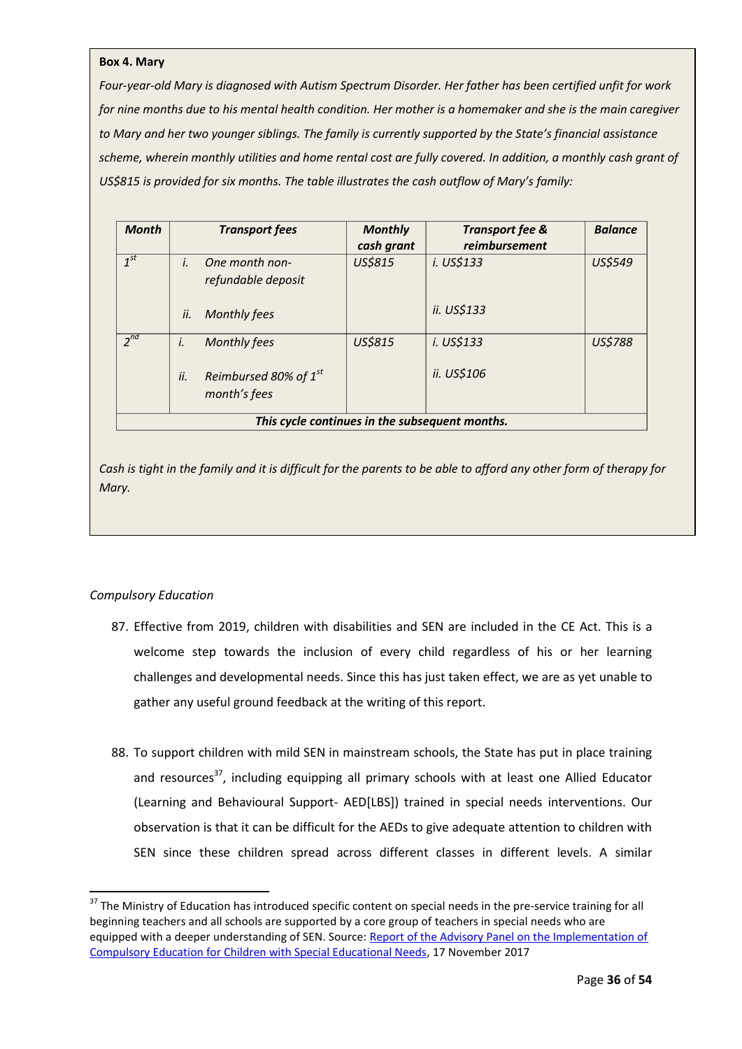**Box 4. Mary**

*Four-year-old Mary is diagnosed with Autism Spectrum Disorder. Her father has been certified unfit for work for nine months due to his mental health condition. Her mother is a homemaker and she is the main caregiver to Mary and her two younger siblings. The family is currently supported by the State's financial assistance scheme, wherein monthly utilities and home rental cost are fully covered. In addition, a monthly cash grant of US$815 is provided for six months. The table illustrates the cash outflow of Mary's family:*

| ***Month*** | ***Transport fees*** | ***Monthly cash grant*** | ***Transport fee & reimbursement*** | ***Balance*** |
|---|---|---|---|---|
| *1st* | *i. One month non-refundable deposit*<br>*ii. Monthly fees* | *US$815* | *i. US$133*<br>*ii. US$133* | *US$549* |
| *2nd* | *i. Monthly fees*<br>*ii. Reimbursed 80% of 1st month's fees* | *US$815* | *i. US$133*<br>*ii. US$106* | *US$788* |
| ***This cycle continues in the subsequent months.*** | | | | |

*Cash is tight in the family and it is difficult for the parents to be able to afford any other form of therapy for Mary.*

*Compulsory Education*

87. Effective from 2019, children with disabilities and SEN are included in the CE Act. This is a welcome step towards the inclusion of every child regardless of his or her learning challenges and developmental needs. Since this has just taken effect, we are as yet unable to gather any useful ground feedback at the writing of this report.

88. To support children with mild SEN in mainstream schools, the State has put in place training and resources[37], including equipping all primary schools with at least one Allied Educator (Learning and Behavioural Support- AED[LBS]) trained in special needs interventions. Our observation is that it can be difficult for the AEDs to give adequate attention to children with SEN since these children spread across different classes in different levels. A similar

[37] The Ministry of Education has introduced specific content on special needs in the pre-service training for all beginning teachers and all schools are supported by a core group of teachers in special needs who are equipped with a deeper understanding of SEN. Source: Report of the Advisory Panel on the Implementation of Compulsory Education for Children with Special Educational Needs, 17 November 2017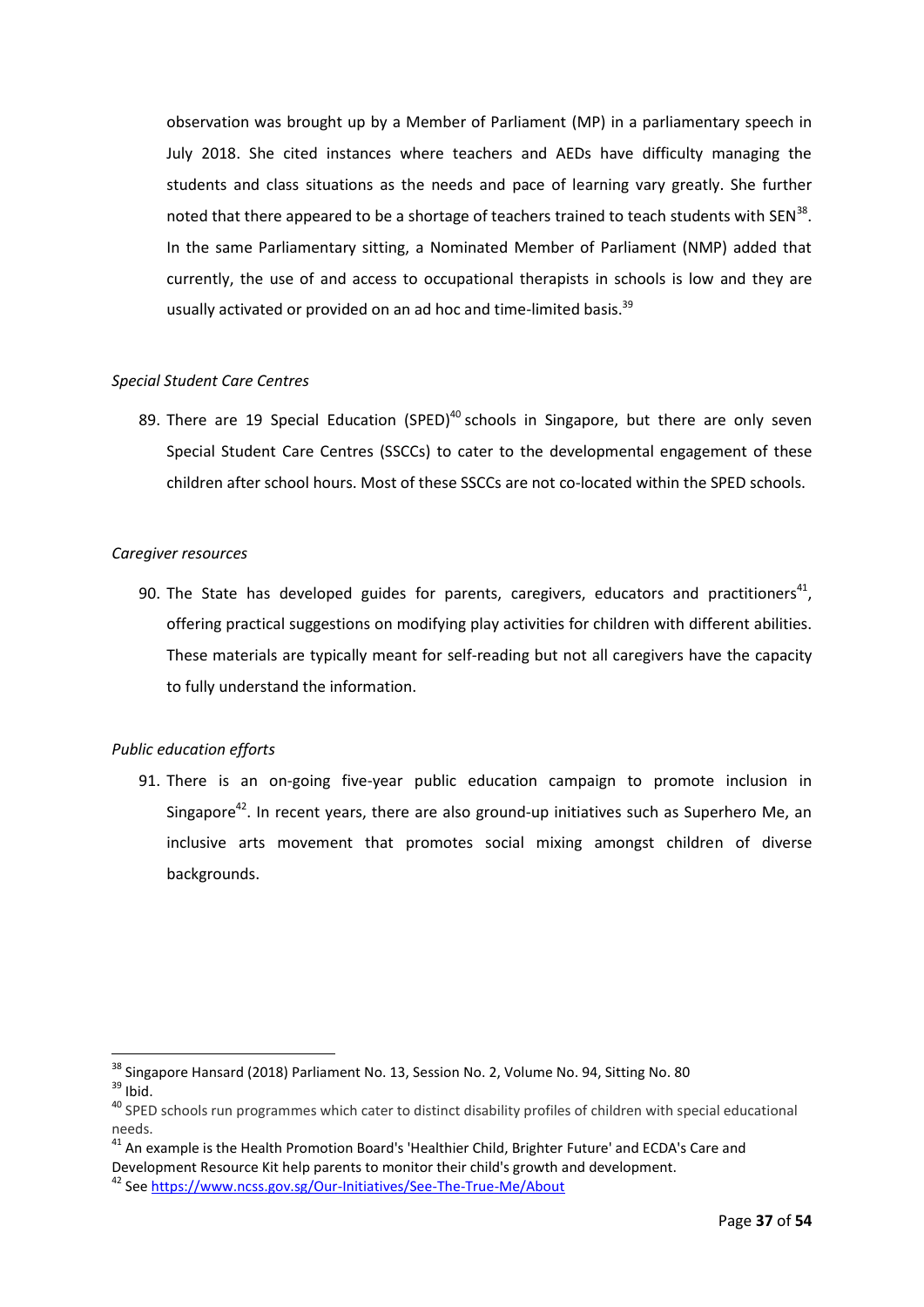observation was brought up by a Member of Parliament (MP) in a parliamentary speech in July 2018. She cited instances where teachers and AEDs have difficulty managing the students and class situations as the needs and pace of learning vary greatly. She further noted that there appeared to be a shortage of teachers trained to teach students with SEN[38]. In the same Parliamentary sitting, a Nominated Member of Parliament (NMP) added that currently, the use of and access to occupational therapists in schools is low and they are usually activated or provided on an ad hoc and time-limited basis.[39]

*Special Student Care Centres*

89. There are 19 Special Education (SPED)[40] schools in Singapore, but there are only seven Special Student Care Centres (SSCCs) to cater to the developmental engagement of these children after school hours. Most of these SSCCs are not co-located within the SPED schools.

*Caregiver resources*

90. The State has developed guides for parents, caregivers, educators and practitioners[41], offering practical suggestions on modifying play activities for children with different abilities. These materials are typically meant for self-reading but not all caregivers have the capacity to fully understand the information.

*Public education efforts*

91. There is an on-going five-year public education campaign to promote inclusion in Singapore[42]. In recent years, there are also ground-up initiatives such as Superhero Me, an inclusive arts movement that promotes social mixing amongst children of diverse backgrounds.

---

[38] Singapore Hansard (2018) Parliament No. 13, Session No. 2, Volume No. 94, Sitting No. 80

[39] Ibid.

[40] SPED schools run programmes which cater to distinct disability profiles of children with special educational needs.

[41] An example is the Health Promotion Board's 'Healthier Child, Brighter Future' and ECDA's Care and Development Resource Kit help parents to monitor their child's growth and development.

[42] See https://www.ncss.gov.sg/Our-Initiatives/See-The-True-Me/About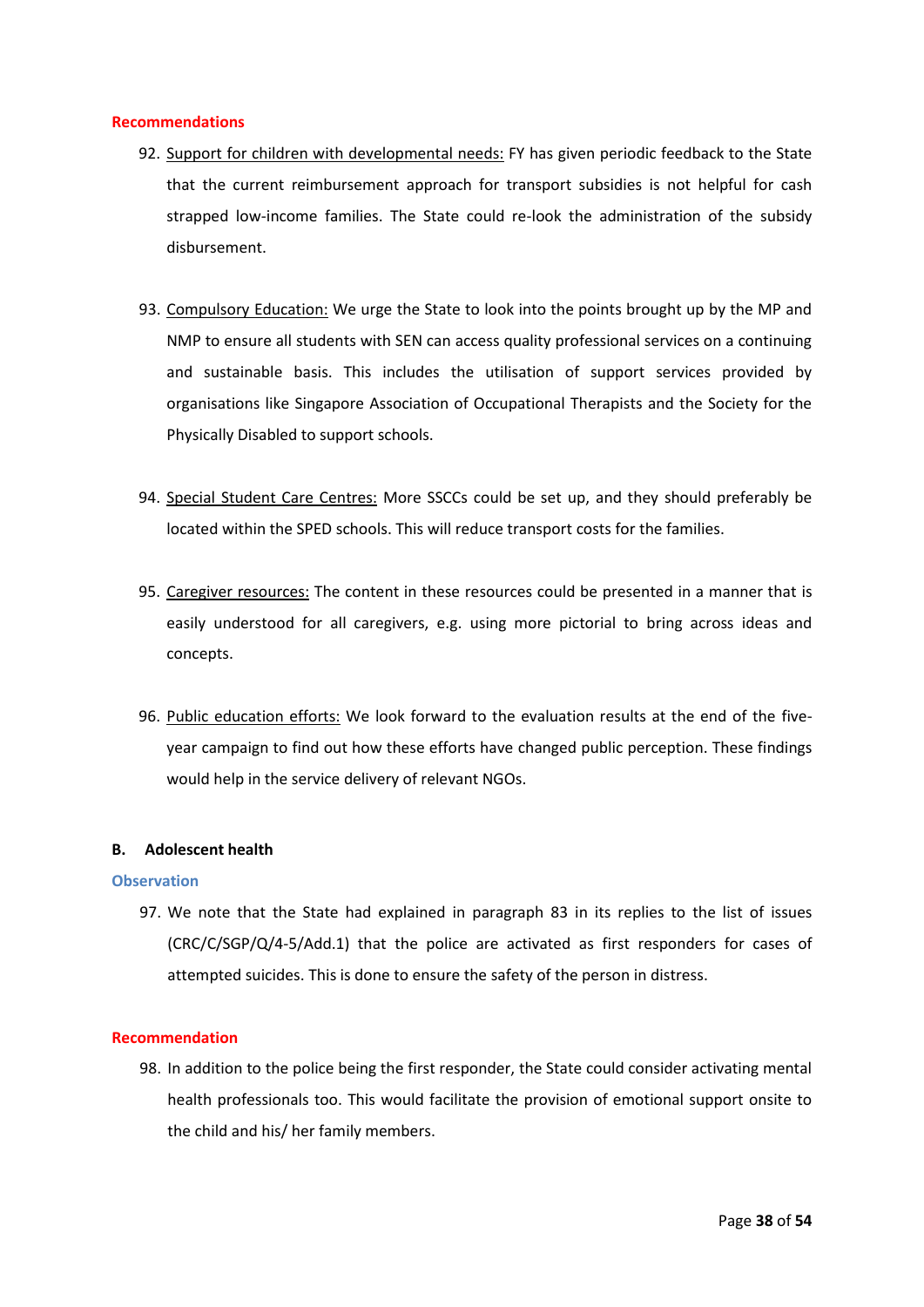#### Recommendations

92. Support for children with developmental needs: FY has given periodic feedback to the State that the current reimbursement approach for transport subsidies is not helpful for cash strapped low-income families. The State could re-look the administration of the subsidy disbursement.

93. Compulsory Education: We urge the State to look into the points brought up by the MP and NMP to ensure all students with SEN can access quality professional services on a continuing and sustainable basis. This includes the utilisation of support services provided by organisations like Singapore Association of Occupational Therapists and the Society for the Physically Disabled to support schools.

94. Special Student Care Centres: More SSCCs could be set up, and they should preferably be located within the SPED schools. This will reduce transport costs for the families.

95. Caregiver resources: The content in these resources could be presented in a manner that is easily understood for all caregivers, e.g. using more pictorial to bring across ideas and concepts.

96. Public education efforts: We look forward to the evaluation results at the end of the five-year campaign to find out how these efforts have changed public perception. These findings would help in the service delivery of relevant NGOs.

### B. Adolescent health

#### Observation

97. We note that the State had explained in paragraph 83 in its replies to the list of issues (CRC/C/SGP/Q/4-5/Add.1) that the police are activated as first responders for cases of attempted suicides. This is done to ensure the safety of the person in distress.

#### Recommendation

98. In addition to the police being the first responder, the State could consider activating mental health professionals too. This would facilitate the provision of emotional support onsite to the child and his/ her family members.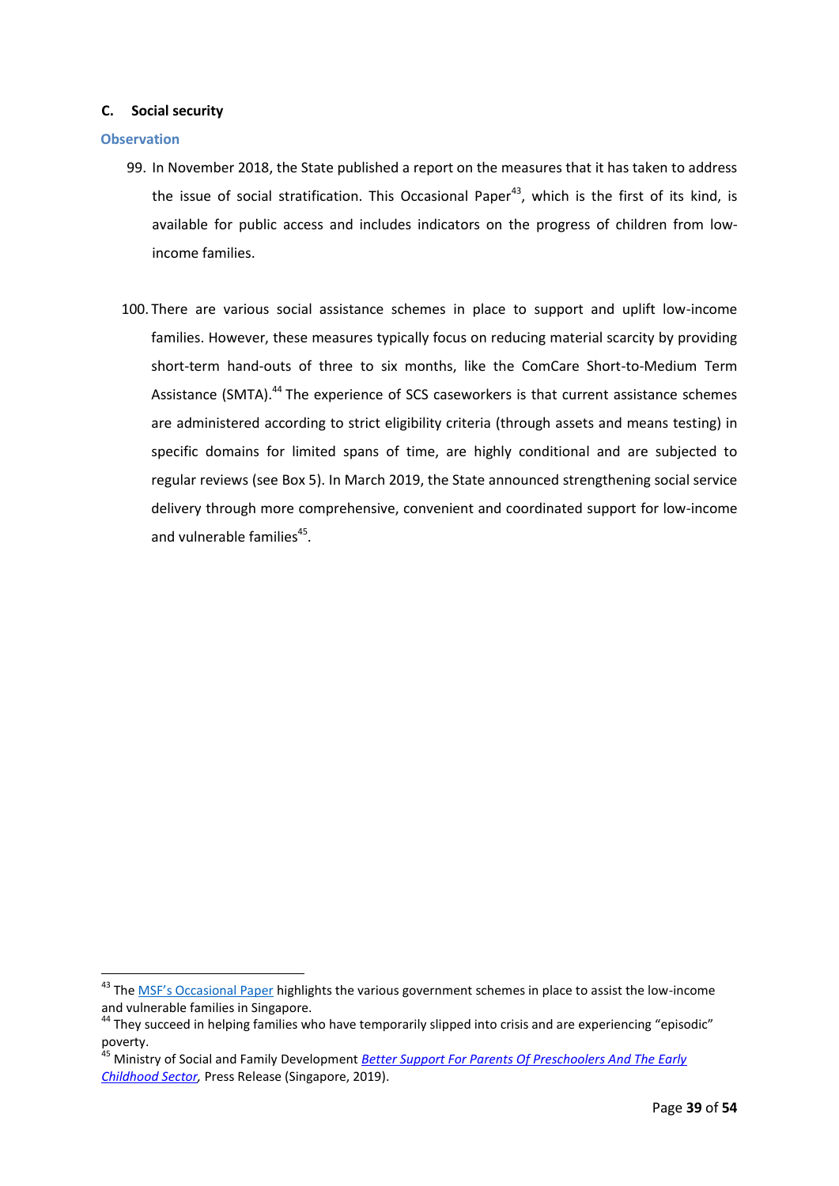### C. Social security

**Observation**

99. In November 2018, the State published a report on the measures that it has taken to address the issue of social stratification. This Occasional Paper[43], which is the first of its kind, is available for public access and includes indicators on the progress of children from low-income families.

100. There are various social assistance schemes in place to support and uplift low-income families. However, these measures typically focus on reducing material scarcity by providing short-term hand-outs of three to six months, like the ComCare Short-to-Medium Term Assistance (SMTA).[44] The experience of SCS caseworkers is that current assistance schemes are administered according to strict eligibility criteria (through assets and means testing) in specific domains for limited spans of time, are highly conditional and are subjected to regular reviews (see Box 5). In March 2019, the State announced strengthening social service delivery through more comprehensive, convenient and coordinated support for low-income and vulnerable families[45].

---

[43] The MSF's Occasional Paper highlights the various government schemes in place to assist the low-income and vulnerable families in Singapore.

[44] They succeed in helping families who have temporarily slipped into crisis and are experiencing "episodic" poverty.

[45] Ministry of Social and Family Development *Better Support For Parents Of Preschoolers And The Early Childhood Sector*, Press Release (Singapore, 2019).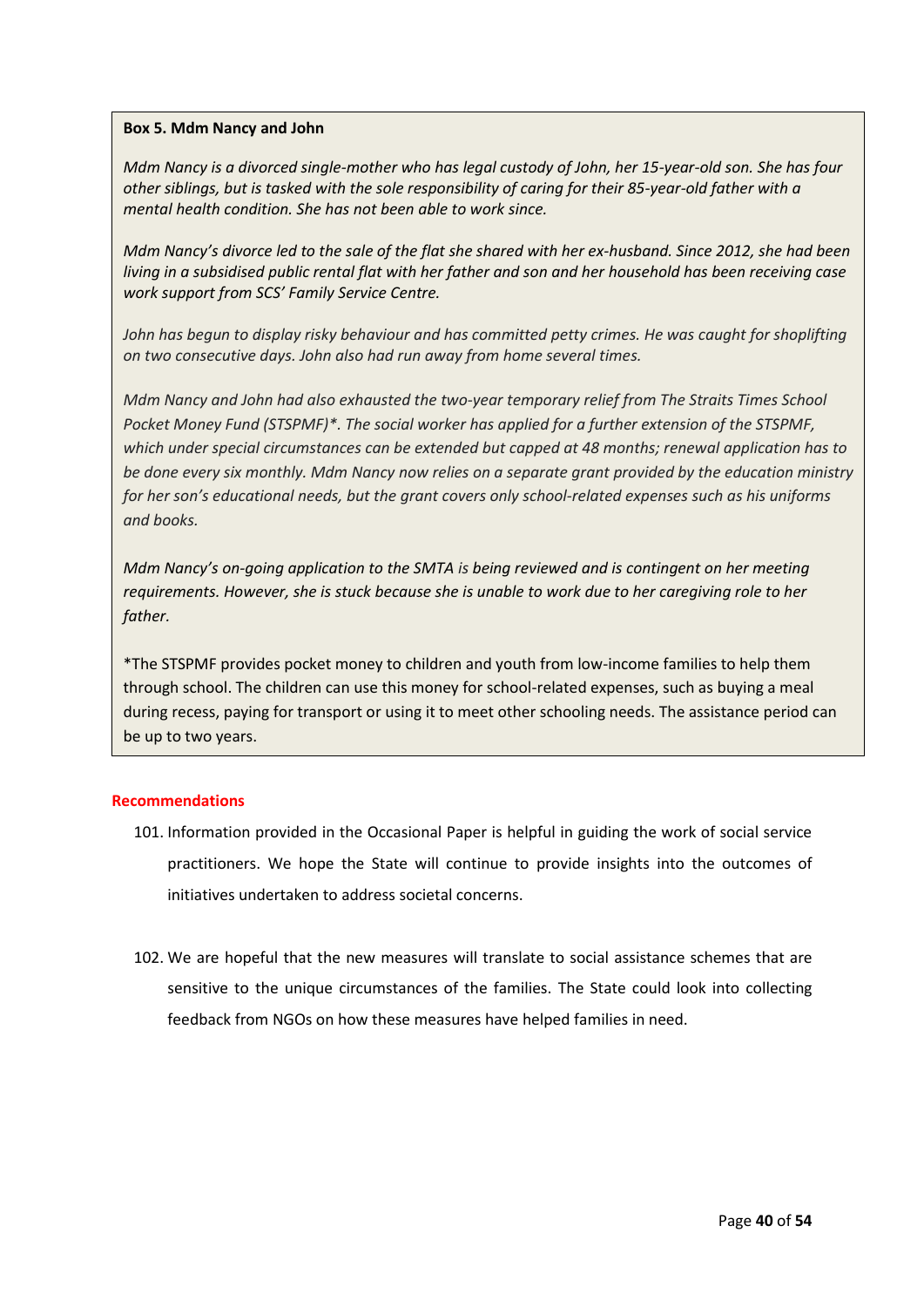**Box 5. Mdm Nancy and John**

*Mdm Nancy is a divorced single-mother who has legal custody of John, her 15-year-old son. She has four other siblings, but is tasked with the sole responsibility of caring for their 85-year-old father with a mental health condition. She has not been able to work since.*

*Mdm Nancy's divorce led to the sale of the flat she shared with her ex-husband. Since 2012, she had been living in a subsidised public rental flat with her father and son and her household has been receiving case work support from SCS' Family Service Centre.*

*John has begun to display risky behaviour and has committed petty crimes. He was caught for shoplifting on two consecutive days. John also had run away from home several times.*

*Mdm Nancy and John had also exhausted the two-year temporary relief from The Straits Times School Pocket Money Fund (STSPMF)*\*. *The social worker has applied for a further extension of the STSPMF, which under special circumstances can be extended but capped at 48 months; renewal application has to be done every six monthly. Mdm Nancy now relies on a separate grant provided by the education ministry for her son's educational needs, but the grant covers only school-related expenses such as his uniforms and books.*

*Mdm Nancy's on-going application to the SMTA is being reviewed and is contingent on her meeting requirements. However, she is stuck because she is unable to work due to her caregiving role to her father.*

*The STSPMF provides pocket money to children and youth from low-income families to help them through school. The children can use this money for school-related expenses, such as buying a meal during recess, paying for transport or using it to meet other schooling needs. The assistance period can be up to two years.

**Recommendations**

101. Information provided in the Occasional Paper is helpful in guiding the work of social service practitioners. We hope the State will continue to provide insights into the outcomes of initiatives undertaken to address societal concerns.

102. We are hopeful that the new measures will translate to social assistance schemes that are sensitive to the unique circumstances of the families. The State could look into collecting feedback from NGOs on how these measures have helped families in need.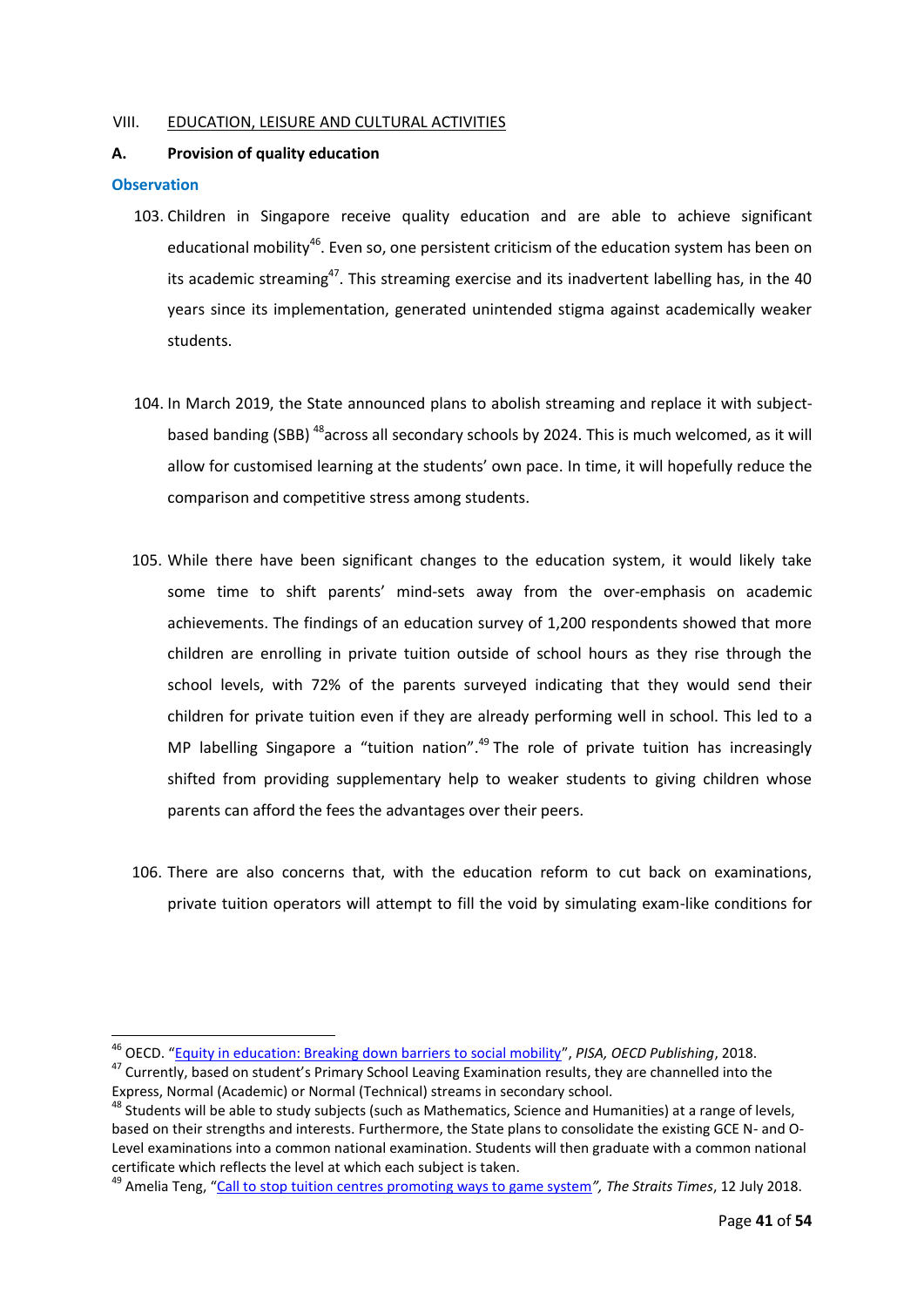VIII. EDUCATION, LEISURE AND CULTURAL ACTIVITIES

## A. Provision of quality education

### Observation

103. Children in Singapore receive quality education and are able to achieve significant educational mobility[46]. Even so, one persistent criticism of the education system has been on its academic streaming[47]. This streaming exercise and its inadvertent labelling has, in the 40 years since its implementation, generated unintended stigma against academically weaker students.

104. In March 2019, the State announced plans to abolish streaming and replace it with subject-based banding (SBB) [48]across all secondary schools by 2024. This is much welcomed, as it will allow for customised learning at the students' own pace. In time, it will hopefully reduce the comparison and competitive stress among students.

105. While there have been significant changes to the education system, it would likely take some time to shift parents' mind-sets away from the over-emphasis on academic achievements. The findings of an education survey of 1,200 respondents showed that more children are enrolling in private tuition outside of school hours as they rise through the school levels, with 72% of the parents surveyed indicating that they would send their children for private tuition even if they are already performing well in school. This led to a MP labelling Singapore a "tuition nation".[49] The role of private tuition has increasingly shifted from providing supplementary help to weaker students to giving children whose parents can afford the fees the advantages over their peers.

106. There are also concerns that, with the education reform to cut back on examinations, private tuition operators will attempt to fill the void by simulating exam-like conditions for

---

[46] OECD. "Equity in education: Breaking down barriers to social mobility", *PISA, OECD Publishing*, 2018.

[47] Currently, based on student's Primary School Leaving Examination results, they are channelled into the Express, Normal (Academic) or Normal (Technical) streams in secondary school.

[48] Students will be able to study subjects (such as Mathematics, Science and Humanities) at a range of levels, based on their strengths and interests. Furthermore, the State plans to consolidate the existing GCE N- and O-Level examinations into a common national examination. Students will then graduate with a common national certificate which reflects the level at which each subject is taken.

[49] Amelia Teng, "Call to stop tuition centres promoting ways to game system*", The Straits Times*, 12 July 2018.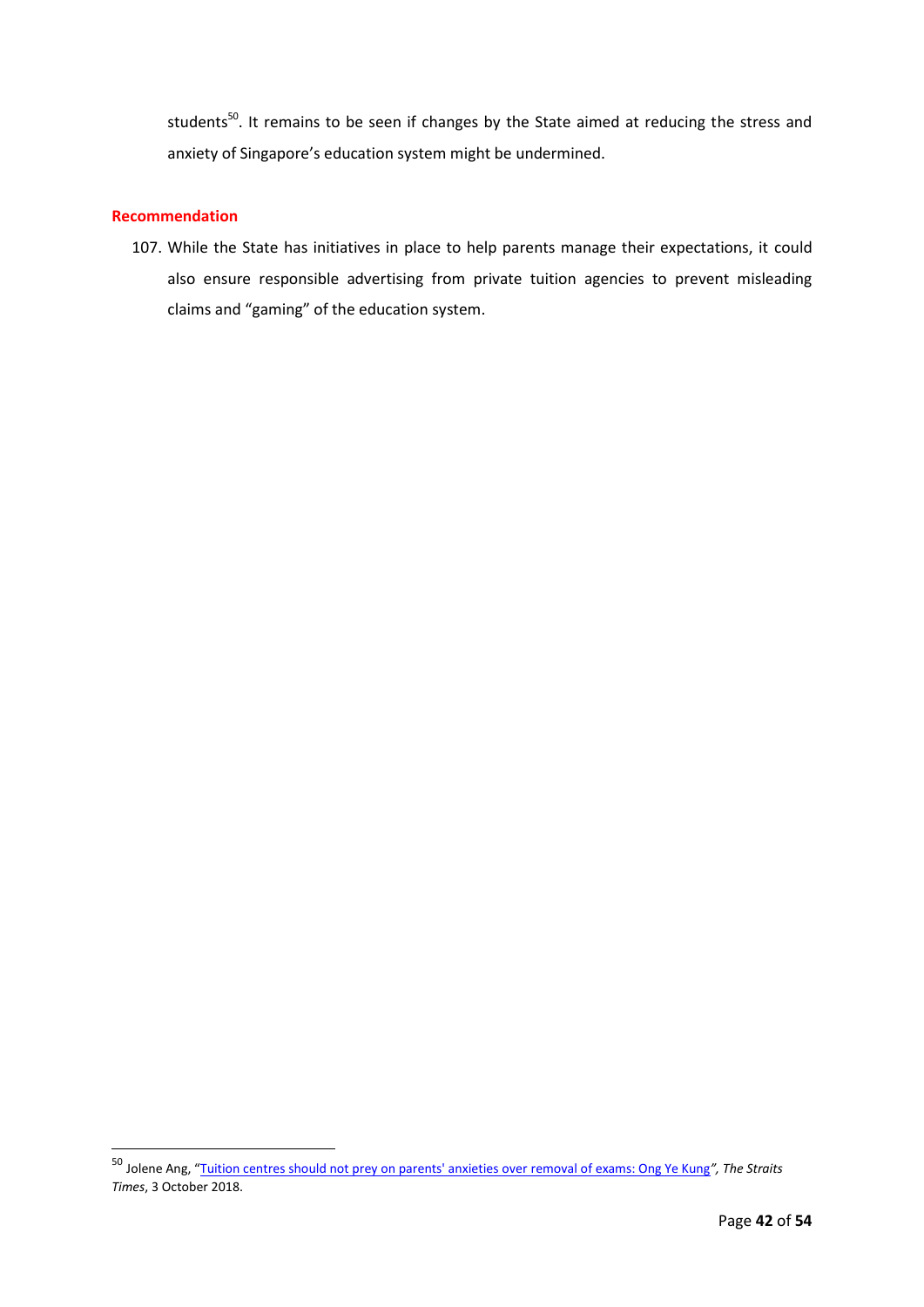students[50]. It remains to be seen if changes by the State aimed at reducing the stress and anxiety of Singapore's education system might be undermined.

### Recommendation

107. While the State has initiatives in place to help parents manage their expectations, it could also ensure responsible advertising from private tuition agencies to prevent misleading claims and "gaming" of the education system.

---

[50] Jolene Ang, "Tuition centres should not prey on parents' anxieties over removal of exams: Ong Ye Kung", *The Straits Times*, 3 October 2018.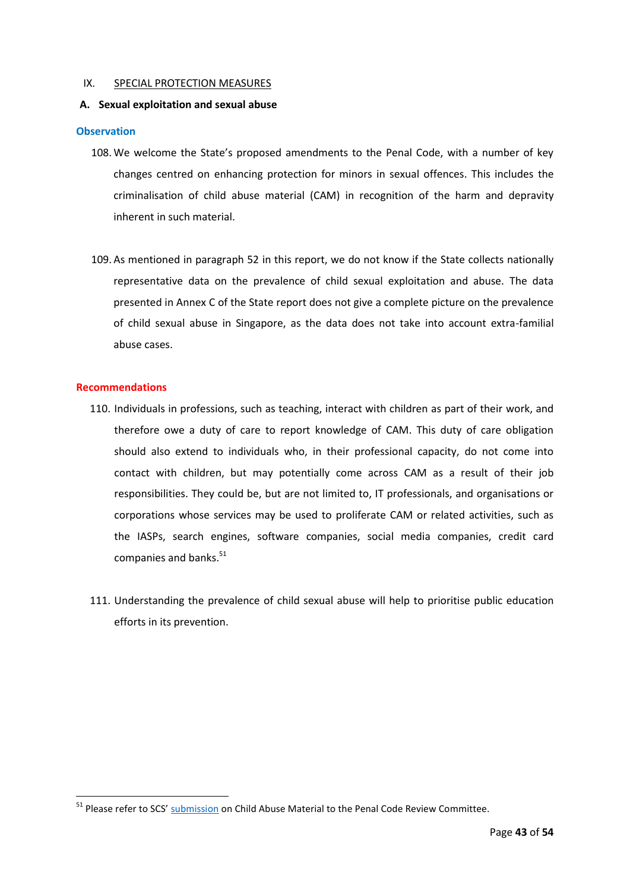## IX. SPECIAL PROTECTION MEASURES

### A. Sexual exploitation and sexual abuse

**Observation**

108. We welcome the State's proposed amendments to the Penal Code, with a number of key changes centred on enhancing protection for minors in sexual offences. This includes the criminalisation of child abuse material (CAM) in recognition of the harm and depravity inherent in such material.

109. As mentioned in paragraph 52 in this report, we do not know if the State collects nationally representative data on the prevalence of child sexual exploitation and abuse. The data presented in Annex C of the State report does not give a complete picture on the prevalence of child sexual abuse in Singapore, as the data does not take into account extra-familial abuse cases.

**Recommendations**

110. Individuals in professions, such as teaching, interact with children as part of their work, and therefore owe a duty of care to report knowledge of CAM. This duty of care obligation should also extend to individuals who, in their professional capacity, do not come into contact with children, but may potentially come across CAM as a result of their job responsibilities. They could be, but are not limited to, IT professionals, and organisations or corporations whose services may be used to proliferate CAM or related activities, such as the IASPs, search engines, software companies, social media companies, credit card companies and banks.[51]

111. Understanding the prevalence of child sexual abuse will help to prioritise public education efforts in its prevention.

---

[51] Please refer to SCS' submission on Child Abuse Material to the Penal Code Review Committee.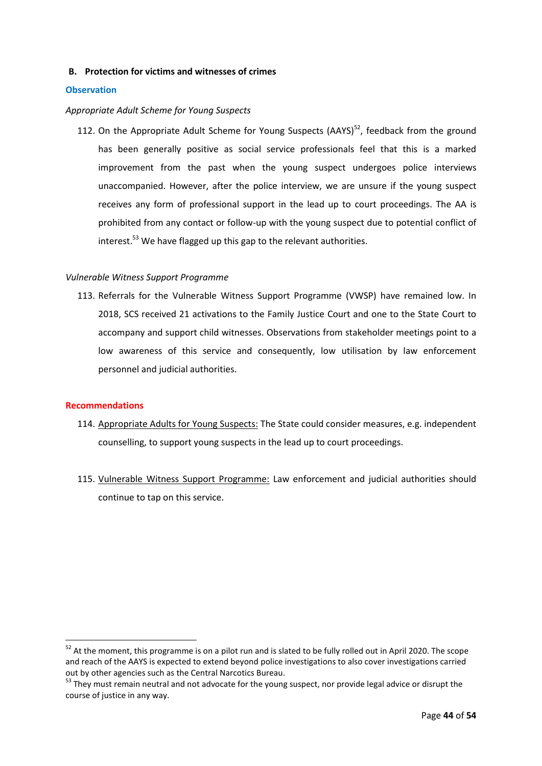### B. Protection for victims and witnesses of crimes

**Observation**

*Appropriate Adult Scheme for Young Suspects*

112. On the Appropriate Adult Scheme for Young Suspects (AAYS)[52], feedback from the ground has been generally positive as social service professionals feel that this is a marked improvement from the past when the young suspect undergoes police interviews unaccompanied. However, after the police interview, we are unsure if the young suspect receives any form of professional support in the lead up to court proceedings. The AA is prohibited from any contact or follow-up with the young suspect due to potential conflict of interest.[53] We have flagged up this gap to the relevant authorities.

*Vulnerable Witness Support Programme*

113. Referrals for the Vulnerable Witness Support Programme (VWSP) have remained low. In 2018, SCS received 21 activations to the Family Justice Court and one to the State Court to accompany and support child witnesses. Observations from stakeholder meetings point to a low awareness of this service and consequently, low utilisation by law enforcement personnel and judicial authorities.

**Recommendations**

114. Appropriate Adults for Young Suspects: The State could consider measures, e.g. independent counselling, to support young suspects in the lead up to court proceedings.

115. Vulnerable Witness Support Programme: Law enforcement and judicial authorities should continue to tap on this service.

---

[52] At the moment, this programme is on a pilot run and is slated to be fully rolled out in April 2020. The scope and reach of the AAYS is expected to extend beyond police investigations to also cover investigations carried out by other agencies such as the Central Narcotics Bureau.

[53] They must remain neutral and not advocate for the young suspect, nor provide legal advice or disrupt the course of justice in any way.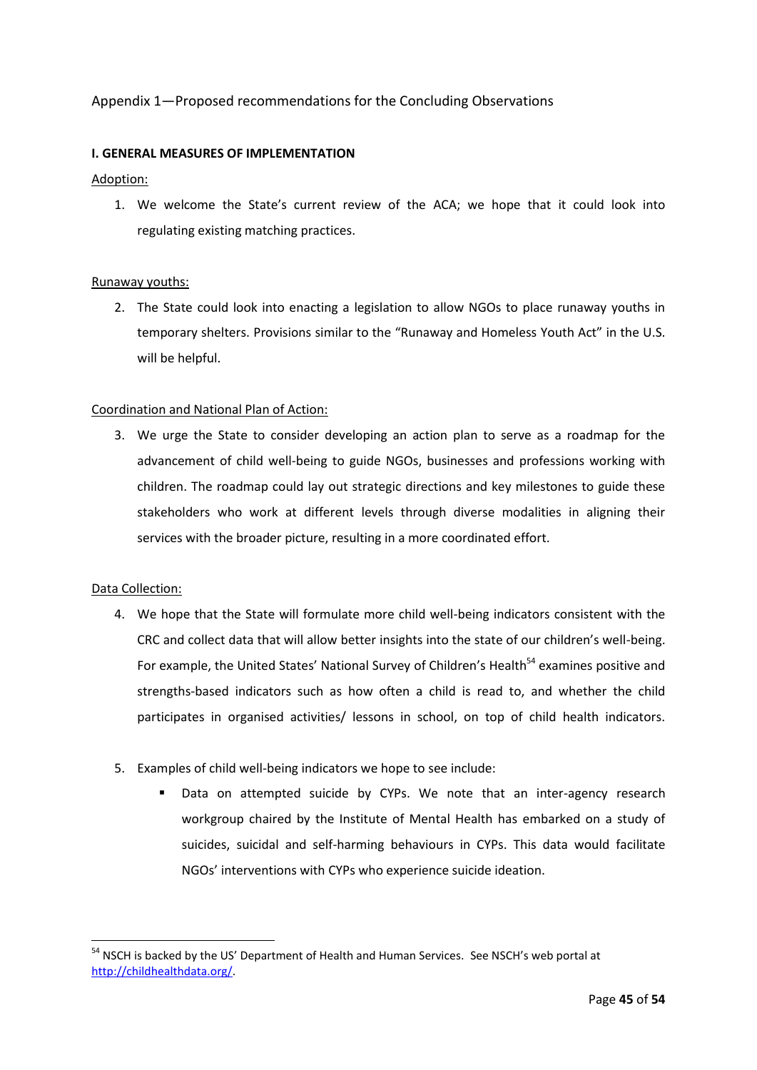## Appendix 1—Proposed recommendations for the Concluding Observations

### I. GENERAL MEASURES OF IMPLEMENTATION

Adoption:

1. We welcome the State's current review of the ACA; we hope that it could look into regulating existing matching practices.

Runaway youths:

2. The State could look into enacting a legislation to allow NGOs to place runaway youths in temporary shelters. Provisions similar to the "Runaway and Homeless Youth Act" in the U.S. will be helpful.

Coordination and National Plan of Action:

3. We urge the State to consider developing an action plan to serve as a roadmap for the advancement of child well-being to guide NGOs, businesses and professions working with children. The roadmap could lay out strategic directions and key milestones to guide these stakeholders who work at different levels through diverse modalities in aligning their services with the broader picture, resulting in a more coordinated effort.

Data Collection:

4. We hope that the State will formulate more child well-being indicators consistent with the CRC and collect data that will allow better insights into the state of our children's well-being. For example, the United States' National Survey of Children's Health[54] examines positive and strengths-based indicators such as how often a child is read to, and whether the child participates in organised activities/ lessons in school, on top of child health indicators.

5. Examples of child well-being indicators we hope to see include:
   - Data on attempted suicide by CYPs. We note that an inter-agency research workgroup chaired by the Institute of Mental Health has embarked on a study of suicides, suicidal and self-harming behaviours in CYPs. This data would facilitate NGOs' interventions with CYPs who experience suicide ideation.

[54] NSCH is backed by the US' Department of Health and Human Services. See NSCH's web portal at http://childhealthdata.org/.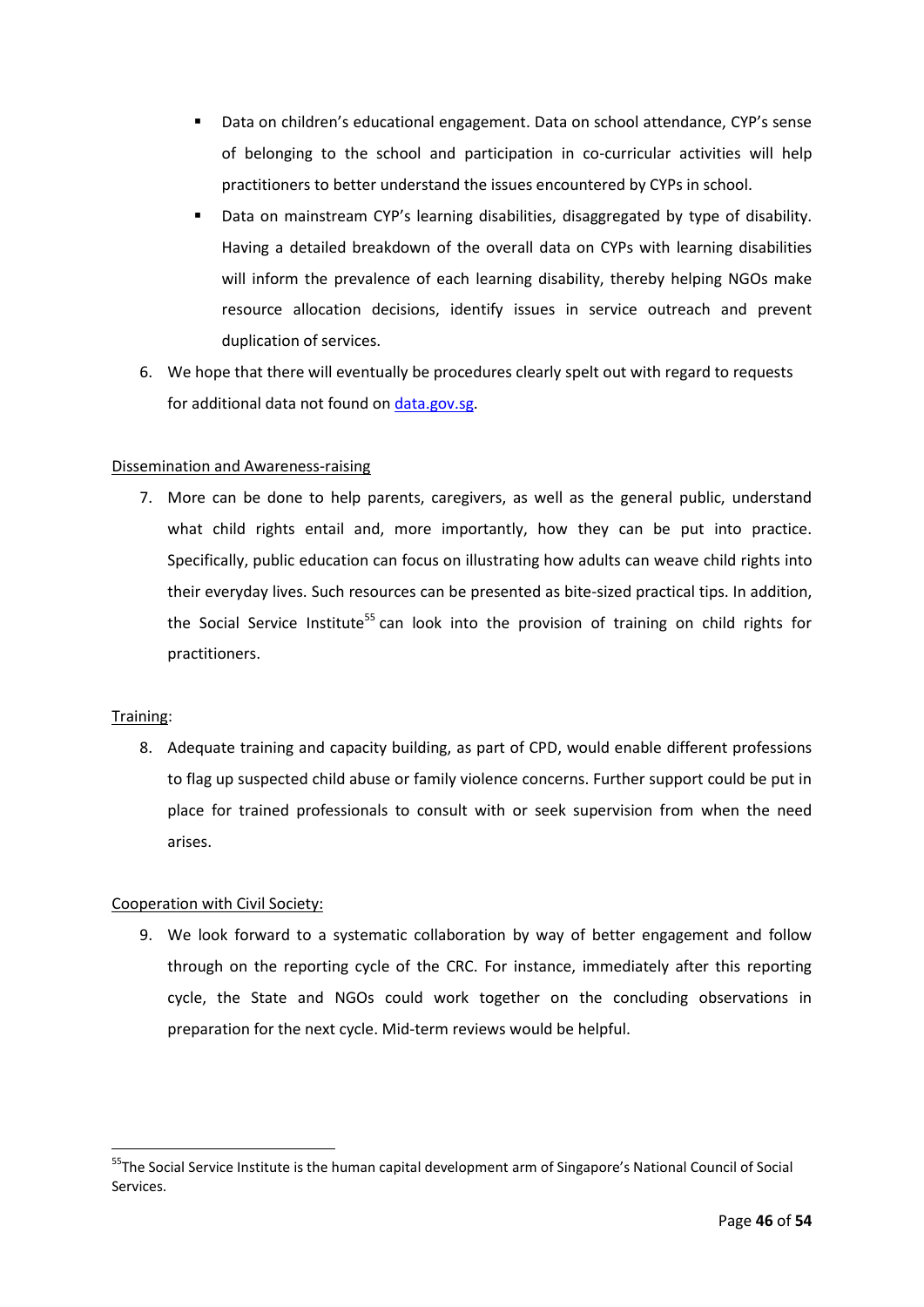- Data on children's educational engagement. Data on school attendance, CYP's sense of belonging to the school and participation in co-curricular activities will help practitioners to better understand the issues encountered by CYPs in school.
- Data on mainstream CYP's learning disabilities, disaggregated by type of disability. Having a detailed breakdown of the overall data on CYPs with learning disabilities will inform the prevalence of each learning disability, thereby helping NGOs make resource allocation decisions, identify issues in service outreach and prevent duplication of services.

6. We hope that there will eventually be procedures clearly spelt out with regard to requests for additional data not found on data.gov.sg.

Dissemination and Awareness-raising

7. More can be done to help parents, caregivers, as well as the general public, understand what child rights entail and, more importantly, how they can be put into practice. Specifically, public education can focus on illustrating how adults can weave child rights into their everyday lives. Such resources can be presented as bite-sized practical tips. In addition, the Social Service Institute[55] can look into the provision of training on child rights for practitioners.

Training:

8. Adequate training and capacity building, as part of CPD, would enable different professions to flag up suspected child abuse or family violence concerns. Further support could be put in place for trained professionals to consult with or seek supervision from when the need arises.

Cooperation with Civil Society:

9. We look forward to a systematic collaboration by way of better engagement and follow through on the reporting cycle of the CRC. For instance, immediately after this reporting cycle, the State and NGOs could work together on the concluding observations in preparation for the next cycle. Mid-term reviews would be helpful.

[55] The Social Service Institute is the human capital development arm of Singapore's National Council of Social Services.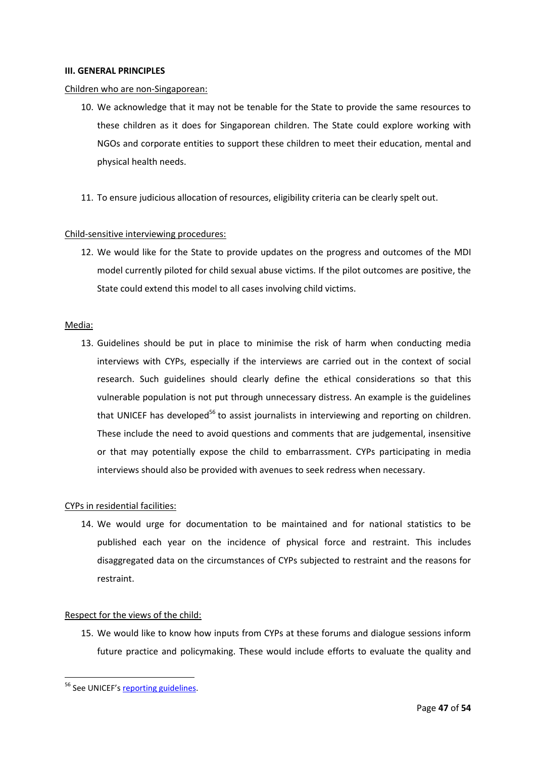**III. GENERAL PRINCIPLES**

Children who are non-Singaporean:

10. We acknowledge that it may not be tenable for the State to provide the same resources to these children as it does for Singaporean children. The State could explore working with NGOs and corporate entities to support these children to meet their education, mental and physical health needs.

11. To ensure judicious allocation of resources, eligibility criteria can be clearly spelt out.

Child-sensitive interviewing procedures:

12. We would like for the State to provide updates on the progress and outcomes of the MDI model currently piloted for child sexual abuse victims. If the pilot outcomes are positive, the State could extend this model to all cases involving child victims.

Media:

13. Guidelines should be put in place to minimise the risk of harm when conducting media interviews with CYPs, especially if the interviews are carried out in the context of social research. Such guidelines should clearly define the ethical considerations so that this vulnerable population is not put through unnecessary distress. An example is the guidelines that UNICEF has developed[56] to assist journalists in interviewing and reporting on children. These include the need to avoid questions and comments that are judgemental, insensitive or that may potentially expose the child to embarrassment. CYPs participating in media interviews should also be provided with avenues to seek redress when necessary.

CYPs in residential facilities:

14. We would urge for documentation to be maintained and for national statistics to be published each year on the incidence of physical force and restraint. This includes disaggregated data on the circumstances of CYPs subjected to restraint and the reasons for restraint.

Respect for the views of the child:

15. We would like to know how inputs from CYPs at these forums and dialogue sessions inform future practice and policymaking. These would include efforts to evaluate the quality and

---

[56] See UNICEF's reporting guidelines.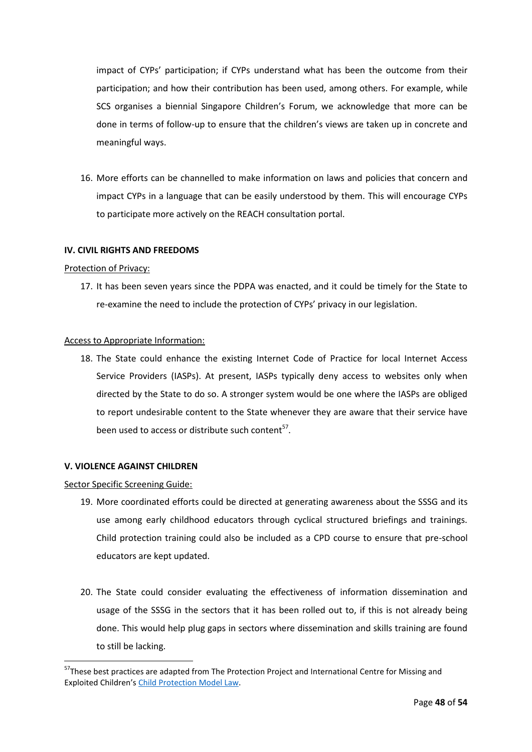impact of CYPs' participation; if CYPs understand what has been the outcome from their participation; and how their contribution has been used, among others. For example, while SCS organises a biennial Singapore Children's Forum, we acknowledge that more can be done in terms of follow-up to ensure that the children's views are taken up in concrete and meaningful ways.

16. More efforts can be channelled to make information on laws and policies that concern and impact CYPs in a language that can be easily understood by them. This will encourage CYPs to participate more actively on the REACH consultation portal.

**IV. CIVIL RIGHTS AND FREEDOMS**

Protection of Privacy:

17. It has been seven years since the PDPA was enacted, and it could be timely for the State to re-examine the need to include the protection of CYPs' privacy in our legislation.

Access to Appropriate Information:

18. The State could enhance the existing Internet Code of Practice for local Internet Access Service Providers (IASPs). At present, IASPs typically deny access to websites only when directed by the State to do so. A stronger system would be one where the IASPs are obliged to report undesirable content to the State whenever they are aware that their service have been used to access or distribute such content[57].

**V. VIOLENCE AGAINST CHILDREN**

Sector Specific Screening Guide:

19. More coordinated efforts could be directed at generating awareness about the SSSG and its use among early childhood educators through cyclical structured briefings and trainings. Child protection training could also be included as a CPD course to ensure that pre-school educators are kept updated.

20. The State could consider evaluating the effectiveness of information dissemination and usage of the SSSG in the sectors that it has been rolled out to, if this is not already being done. This would help plug gaps in sectors where dissemination and skills training are found to still be lacking.

---

[57] These best practices are adapted from The Protection Project and International Centre for Missing and Exploited Children's Child Protection Model Law.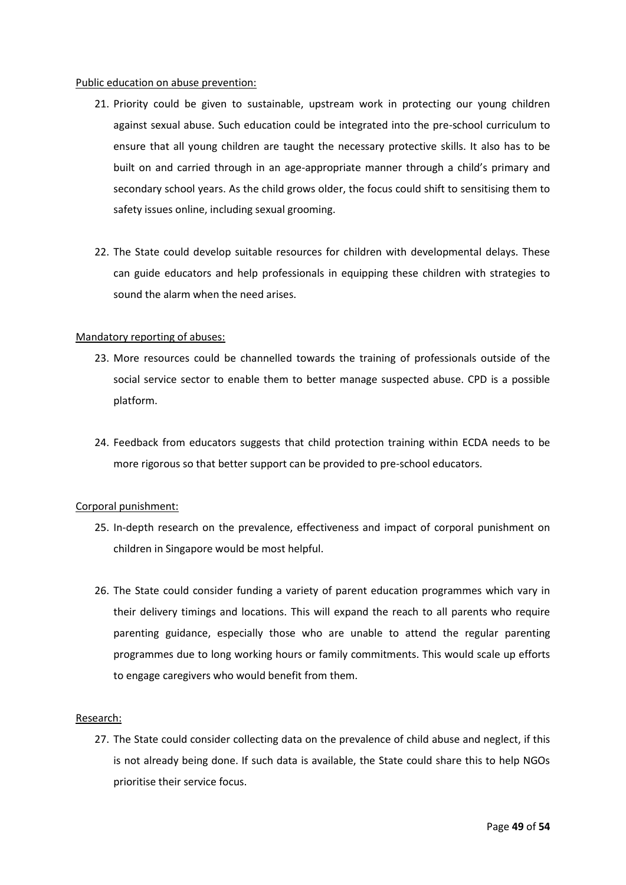Public education on abuse prevention:

21. Priority could be given to sustainable, upstream work in protecting our young children against sexual abuse. Such education could be integrated into the pre-school curriculum to ensure that all young children are taught the necessary protective skills. It also has to be built on and carried through in an age-appropriate manner through a child's primary and secondary school years. As the child grows older, the focus could shift to sensitising them to safety issues online, including sexual grooming.

22. The State could develop suitable resources for children with developmental delays. These can guide educators and help professionals in equipping these children with strategies to sound the alarm when the need arises.

Mandatory reporting of abuses:

23. More resources could be channelled towards the training of professionals outside of the social service sector to enable them to better manage suspected abuse. CPD is a possible platform.

24. Feedback from educators suggests that child protection training within ECDA needs to be more rigorous so that better support can be provided to pre-school educators.

Corporal punishment:

25. In-depth research on the prevalence, effectiveness and impact of corporal punishment on children in Singapore would be most helpful.

26. The State could consider funding a variety of parent education programmes which vary in their delivery timings and locations. This will expand the reach to all parents who require parenting guidance, especially those who are unable to attend the regular parenting programmes due to long working hours or family commitments. This would scale up efforts to engage caregivers who would benefit from them.

Research:

27. The State could consider collecting data on the prevalence of child abuse and neglect, if this is not already being done. If such data is available, the State could share this to help NGOs prioritise their service focus.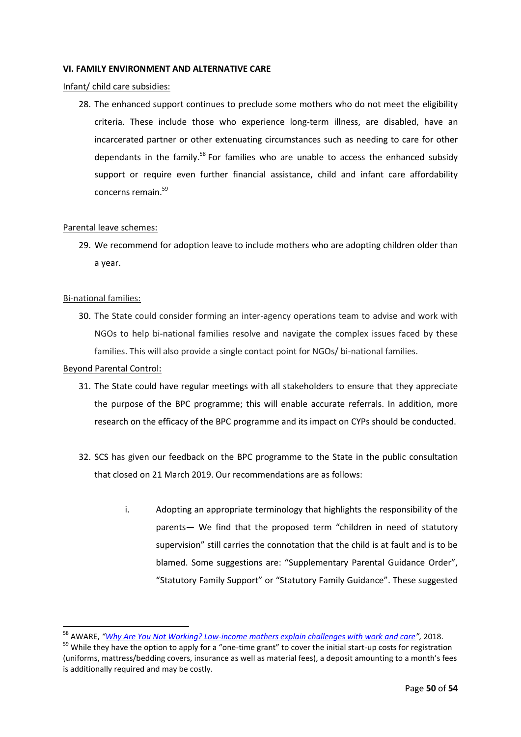**VI. FAMILY ENVIRONMENT AND ALTERNATIVE CARE**

Infant/ child care subsidies:

28. The enhanced support continues to preclude some mothers who do not meet the eligibility criteria. These include those who experience long-term illness, are disabled, have an incarcerated partner or other extenuating circumstances such as needing to care for other dependants in the family.[58] For families who are unable to access the enhanced subsidy support or require even further financial assistance, child and infant care affordability concerns remain.[59]

Parental leave schemes:

29. We recommend for adoption leave to include mothers who are adopting children older than a year.

Bi-national families:

30. The State could consider forming an inter-agency operations team to advise and work with NGOs to help bi-national families resolve and navigate the complex issues faced by these families. This will also provide a single contact point for NGOs/ bi-national families.

Beyond Parental Control:

31. The State could have regular meetings with all stakeholders to ensure that they appreciate the purpose of the BPC programme; this will enable accurate referrals. In addition, more research on the efficacy of the BPC programme and its impact on CYPs should be conducted.

32. SCS has given our feedback on the BPC programme to the State in the public consultation that closed on 21 March 2019. Our recommendations are as follows:

    i. Adopting an appropriate terminology that highlights the responsibility of the parents— We find that the proposed term "children in need of statutory supervision" still carries the connotation that the child is at fault and is to be blamed. Some suggestions are: "Supplementary Parental Guidance Order", "Statutory Family Support" or "Statutory Family Guidance". These suggested

---

[58] AWARE, *"Why Are You Not Working? Low-income mothers explain challenges with work and care"*, 2018.

[59] While they have the option to apply for a "one-time grant" to cover the initial start-up costs for registration (uniforms, mattress/bedding covers, insurance as well as material fees), a deposit amounting to a month's fees is additionally required and may be costly.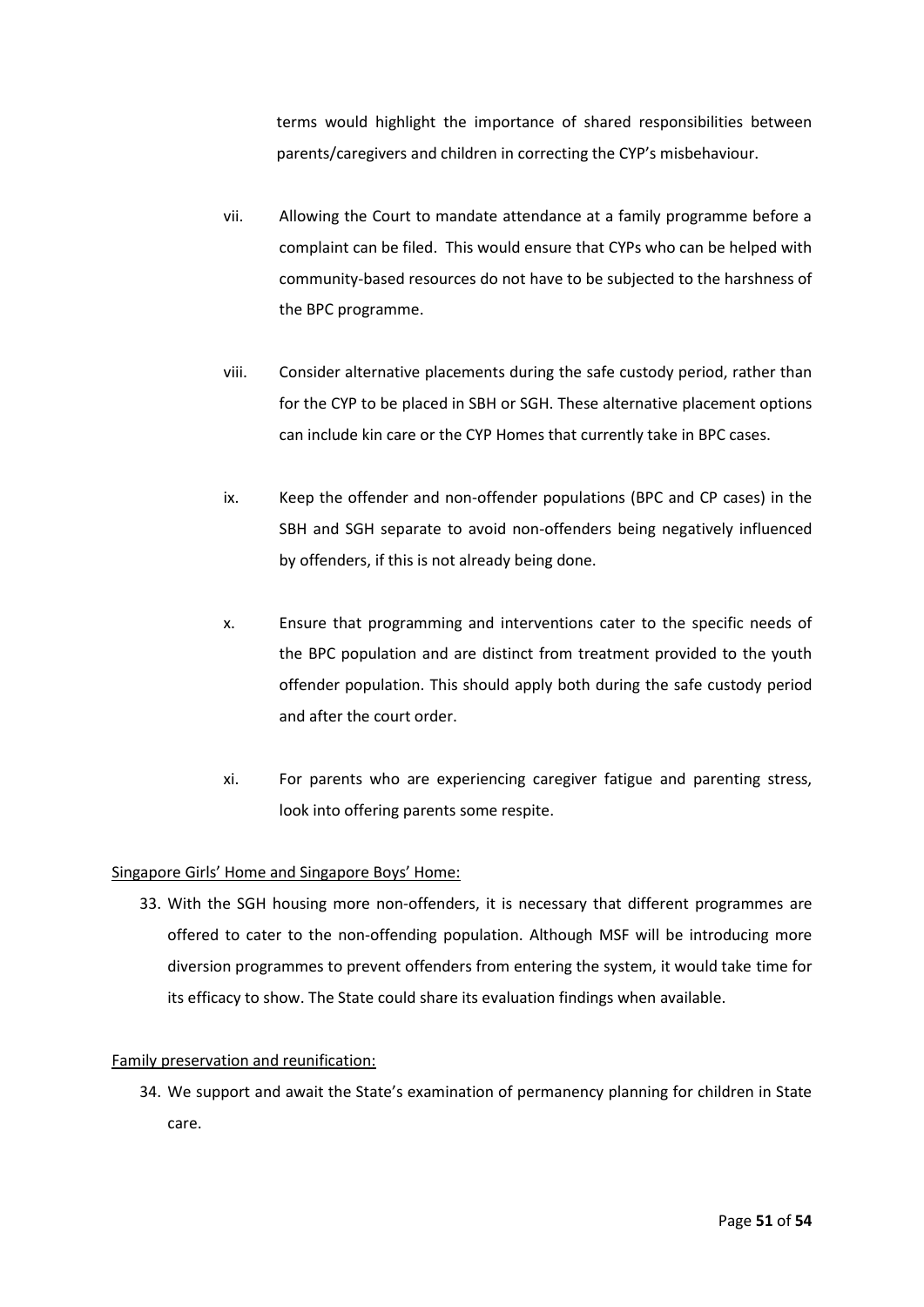terms would highlight the importance of shared responsibilities between parents/caregivers and children in correcting the CYP's misbehaviour.

vii. Allowing the Court to mandate attendance at a family programme before a complaint can be filed. This would ensure that CYPs who can be helped with community-based resources do not have to be subjected to the harshness of the BPC programme.

viii. Consider alternative placements during the safe custody period, rather than for the CYP to be placed in SBH or SGH. These alternative placement options can include kin care or the CYP Homes that currently take in BPC cases.

ix. Keep the offender and non-offender populations (BPC and CP cases) in the SBH and SGH separate to avoid non-offenders being negatively influenced by offenders, if this is not already being done.

x. Ensure that programming and interventions cater to the specific needs of the BPC population and are distinct from treatment provided to the youth offender population. This should apply both during the safe custody period and after the court order.

xi. For parents who are experiencing caregiver fatigue and parenting stress, look into offering parents some respite.

<u>Singapore Girls' Home and Singapore Boys' Home:</u>

33. With the SGH housing more non-offenders, it is necessary that different programmes are offered to cater to the non-offending population. Although MSF will be introducing more diversion programmes to prevent offenders from entering the system, it would take time for its efficacy to show. The State could share its evaluation findings when available.

<u>Family preservation and reunification:</u>

34. We support and await the State's examination of permanency planning for children in State care.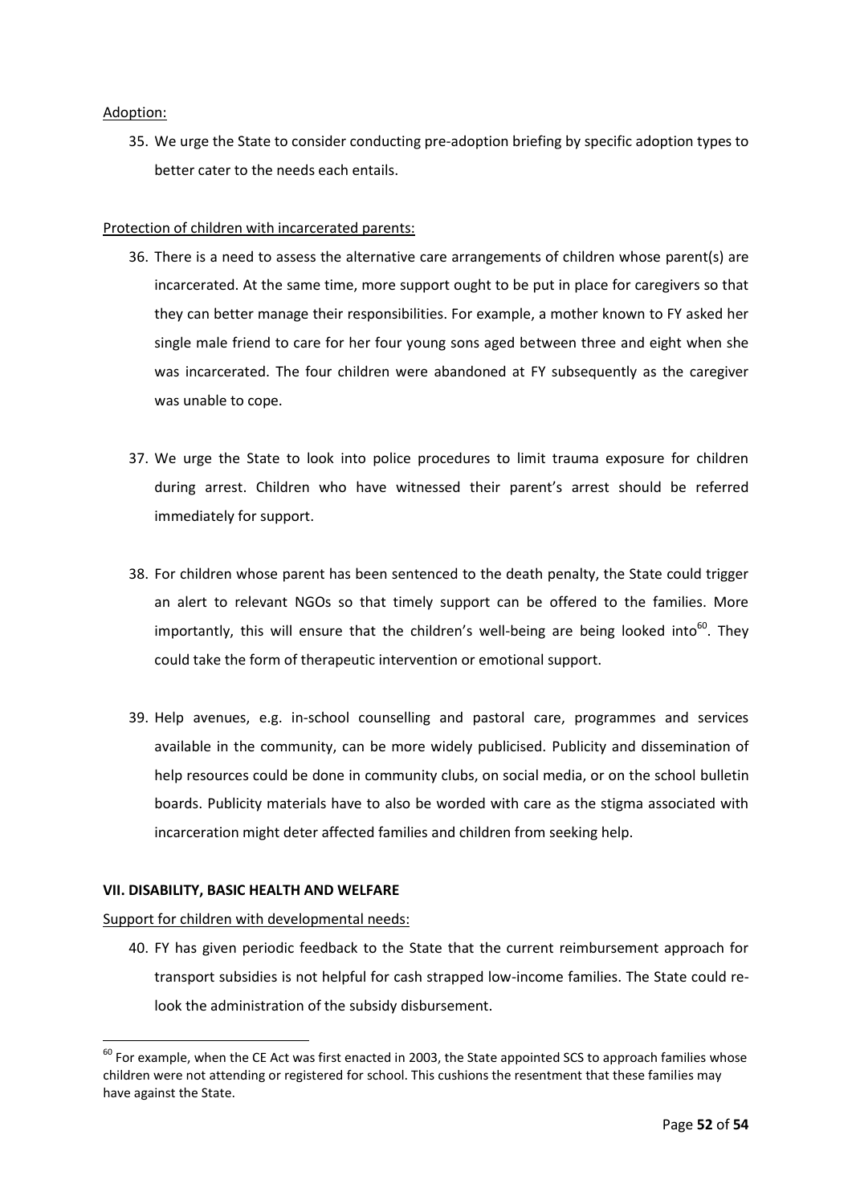Adoption:

35. We urge the State to consider conducting pre-adoption briefing by specific adoption types to better cater to the needs each entails.

Protection of children with incarcerated parents:

36. There is a need to assess the alternative care arrangements of children whose parent(s) are incarcerated. At the same time, more support ought to be put in place for caregivers so that they can better manage their responsibilities. For example, a mother known to FY asked her single male friend to care for her four young sons aged between three and eight when she was incarcerated. The four children were abandoned at FY subsequently as the caregiver was unable to cope.

37. We urge the State to look into police procedures to limit trauma exposure for children during arrest. Children who have witnessed their parent's arrest should be referred immediately for support.

38. For children whose parent has been sentenced to the death penalty, the State could trigger an alert to relevant NGOs so that timely support can be offered to the families. More importantly, this will ensure that the children's well-being are being looked into[60]. They could take the form of therapeutic intervention or emotional support.

39. Help avenues, e.g. in-school counselling and pastoral care, programmes and services available in the community, can be more widely publicised. Publicity and dissemination of help resources could be done in community clubs, on social media, or on the school bulletin boards. Publicity materials have to also be worded with care as the stigma associated with incarceration might deter affected families and children from seeking help.

**VII. DISABILITY, BASIC HEALTH AND WELFARE**

Support for children with developmental needs:

40. FY has given periodic feedback to the State that the current reimbursement approach for transport subsidies is not helpful for cash strapped low-income families. The State could re-look the administration of the subsidy disbursement.

---

[60] For example, when the CE Act was first enacted in 2003, the State appointed SCS to approach families whose children were not attending or registered for school. This cushions the resentment that these families may have against the State.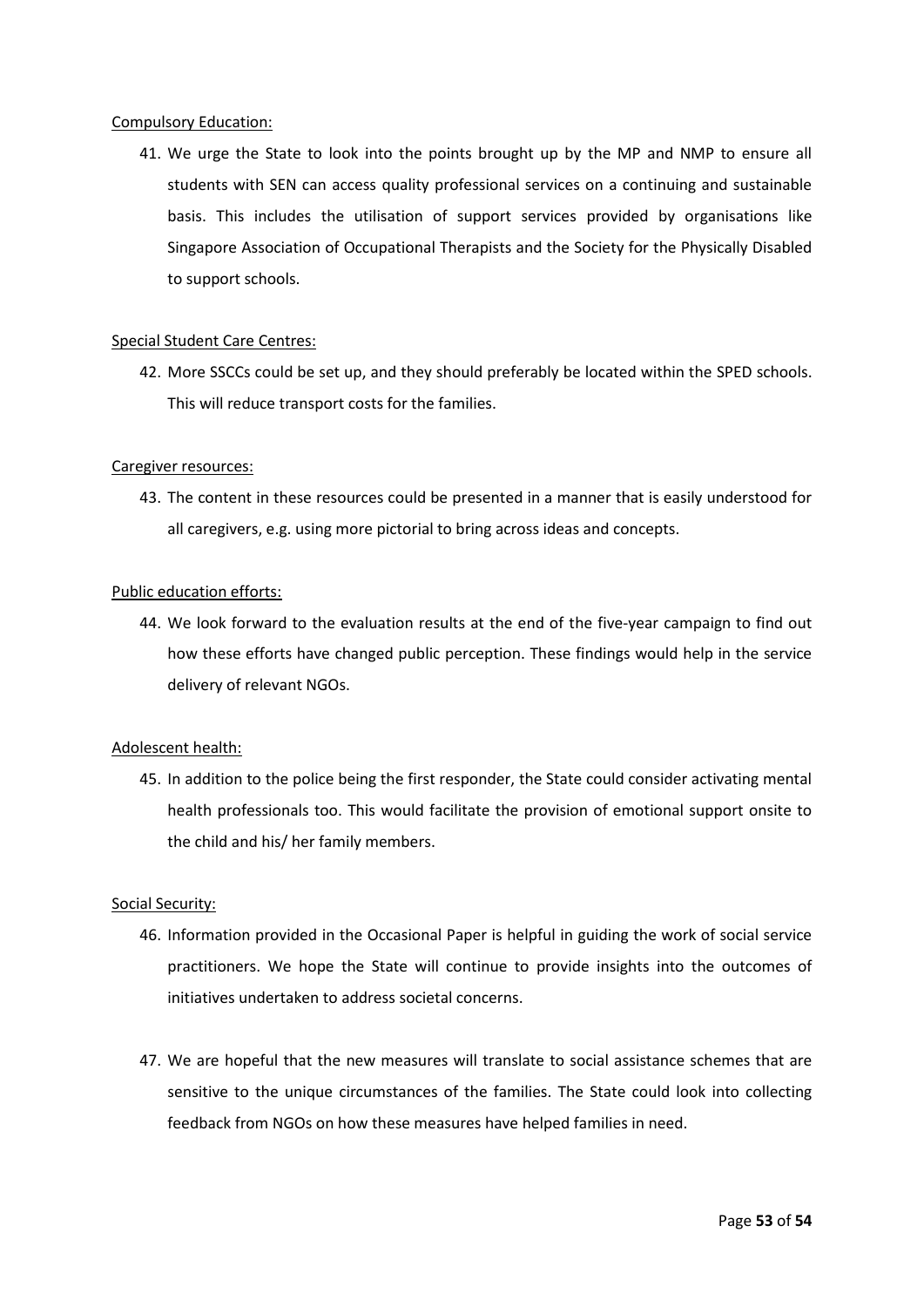<u>Compulsory Education:</u>

41. We urge the State to look into the points brought up by the MP and NMP to ensure all students with SEN can access quality professional services on a continuing and sustainable basis. This includes the utilisation of support services provided by organisations like Singapore Association of Occupational Therapists and the Society for the Physically Disabled to support schools.

<u>Special Student Care Centres:</u>

42. More SSCCs could be set up, and they should preferably be located within the SPED schools. This will reduce transport costs for the families.

<u>Caregiver resources:</u>

43. The content in these resources could be presented in a manner that is easily understood for all caregivers, e.g. using more pictorial to bring across ideas and concepts.

<u>Public education efforts:</u>

44. We look forward to the evaluation results at the end of the five-year campaign to find out how these efforts have changed public perception. These findings would help in the service delivery of relevant NGOs.

<u>Adolescent health:</u>

45. In addition to the police being the first responder, the State could consider activating mental health professionals too. This would facilitate the provision of emotional support onsite to the child and his/ her family members.

<u>Social Security:</u>

46. Information provided in the Occasional Paper is helpful in guiding the work of social service practitioners. We hope the State will continue to provide insights into the outcomes of initiatives undertaken to address societal concerns.

47. We are hopeful that the new measures will translate to social assistance schemes that are sensitive to the unique circumstances of the families. The State could look into collecting feedback from NGOs on how these measures have helped families in need.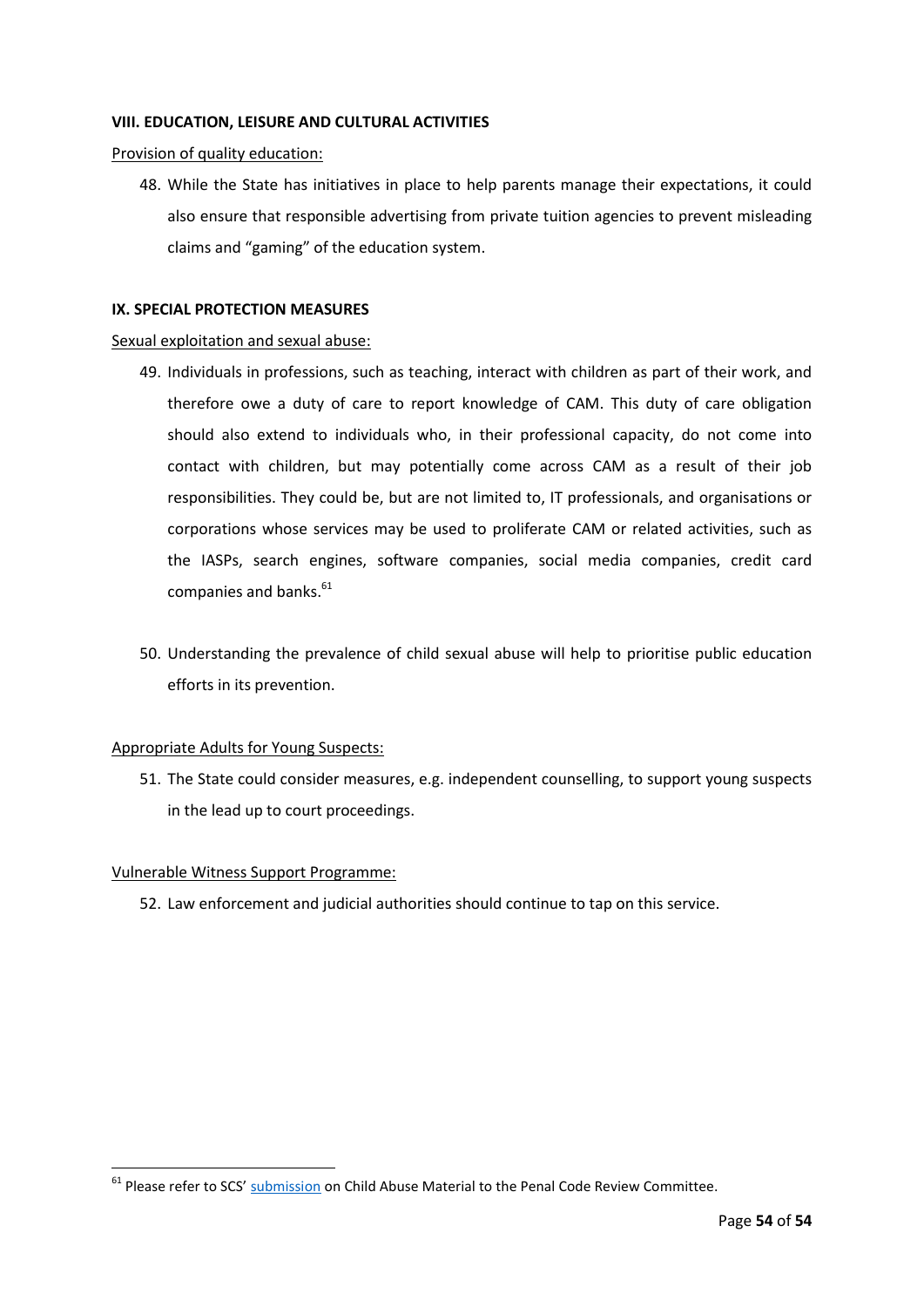### VIII. EDUCATION, LEISURE AND CULTURAL ACTIVITIES

Provision of quality education:

48. While the State has initiatives in place to help parents manage their expectations, it could also ensure that responsible advertising from private tuition agencies to prevent misleading claims and "gaming" of the education system.

### IX. SPECIAL PROTECTION MEASURES

Sexual exploitation and sexual abuse:

49. Individuals in professions, such as teaching, interact with children as part of their work, and therefore owe a duty of care to report knowledge of CAM. This duty of care obligation should also extend to individuals who, in their professional capacity, do not come into contact with children, but may potentially come across CAM as a result of their job responsibilities. They could be, but are not limited to, IT professionals, and organisations or corporations whose services may be used to proliferate CAM or related activities, such as the IASPs, search engines, software companies, social media companies, credit card companies and banks.[61]

50. Understanding the prevalence of child sexual abuse will help to prioritise public education efforts in its prevention.

Appropriate Adults for Young Suspects:

51. The State could consider measures, e.g. independent counselling, to support young suspects in the lead up to court proceedings.

Vulnerable Witness Support Programme:

52. Law enforcement and judicial authorities should continue to tap on this service.

---

[61] Please refer to SCS' submission on Child Abuse Material to the Penal Code Review Committee.